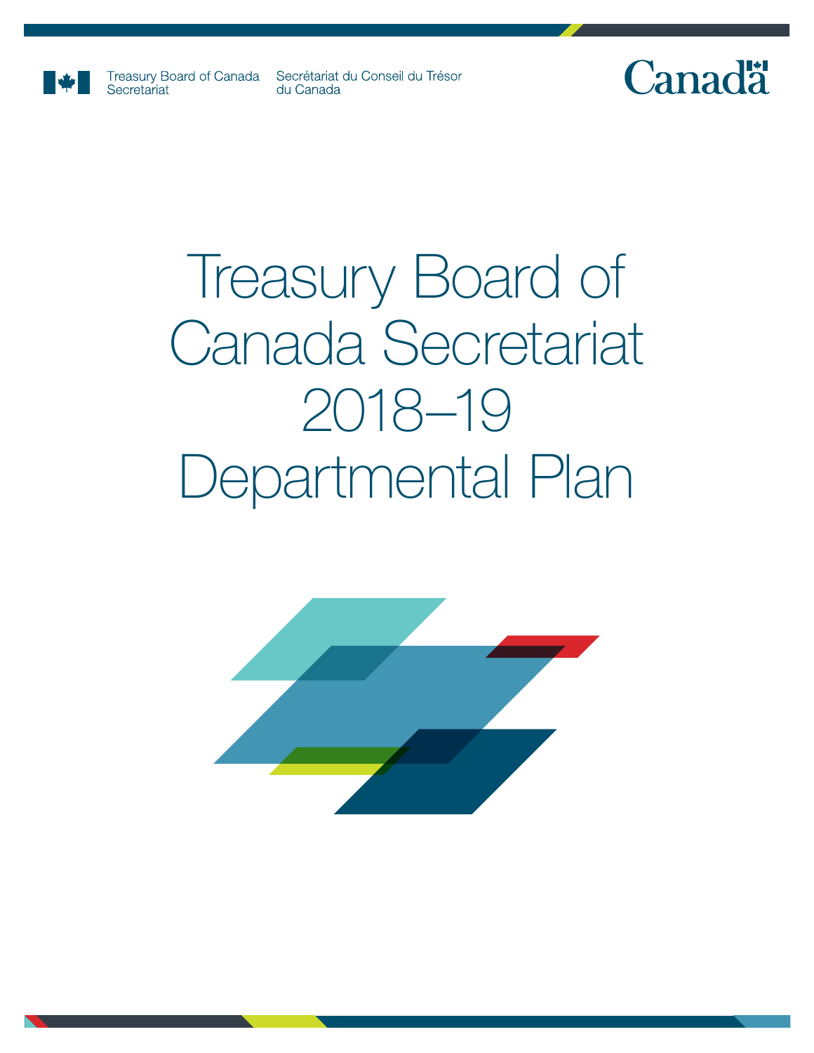Treasury Board of Canada Secretariat

Secrétariat du Conseil du Trésor du Canada

Canada

# Treasury Board of Canada Secretariat 2018–19 Departmental Plan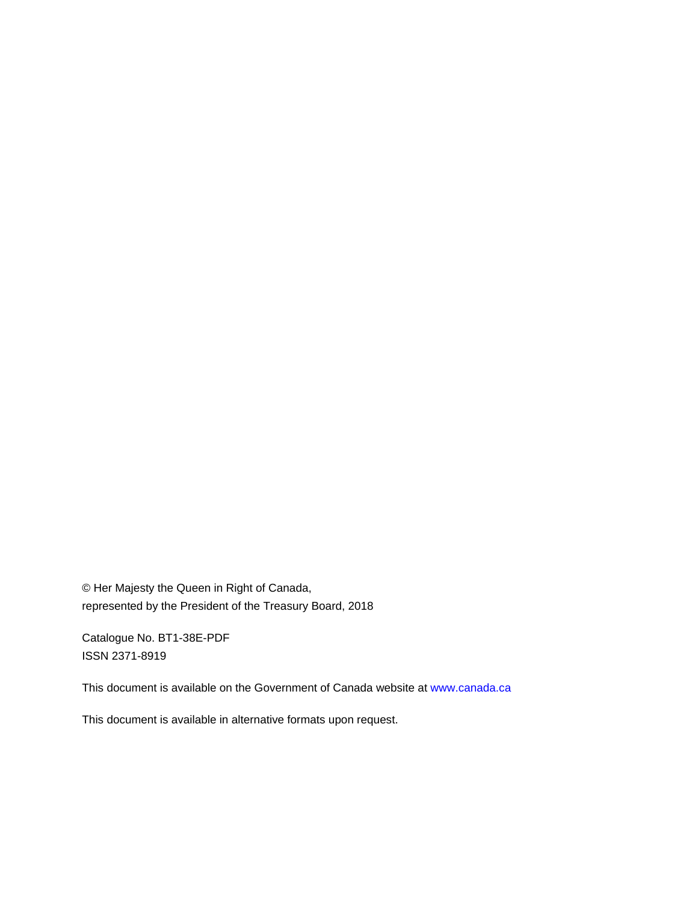© Her Majesty the Queen in Right of Canada,
represented by the President of the Treasury Board, 2018

Catalogue No. BT1-38E-PDF
ISSN 2371-8919

This document is available on the Government of Canada website at www.canada.ca

This document is available in alternative formats upon request.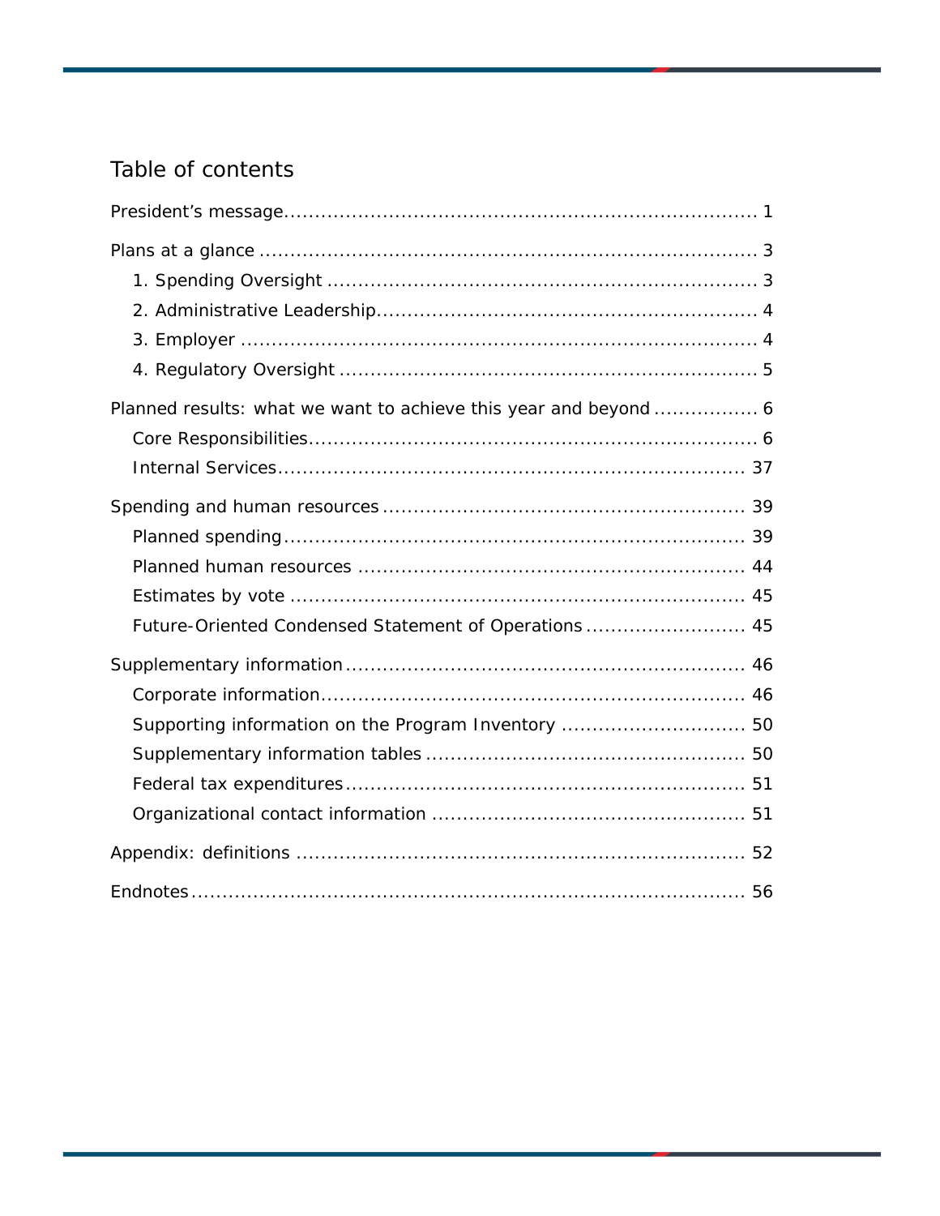# Table of contents

- President's message ........................................................................ 1
- Plans at a glance ........................................................................ 3
  - 1. Spending Oversight ........................................................................ 3
  - 2. Administrative Leadership ........................................................................ 4
  - 3. Employer ........................................................................ 4
  - 4. Regulatory Oversight ........................................................................ 5
- Planned results: what we want to achieve this year and beyond ................. 6
  - Core Responsibilities ........................................................................ 6
  - Internal Services ........................................................................ 37
- Spending and human resources ........................................................................ 39
  - Planned spending ........................................................................ 39
  - Planned human resources ........................................................................ 44
  - Estimates by vote ........................................................................ 45
  - Future-Oriented Condensed Statement of Operations ........................ 45
- Supplementary information ........................................................................ 46
  - Corporate information ........................................................................ 46
  - Supporting information on the Program Inventory ............................ 50
  - Supplementary information tables ........................................................................ 50
  - Federal tax expenditures ........................................................................ 51
  - Organizational contact information ........................................................................ 51
- Appendix: definitions ........................................................................ 52
- Endnotes ........................................................................ 56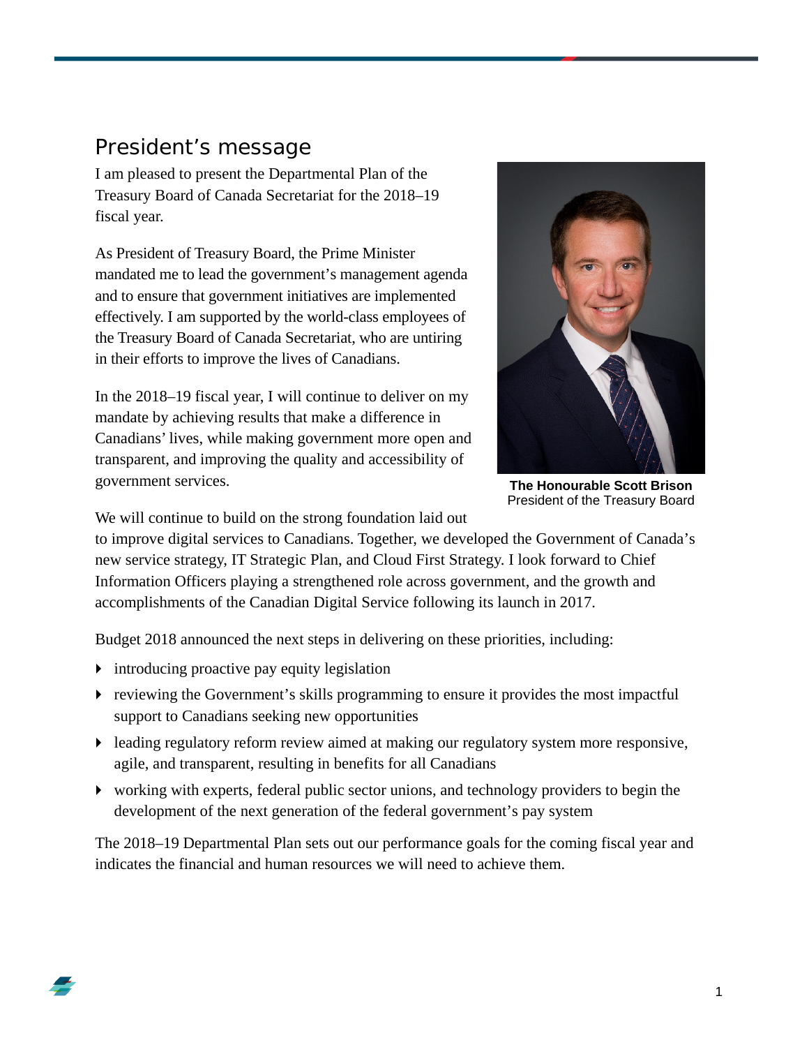## President's message

I am pleased to present the Departmental Plan of the Treasury Board of Canada Secretariat for the 2018–19 fiscal year.

As President of Treasury Board, the Prime Minister mandated me to lead the government's management agenda and to ensure that government initiatives are implemented effectively. I am supported by the world-class employees of the Treasury Board of Canada Secretariat, who are untiring in their efforts to improve the lives of Canadians.

In the 2018–19 fiscal year, I will continue to deliver on my mandate by achieving results that make a difference in Canadians' lives, while making government more open and transparent, and improving the quality and accessibility of government services.

**The Honourable Scott Brison**
President of the Treasury Board

We will continue to build on the strong foundation laid out to improve digital services to Canadians. Together, we developed the Government of Canada's new service strategy, IT Strategic Plan, and Cloud First Strategy. I look forward to Chief Information Officers playing a strengthened role across government, and the growth and accomplishments of the Canadian Digital Service following its launch in 2017.

Budget 2018 announced the next steps in delivering on these priorities, including:

- introducing proactive pay equity legislation
- reviewing the Government's skills programming to ensure it provides the most impactful support to Canadians seeking new opportunities
- leading regulatory reform review aimed at making our regulatory system more responsive, agile, and transparent, resulting in benefits for all Canadians
- working with experts, federal public sector unions, and technology providers to begin the development of the next generation of the federal government's pay system

The 2018–19 Departmental Plan sets out our performance goals for the coming fiscal year and indicates the financial and human resources we will need to achieve them.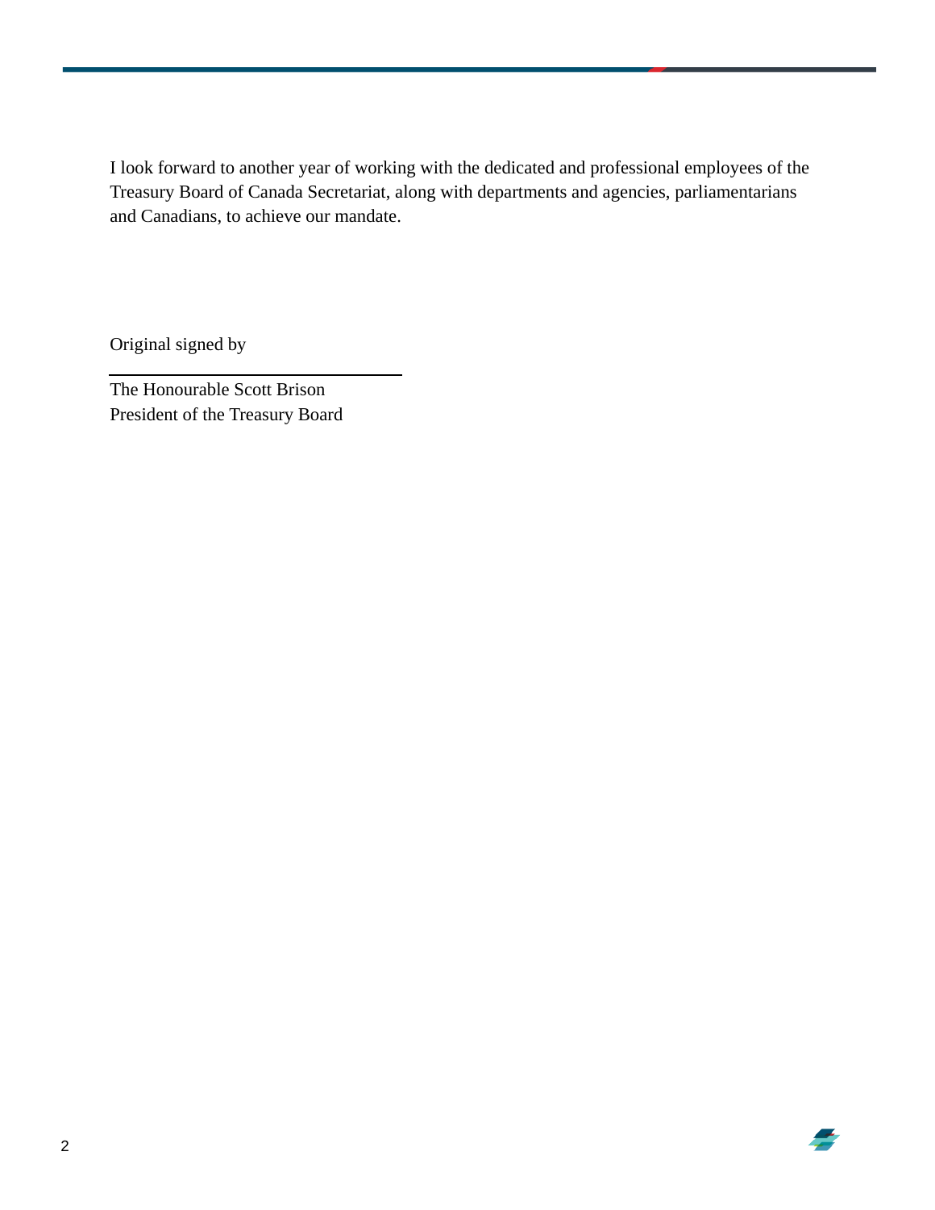I look forward to another year of working with the dedicated and professional employees of the Treasury Board of Canada Secretariat, along with departments and agencies, parliamentarians and Canadians, to achieve our mandate.

Original signed by

The Honourable Scott Brison
President of the Treasury Board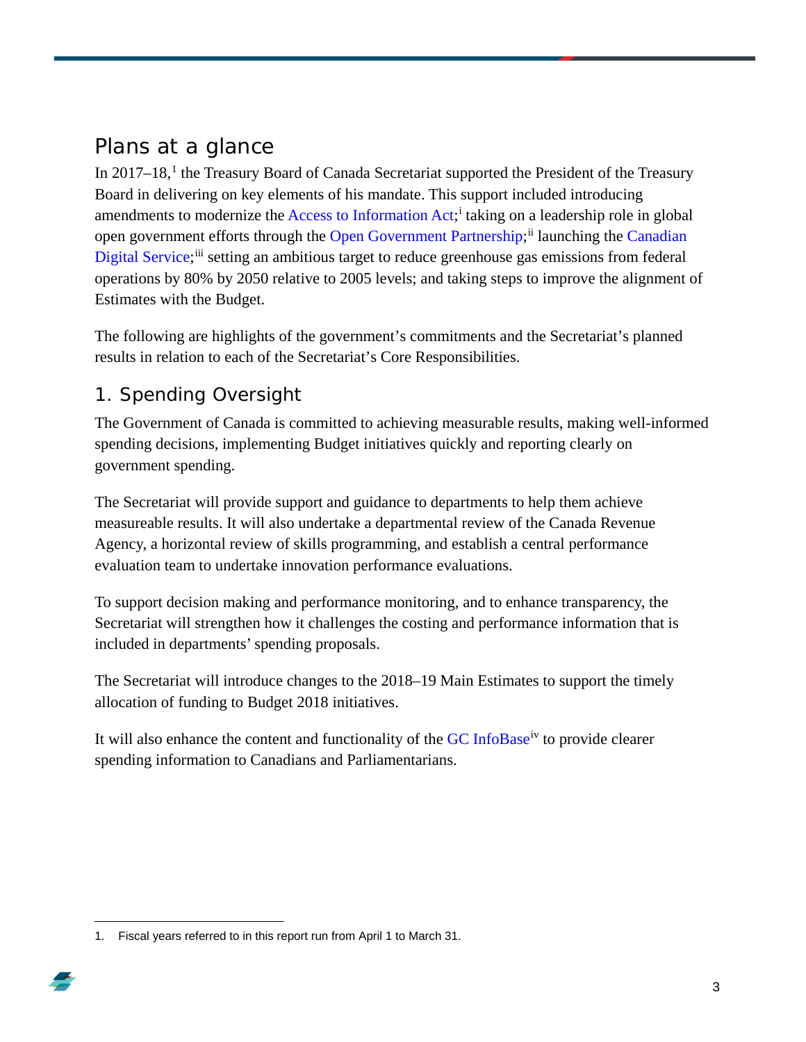## Plans at a glance

In 2017–18,[1] the Treasury Board of Canada Secretariat supported the President of the Treasury Board in delivering on key elements of his mandate. This support included introducing amendments to modernize the Access to Information Act;[i] taking on a leadership role in global open government efforts through the Open Government Partnership;[ii] launching the Canadian Digital Service;[iii] setting an ambitious target to reduce greenhouse gas emissions from federal operations by 80% by 2050 relative to 2005 levels; and taking steps to improve the alignment of Estimates with the Budget.

The following are highlights of the government's commitments and the Secretariat's planned results in relation to each of the Secretariat's Core Responsibilities.

### 1. Spending Oversight

The Government of Canada is committed to achieving measurable results, making well-informed spending decisions, implementing Budget initiatives quickly and reporting clearly on government spending.

The Secretariat will provide support and guidance to departments to help them achieve measureable results. It will also undertake a departmental review of the Canada Revenue Agency, a horizontal review of skills programming, and establish a central performance evaluation team to undertake innovation performance evaluations.

To support decision making and performance monitoring, and to enhance transparency, the Secretariat will strengthen how it challenges the costing and performance information that is included in departments' spending proposals.

The Secretariat will introduce changes to the 2018–19 Main Estimates to support the timely allocation of funding to Budget 2018 initiatives.

It will also enhance the content and functionality of the GC InfoBase[iv] to provide clearer spending information to Canadians and Parliamentarians.

1. Fiscal years referred to in this report run from April 1 to March 31.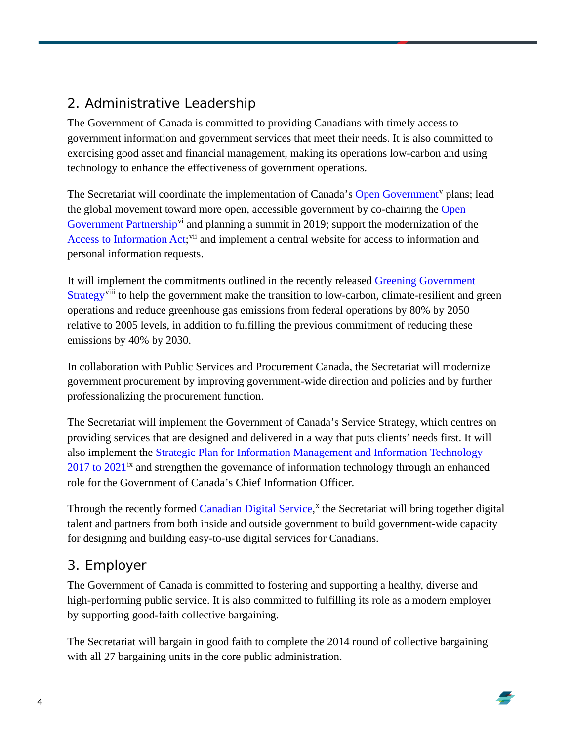## 2. Administrative Leadership

The Government of Canada is committed to providing Canadians with timely access to government information and government services that meet their needs. It is also committed to exercising good asset and financial management, making its operations low-carbon and using technology to enhance the effectiveness of government operations.

The Secretariat will coordinate the implementation of Canada's Open Government[v] plans; lead the global movement toward more open, accessible government by co-chairing the Open Government Partnership[vi] and planning a summit in 2019; support the modernization of the Access to Information Act;[vii] and implement a central website for access to information and personal information requests.

It will implement the commitments outlined in the recently released Greening Government Strategy[viii] to help the government make the transition to low-carbon, climate-resilient and green operations and reduce greenhouse gas emissions from federal operations by 80% by 2050 relative to 2005 levels, in addition to fulfilling the previous commitment of reducing these emissions by 40% by 2030.

In collaboration with Public Services and Procurement Canada, the Secretariat will modernize government procurement by improving government-wide direction and policies and by further professionalizing the procurement function.

The Secretariat will implement the Government of Canada's Service Strategy, which centres on providing services that are designed and delivered in a way that puts clients' needs first. It will also implement the Strategic Plan for Information Management and Information Technology 2017 to 2021[ix] and strengthen the governance of information technology through an enhanced role for the Government of Canada's Chief Information Officer.

Through the recently formed Canadian Digital Service,[x] the Secretariat will bring together digital talent and partners from both inside and outside government to build government-wide capacity for designing and building easy-to-use digital services for Canadians.

## 3. Employer

The Government of Canada is committed to fostering and supporting a healthy, diverse and high-performing public service. It is also committed to fulfilling its role as a modern employer by supporting good-faith collective bargaining.

The Secretariat will bargain in good faith to complete the 2014 round of collective bargaining with all 27 bargaining units in the core public administration.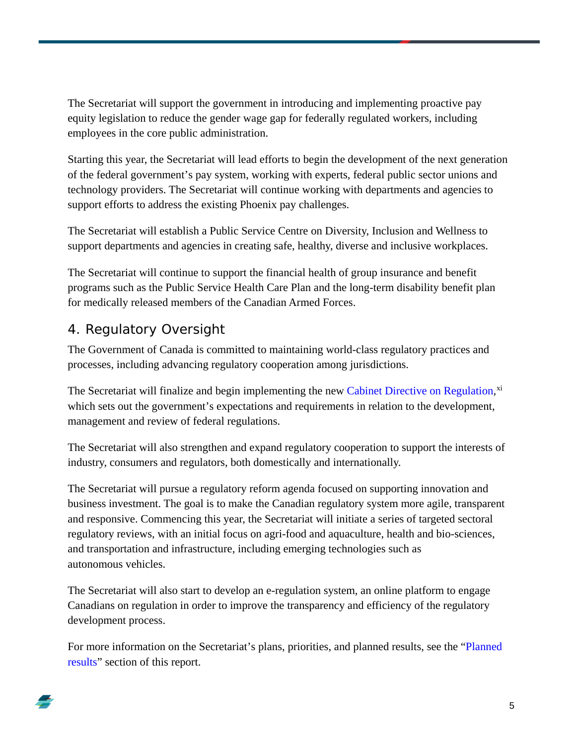The Secretariat will support the government in introducing and implementing proactive pay equity legislation to reduce the gender wage gap for federally regulated workers, including employees in the core public administration.

Starting this year, the Secretariat will lead efforts to begin the development of the next generation of the federal government's pay system, working with experts, federal public sector unions and technology providers. The Secretariat will continue working with departments and agencies to support efforts to address the existing Phoenix pay challenges.

The Secretariat will establish a Public Service Centre on Diversity, Inclusion and Wellness to support departments and agencies in creating safe, healthy, diverse and inclusive workplaces.

The Secretariat will continue to support the financial health of group insurance and benefit programs such as the Public Service Health Care Plan and the long-term disability benefit plan for medically released members of the Canadian Armed Forces.

## 4. Regulatory Oversight

The Government of Canada is committed to maintaining world-class regulatory practices and processes, including advancing regulatory cooperation among jurisdictions.

The Secretariat will finalize and begin implementing the new Cabinet Directive on Regulation,[xi] which sets out the government's expectations and requirements in relation to the development, management and review of federal regulations.

The Secretariat will also strengthen and expand regulatory cooperation to support the interests of industry, consumers and regulators, both domestically and internationally.

The Secretariat will pursue a regulatory reform agenda focused on supporting innovation and business investment. The goal is to make the Canadian regulatory system more agile, transparent and responsive. Commencing this year, the Secretariat will initiate a series of targeted sectoral regulatory reviews, with an initial focus on agri-food and aquaculture, health and bio-sciences, and transportation and infrastructure, including emerging technologies such as autonomous vehicles.

The Secretariat will also start to develop an e-regulation system, an online platform to engage Canadians on regulation in order to improve the transparency and efficiency of the regulatory development process.

For more information on the Secretariat's plans, priorities, and planned results, see the "Planned results" section of this report.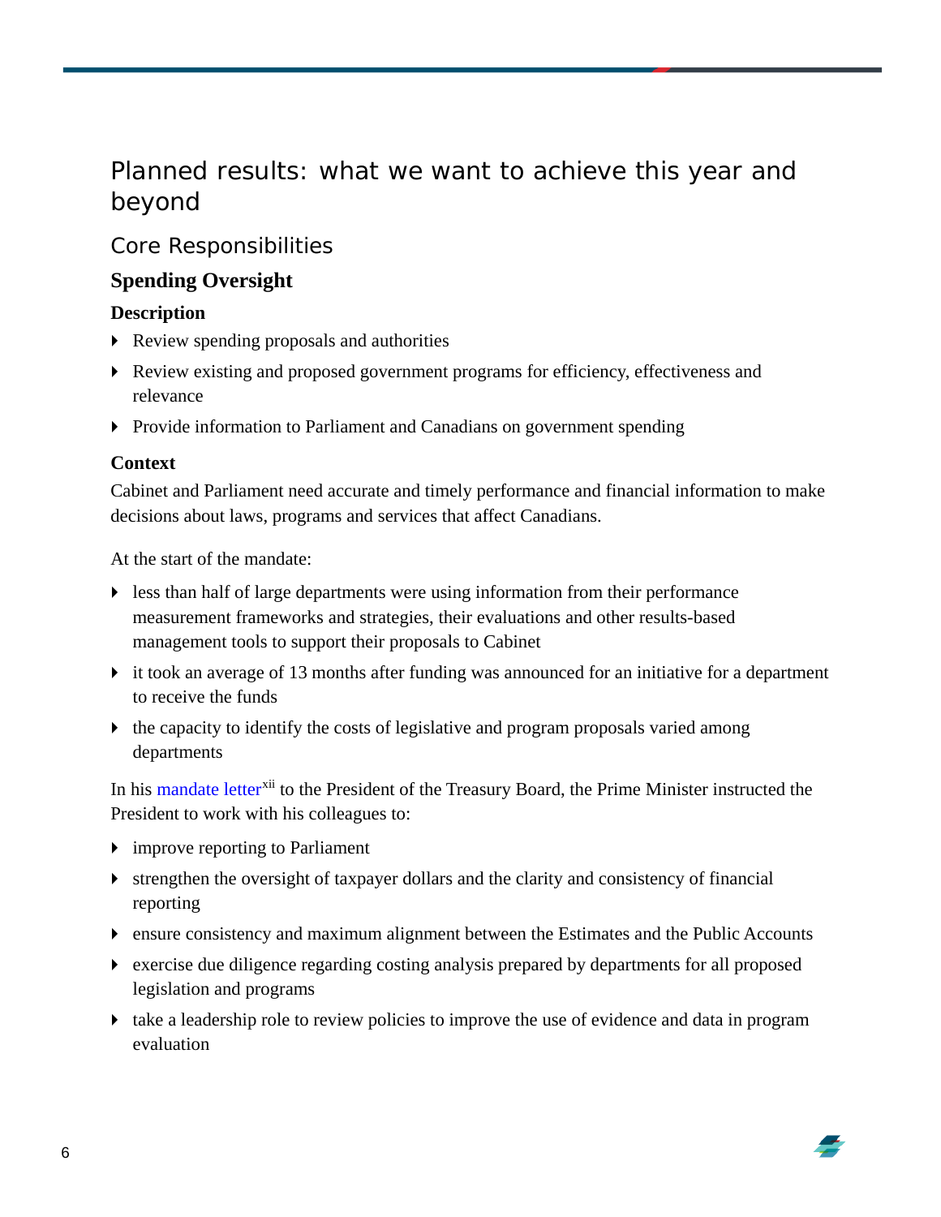# Planned results: what we want to achieve this year and beyond

## Core Responsibilities

### Spending Oversight

**Description**

- Review spending proposals and authorities
- Review existing and proposed government programs for efficiency, effectiveness and relevance
- Provide information to Parliament and Canadians on government spending

**Context**

Cabinet and Parliament need accurate and timely performance and financial information to make decisions about laws, programs and services that affect Canadians.

At the start of the mandate:

- less than half of large departments were using information from their performance measurement frameworks and strategies, their evaluations and other results-based management tools to support their proposals to Cabinet
- it took an average of 13 months after funding was announced for an initiative for a department to receive the funds
- the capacity to identify the costs of legislative and program proposals varied among departments

In his mandate letter[xii] to the President of the Treasury Board, the Prime Minister instructed the President to work with his colleagues to:

- improve reporting to Parliament
- strengthen the oversight of taxpayer dollars and the clarity and consistency of financial reporting
- ensure consistency and maximum alignment between the Estimates and the Public Accounts
- exercise due diligence regarding costing analysis prepared by departments for all proposed legislation and programs
- take a leadership role to review policies to improve the use of evidence and data in program evaluation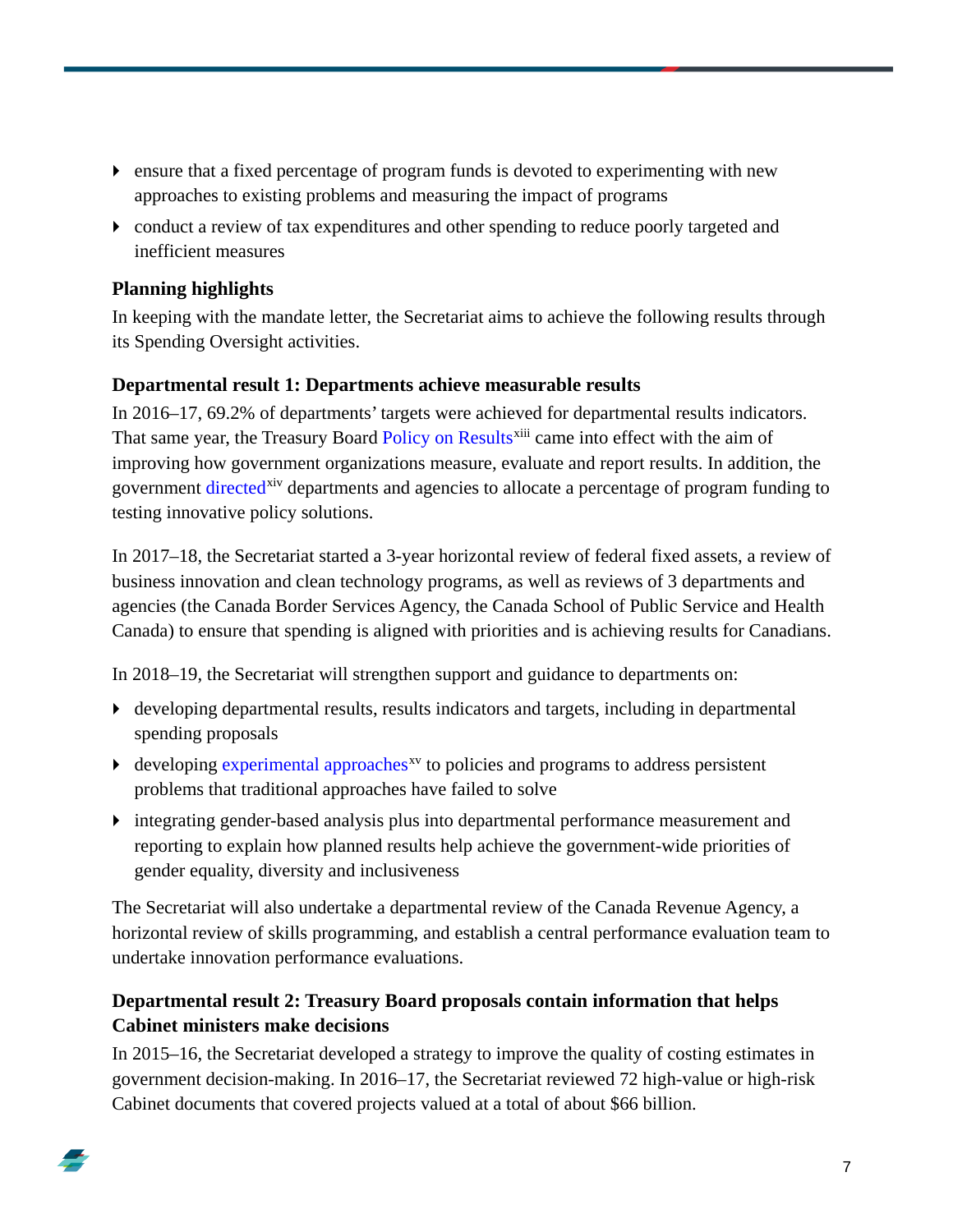- ensure that a fixed percentage of program funds is devoted to experimenting with new approaches to existing problems and measuring the impact of programs
- conduct a review of tax expenditures and other spending to reduce poorly targeted and inefficient measures

### Planning highlights

In keeping with the mandate letter, the Secretariat aims to achieve the following results through its Spending Oversight activities.

#### Departmental result 1: Departments achieve measurable results

In 2016–17, 69.2% of departments' targets were achieved for departmental results indicators. That same year, the Treasury Board Policy on Results[xiii] came into effect with the aim of improving how government organizations measure, evaluate and report results. In addition, the government directed[xiv] departments and agencies to allocate a percentage of program funding to testing innovative policy solutions.

In 2017–18, the Secretariat started a 3-year horizontal review of federal fixed assets, a review of business innovation and clean technology programs, as well as reviews of 3 departments and agencies (the Canada Border Services Agency, the Canada School of Public Service and Health Canada) to ensure that spending is aligned with priorities and is achieving results for Canadians.

In 2018–19, the Secretariat will strengthen support and guidance to departments on:

- developing departmental results, results indicators and targets, including in departmental spending proposals
- developing experimental approaches[xv] to policies and programs to address persistent problems that traditional approaches have failed to solve
- integrating gender-based analysis plus into departmental performance measurement and reporting to explain how planned results help achieve the government-wide priorities of gender equality, diversity and inclusiveness

The Secretariat will also undertake a departmental review of the Canada Revenue Agency, a horizontal review of skills programming, and establish a central performance evaluation team to undertake innovation performance evaluations.

#### Departmental result 2: Treasury Board proposals contain information that helps Cabinet ministers make decisions

In 2015–16, the Secretariat developed a strategy to improve the quality of costing estimates in government decision-making. In 2016–17, the Secretariat reviewed 72 high-value or high-risk Cabinet documents that covered projects valued at a total of about $66 billion.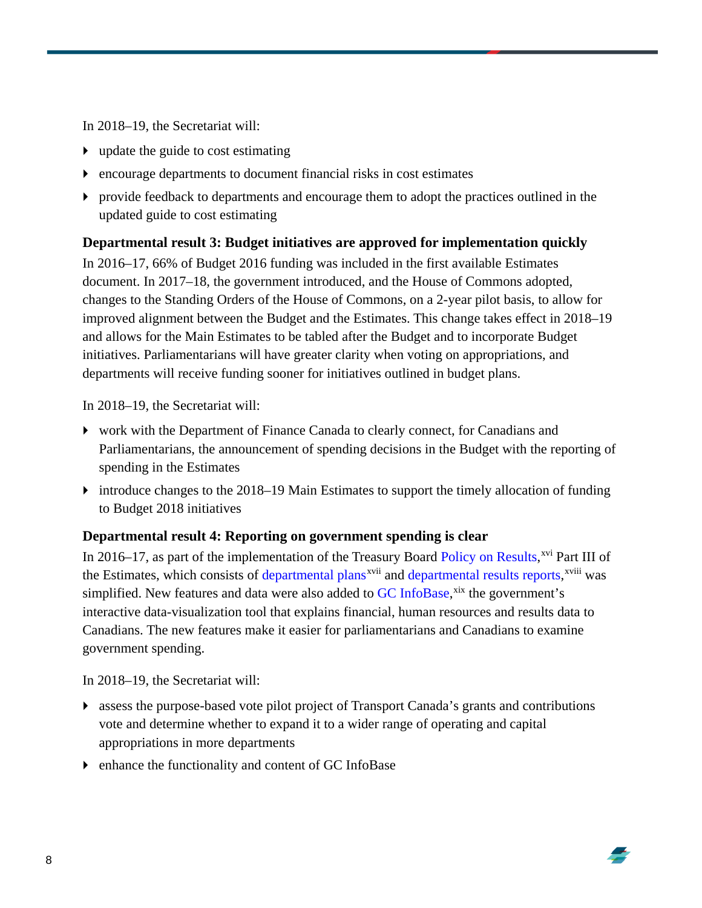In 2018–19, the Secretariat will:

- update the guide to cost estimating
- encourage departments to document financial risks in cost estimates
- provide feedback to departments and encourage them to adopt the practices outlined in the updated guide to cost estimating

**Departmental result 3: Budget initiatives are approved for implementation quickly**

In 2016–17, 66% of Budget 2016 funding was included in the first available Estimates document. In 2017–18, the government introduced, and the House of Commons adopted, changes to the Standing Orders of the House of Commons, on a 2-year pilot basis, to allow for improved alignment between the Budget and the Estimates. This change takes effect in 2018–19 and allows for the Main Estimates to be tabled after the Budget and to incorporate Budget initiatives. Parliamentarians will have greater clarity when voting on appropriations, and departments will receive funding sooner for initiatives outlined in budget plans.

In 2018–19, the Secretariat will:

- work with the Department of Finance Canada to clearly connect, for Canadians and Parliamentarians, the announcement of spending decisions in the Budget with the reporting of spending in the Estimates
- introduce changes to the 2018–19 Main Estimates to support the timely allocation of funding to Budget 2018 initiatives

**Departmental result 4: Reporting on government spending is clear**

In 2016–17, as part of the implementation of the Treasury Board Policy on Results,[xvi] Part III of the Estimates, which consists of departmental plans[xvii] and departmental results reports,[xviii] was simplified. New features and data were also added to GC InfoBase,[xix] the government's interactive data-visualization tool that explains financial, human resources and results data to Canadians. The new features make it easier for parliamentarians and Canadians to examine government spending.

In 2018–19, the Secretariat will:

- assess the purpose-based vote pilot project of Transport Canada's grants and contributions vote and determine whether to expand it to a wider range of operating and capital appropriations in more departments
- enhance the functionality and content of GC InfoBase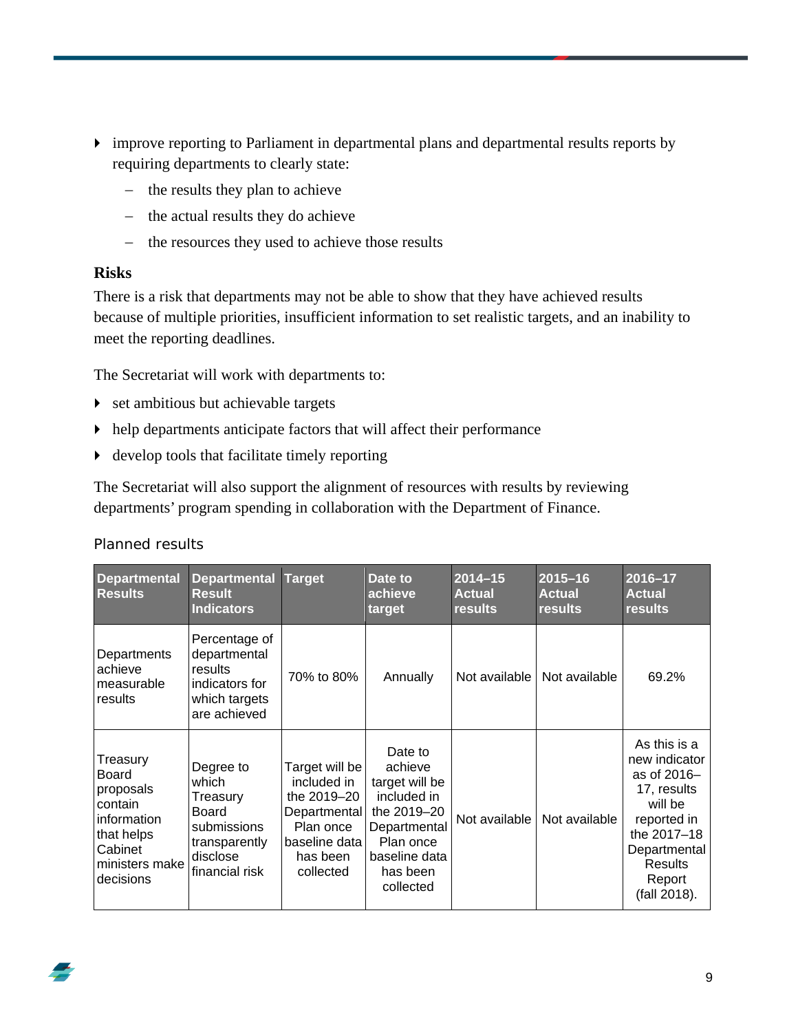- improve reporting to Parliament in departmental plans and departmental results reports by requiring departments to clearly state:
  - the results they plan to achieve
  - the actual results they do achieve
  - the resources they used to achieve those results

**Risks**

There is a risk that departments may not be able to show that they have achieved results because of multiple priorities, insufficient information to set realistic targets, and an inability to meet the reporting deadlines.

The Secretariat will work with departments to:

- set ambitious but achievable targets
- help departments anticipate factors that will affect their performance
- develop tools that facilitate timely reporting

The Secretariat will also support the alignment of resources with results by reviewing departments' program spending in collaboration with the Department of Finance.

Planned results

| Departmental Results | Departmental Result Indicators | Target | Date to achieve target | 2014–15 Actual results | 2015–16 Actual results | 2016–17 Actual results |
|---|---|---|---|---|---|---|
| Departments achieve measurable results | Percentage of departmental results indicators for which targets are achieved | 70% to 80% | Annually | Not available | Not available | 69.2% |
| Treasury Board proposals contain information that helps Cabinet ministers make decisions | Degree to which Treasury Board submissions transparently disclose financial risk | Target will be included in the 2019–20 Departmental Plan once baseline data has been collected | Date to achieve target will be included in the 2019–20 Departmental Plan once baseline data has been collected | Not available | Not available | As this is a new indicator as of 2016–17, results will be reported in the 2017–18 Departmental Results Report (fall 2018). |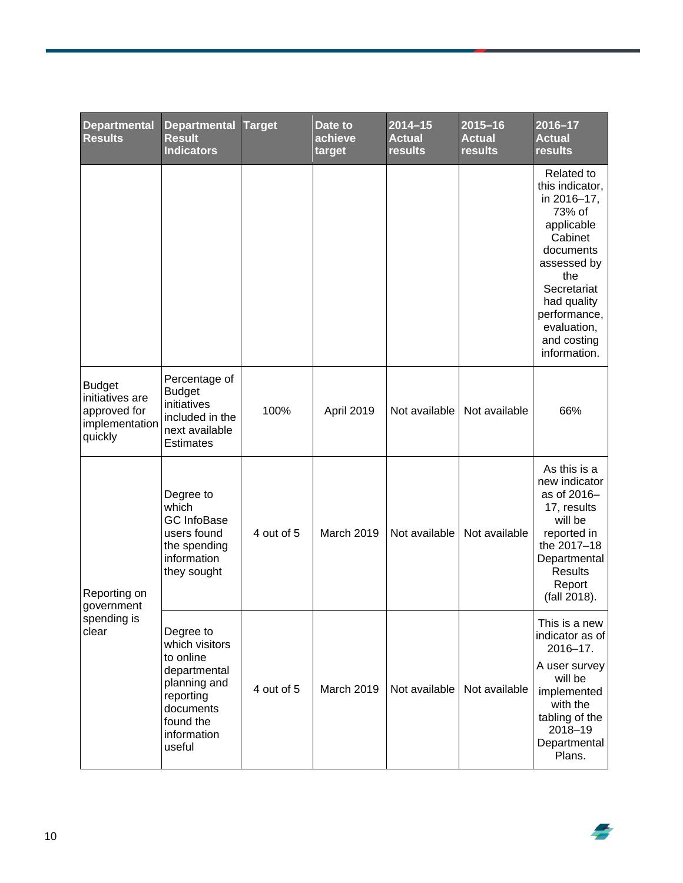| Departmental Results | Departmental Result Indicators | Target | Date to achieve target | 2014–15 Actual results | 2015–16 Actual results | 2016–17 Actual results |
|---|---|---|---|---|---|---|
| | | | | | | Related to this indicator, in 2016–17, 73% of applicable Cabinet documents assessed by the Secretariat had quality performance, evaluation, and costing information. |
| Budget initiatives are approved for implementation quickly | Percentage of Budget initiatives included in the next available Estimates | 100% | April 2019 | Not available | Not available | 66% |
| Reporting on government spending is clear | Degree to which GC InfoBase users found the spending information they sought | 4 out of 5 | March 2019 | Not available | Not available | As this is a new indicator as of 2016–17, results will be reported in the 2017–18 Departmental Results Report (fall 2018). |
| | Degree to which visitors to online departmental planning and reporting documents found the information useful | 4 out of 5 | March 2019 | Not available | Not available | This is a new indicator as of 2016–17. A user survey will be implemented with the tabling of the 2018–19 Departmental Plans. |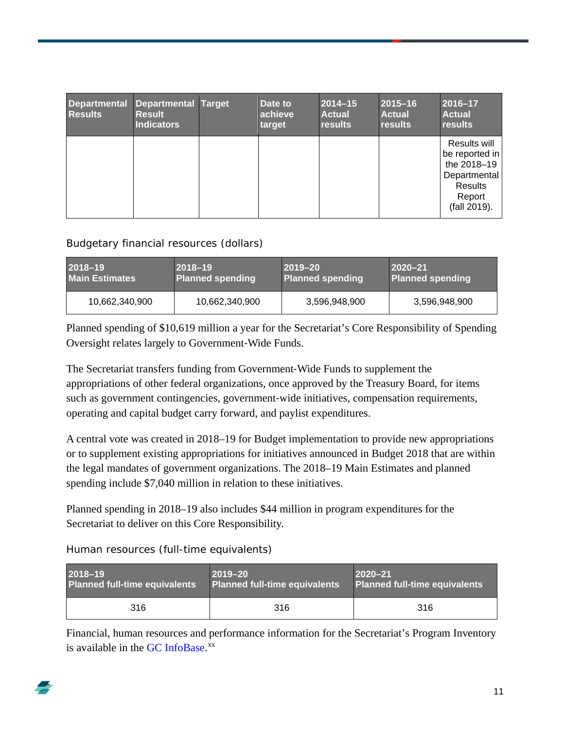| Departmental Results | Departmental Result Indicators | Target | Date to achieve target | 2014–15 Actual results | 2015–16 Actual results | 2016–17 Actual results |
|---|---|---|---|---|---|---|
| | | | | | | Results will be reported in the 2018–19 Departmental Results Report (fall 2019). |

Budgetary financial resources (dollars)

| 2018–19 Main Estimates | 2018–19 Planned spending | 2019–20 Planned spending | 2020–21 Planned spending |
|---|---|---|---|
| 10,662,340,900 | 10,662,340,900 | 3,596,948,900 | 3,596,948,900 |

Planned spending of $10,619 million a year for the Secretariat's Core Responsibility of Spending Oversight relates largely to Government-Wide Funds.

The Secretariat transfers funding from Government-Wide Funds to supplement the appropriations of other federal organizations, once approved by the Treasury Board, for items such as government contingencies, government-wide initiatives, compensation requirements, operating and capital budget carry forward, and paylist expenditures.

A central vote was created in 2018–19 for Budget implementation to provide new appropriations or to supplement existing appropriations for initiatives announced in Budget 2018 that are within the legal mandates of government organizations. The 2018–19 Main Estimates and planned spending include $7,040 million in relation to these initiatives.

Planned spending in 2018–19 also includes $44 million in program expenditures for the Secretariat to deliver on this Core Responsibility.

Human resources (full-time equivalents)

| 2018–19 Planned full-time equivalents | 2019–20 Planned full-time equivalents | 2020–21 Planned full-time equivalents |
|---|---|---|
| 316 | 316 | 316 |

Financial, human resources and performance information for the Secretariat's Program Inventory is available in the GC InfoBase.[xx]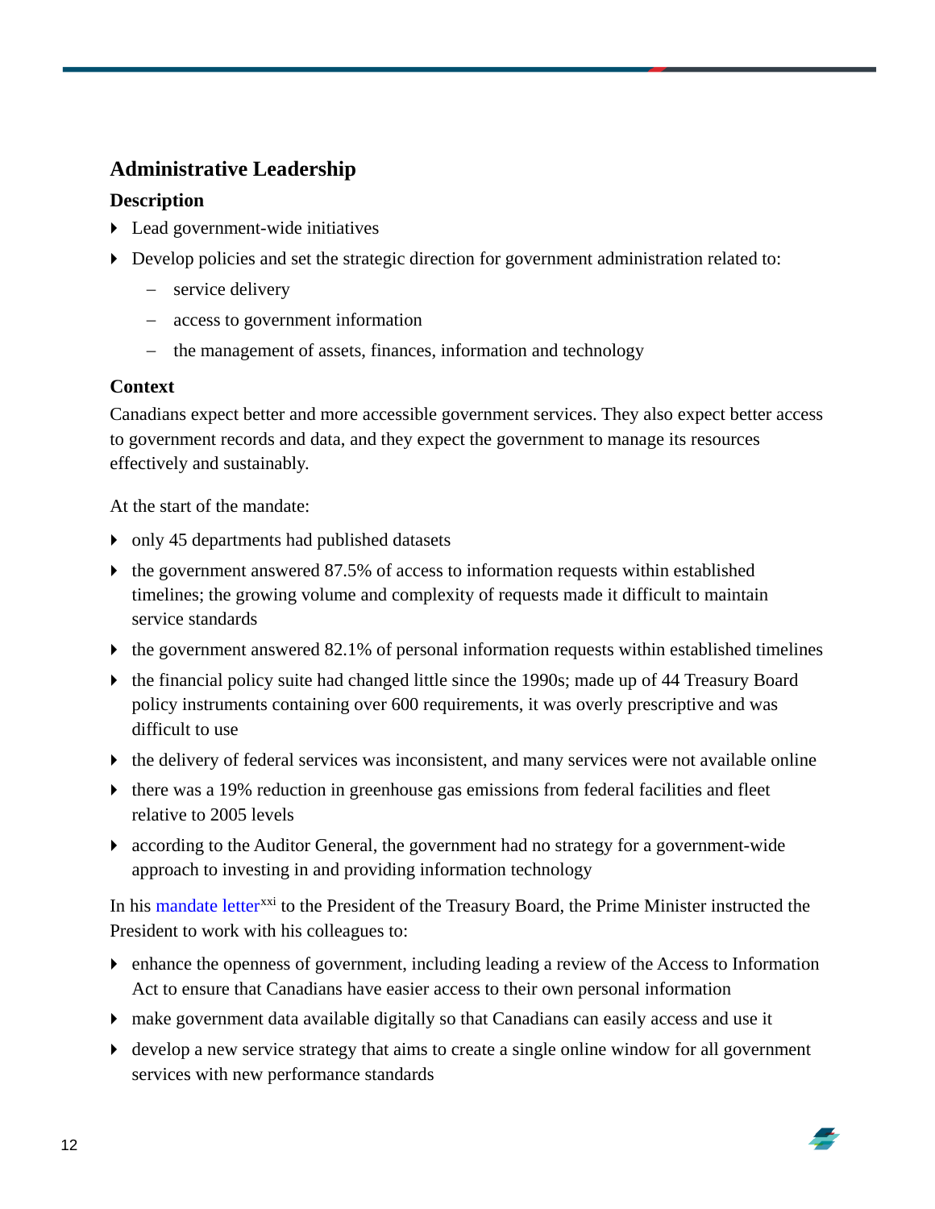## Administrative Leadership

### Description

- Lead government-wide initiatives
- Develop policies and set the strategic direction for government administration related to:
  - service delivery
  - access to government information
  - the management of assets, finances, information and technology

### Context

Canadians expect better and more accessible government services. They also expect better access to government records and data, and they expect the government to manage its resources effectively and sustainably.

At the start of the mandate:

- only 45 departments had published datasets
- the government answered 87.5% of access to information requests within established timelines; the growing volume and complexity of requests made it difficult to maintain service standards
- the government answered 82.1% of personal information requests within established timelines
- the financial policy suite had changed little since the 1990s; made up of 44 Treasury Board policy instruments containing over 600 requirements, it was overly prescriptive and was difficult to use
- the delivery of federal services was inconsistent, and many services were not available online
- there was a 19% reduction in greenhouse gas emissions from federal facilities and fleet relative to 2005 levels
- according to the Auditor General, the government had no strategy for a government-wide approach to investing in and providing information technology

In his mandate letter[xxi] to the President of the Treasury Board, the Prime Minister instructed the President to work with his colleagues to:

- enhance the openness of government, including leading a review of the Access to Information Act to ensure that Canadians have easier access to their own personal information
- make government data available digitally so that Canadians can easily access and use it
- develop a new service strategy that aims to create a single online window for all government services with new performance standards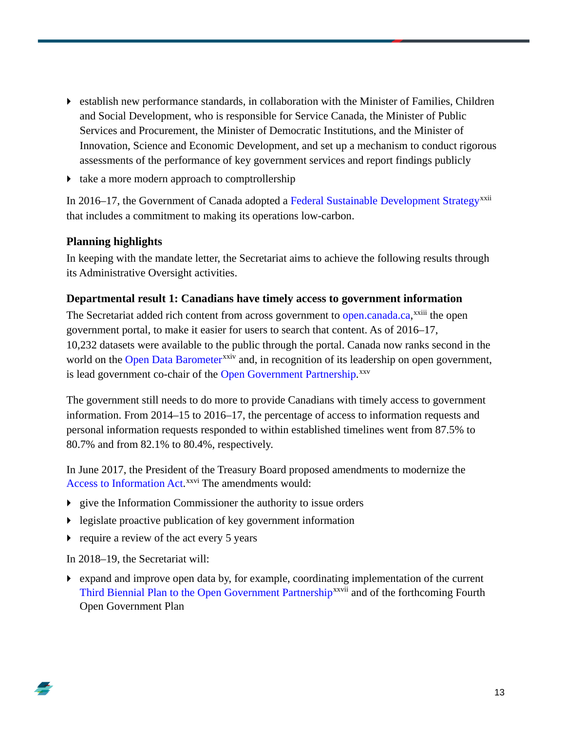- establish new performance standards, in collaboration with the Minister of Families, Children and Social Development, who is responsible for Service Canada, the Minister of Public Services and Procurement, the Minister of Democratic Institutions, and the Minister of Innovation, Science and Economic Development, and set up a mechanism to conduct rigorous assessments of the performance of key government services and report findings publicly
- take a more modern approach to comptrollership

In 2016–17, the Government of Canada adopted a Federal Sustainable Development Strategy[xxii] that includes a commitment to making its operations low-carbon.

### Planning highlights

In keeping with the mandate letter, the Secretariat aims to achieve the following results through its Administrative Oversight activities.

### Departmental result 1: Canadians have timely access to government information

The Secretariat added rich content from across government to open.canada.ca,[xxiii] the open government portal, to make it easier for users to search that content. As of 2016–17, 10,232 datasets were available to the public through the portal. Canada now ranks second in the world on the Open Data Barometer[xxiv] and, in recognition of its leadership on open government, is lead government co-chair of the Open Government Partnership.[xxv]

The government still needs to do more to provide Canadians with timely access to government information. From 2014–15 to 2016–17, the percentage of access to information requests and personal information requests responded to within established timelines went from 87.5% to 80.7% and from 82.1% to 80.4%, respectively.

In June 2017, the President of the Treasury Board proposed amendments to modernize the Access to Information Act.[xxvi] The amendments would:

- give the Information Commissioner the authority to issue orders
- legislate proactive publication of key government information
- require a review of the act every 5 years

In 2018–19, the Secretariat will:

- expand and improve open data by, for example, coordinating implementation of the current Third Biennial Plan to the Open Government Partnership[xxvii] and of the forthcoming Fourth Open Government Plan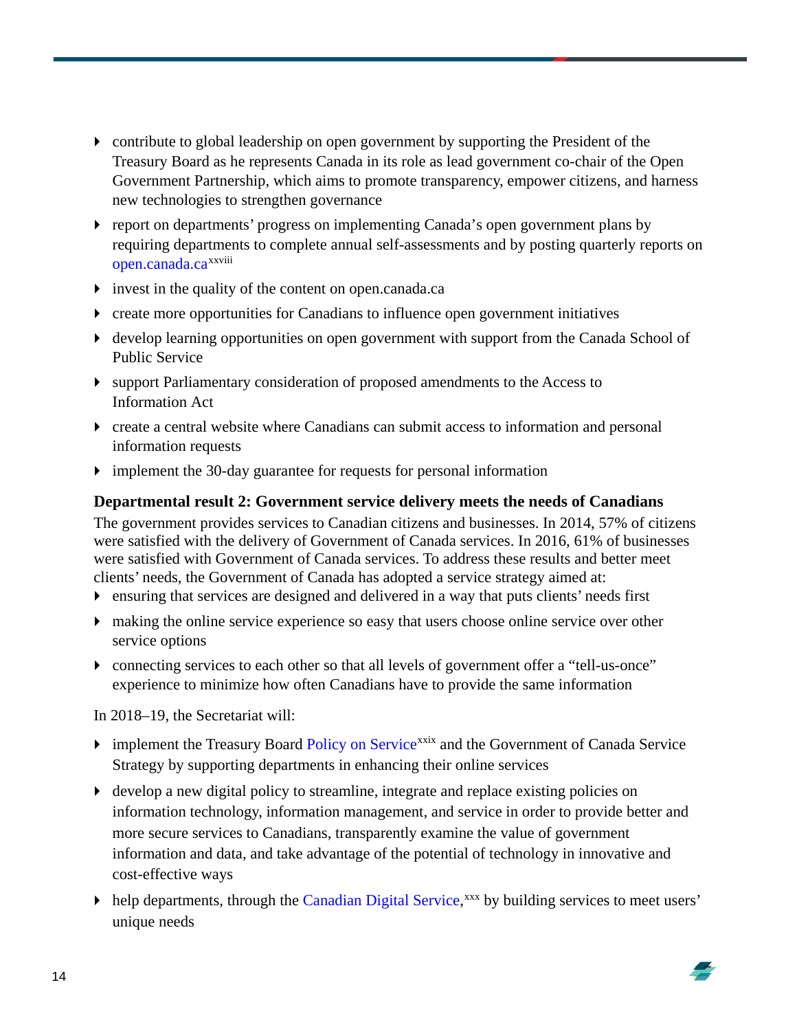- contribute to global leadership on open government by supporting the President of the Treasury Board as he represents Canada in its role as lead government co-chair of the Open Government Partnership, which aims to promote transparency, empower citizens, and harness new technologies to strengthen governance
- report on departments' progress on implementing Canada's open government plans by requiring departments to complete annual self-assessments and by posting quarterly reports on open.canada.ca[xxviii]
- invest in the quality of the content on open.canada.ca
- create more opportunities for Canadians to influence open government initiatives
- develop learning opportunities on open government with support from the Canada School of Public Service
- support Parliamentary consideration of proposed amendments to the Access to Information Act
- create a central website where Canadians can submit access to information and personal information requests
- implement the 30-day guarantee for requests for personal information

**Departmental result 2: Government service delivery meets the needs of Canadians**

The government provides services to Canadian citizens and businesses. In 2014, 57% of citizens were satisfied with the delivery of Government of Canada services. In 2016, 61% of businesses were satisfied with Government of Canada services. To address these results and better meet clients' needs, the Government of Canada has adopted a service strategy aimed at:

- ensuring that services are designed and delivered in a way that puts clients' needs first
- making the online service experience so easy that users choose online service over other service options
- connecting services to each other so that all levels of government offer a "tell-us-once" experience to minimize how often Canadians have to provide the same information

In 2018–19, the Secretariat will:

- implement the Treasury Board Policy on Service[xxix] and the Government of Canada Service Strategy by supporting departments in enhancing their online services
- develop a new digital policy to streamline, integrate and replace existing policies on information technology, information management, and service in order to provide better and more secure services to Canadians, transparently examine the value of government information and data, and take advantage of the potential of technology in innovative and cost-effective ways
- help departments, through the Canadian Digital Service,[xxx] by building services to meet users' unique needs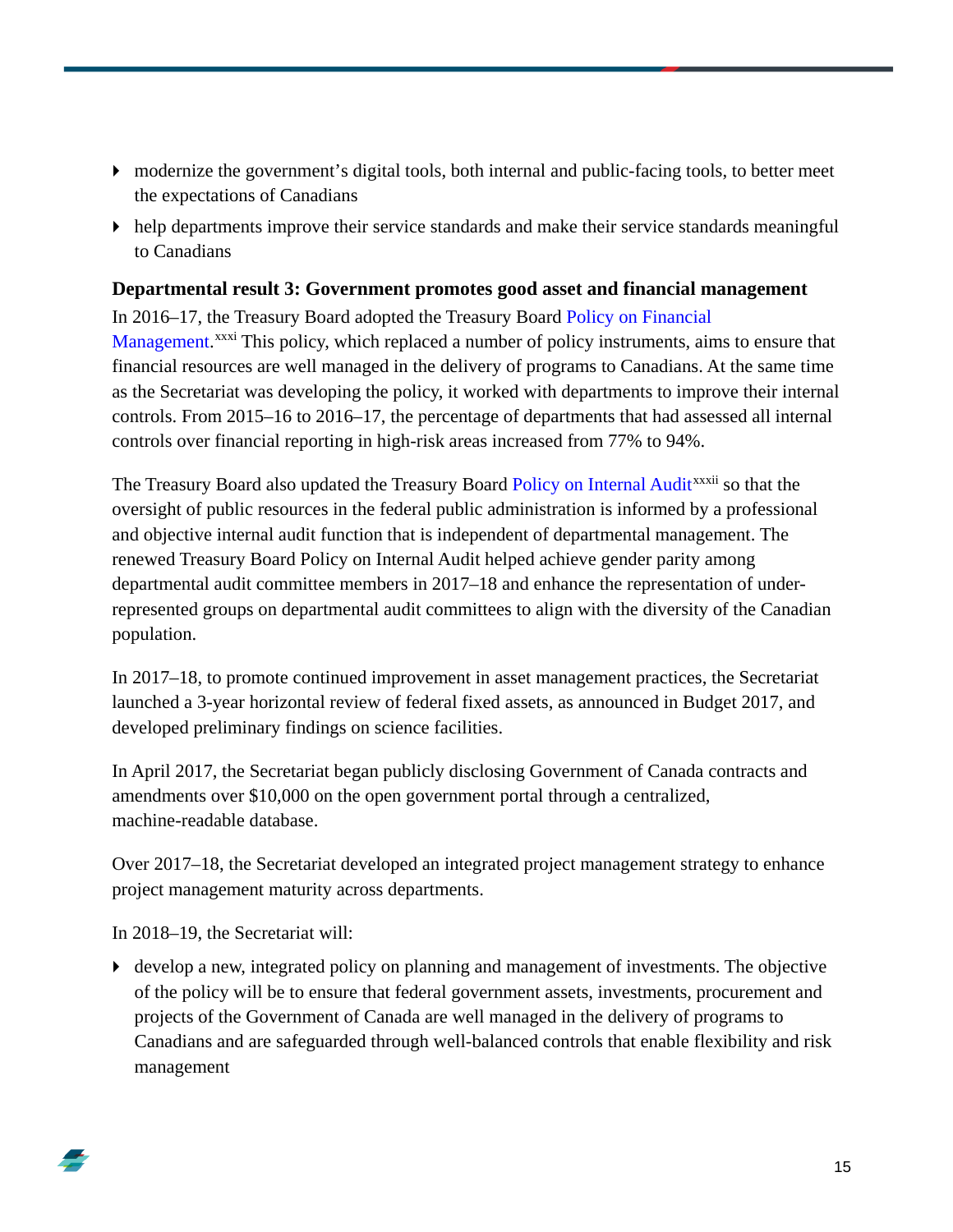- modernize the government's digital tools, both internal and public-facing tools, to better meet the expectations of Canadians
- help departments improve their service standards and make their service standards meaningful to Canadians

**Departmental result 3: Government promotes good asset and financial management**

In 2016–17, the Treasury Board adopted the Treasury Board Policy on Financial Management.[xxxi] This policy, which replaced a number of policy instruments, aims to ensure that financial resources are well managed in the delivery of programs to Canadians. At the same time as the Secretariat was developing the policy, it worked with departments to improve their internal controls. From 2015–16 to 2016–17, the percentage of departments that had assessed all internal controls over financial reporting in high-risk areas increased from 77% to 94%.

The Treasury Board also updated the Treasury Board Policy on Internal Audit[xxxii] so that the oversight of public resources in the federal public administration is informed by a professional and objective internal audit function that is independent of departmental management. The renewed Treasury Board Policy on Internal Audit helped achieve gender parity among departmental audit committee members in 2017–18 and enhance the representation of under-represented groups on departmental audit committees to align with the diversity of the Canadian population.

In 2017–18, to promote continued improvement in asset management practices, the Secretariat launched a 3-year horizontal review of federal fixed assets, as announced in Budget 2017, and developed preliminary findings on science facilities.

In April 2017, the Secretariat began publicly disclosing Government of Canada contracts and amendments over $10,000 on the open government portal through a centralized, machine-readable database.

Over 2017–18, the Secretariat developed an integrated project management strategy to enhance project management maturity across departments.

In 2018–19, the Secretariat will:

- develop a new, integrated policy on planning and management of investments. The objective of the policy will be to ensure that federal government assets, investments, procurement and projects of the Government of Canada are well managed in the delivery of programs to Canadians and are safeguarded through well-balanced controls that enable flexibility and risk management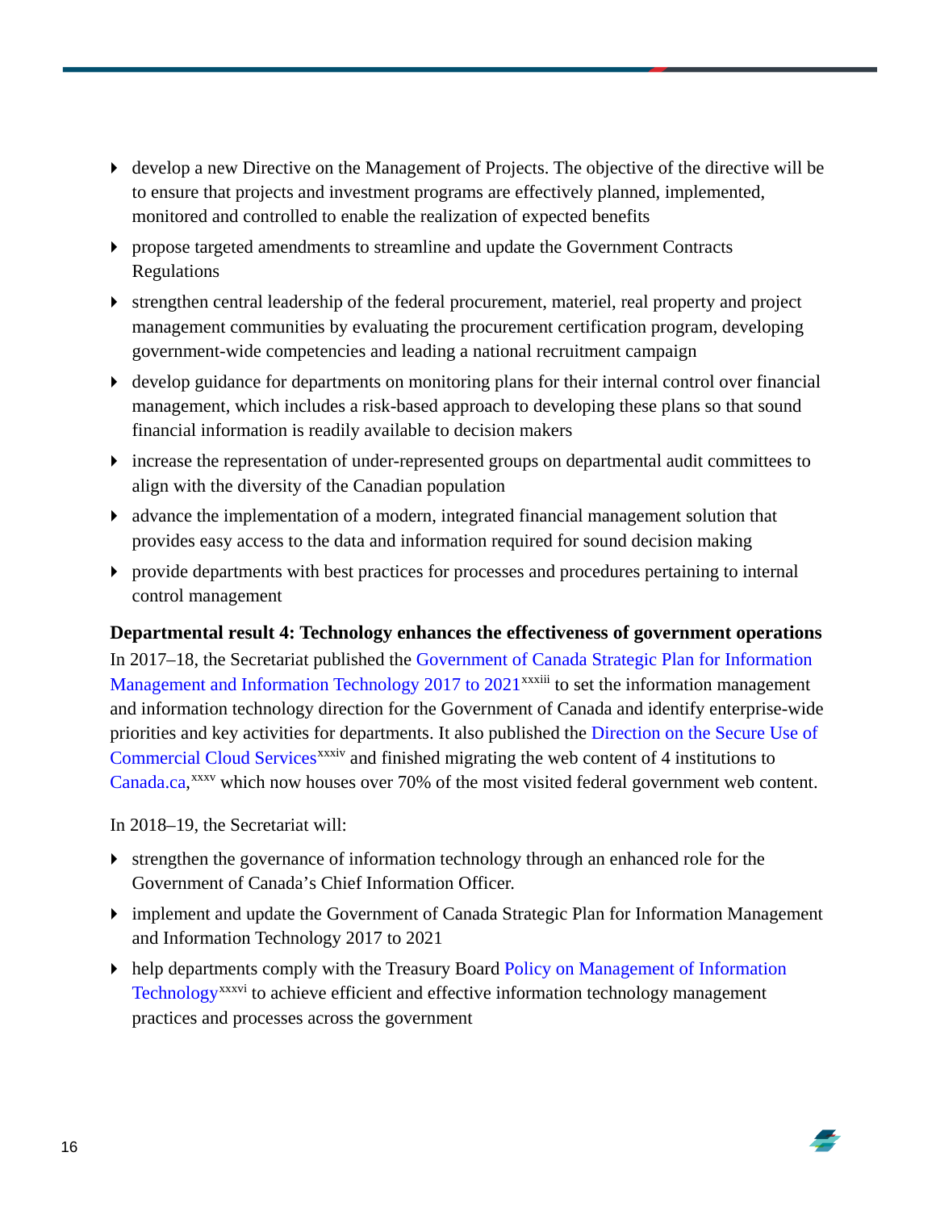- develop a new Directive on the Management of Projects. The objective of the directive will be to ensure that projects and investment programs are effectively planned, implemented, monitored and controlled to enable the realization of expected benefits
- propose targeted amendments to streamline and update the Government Contracts Regulations
- strengthen central leadership of the federal procurement, materiel, real property and project management communities by evaluating the procurement certification program, developing government-wide competencies and leading a national recruitment campaign
- develop guidance for departments on monitoring plans for their internal control over financial management, which includes a risk-based approach to developing these plans so that sound financial information is readily available to decision makers
- increase the representation of under-represented groups on departmental audit committees to align with the diversity of the Canadian population
- advance the implementation of a modern, integrated financial management solution that provides easy access to the data and information required for sound decision making
- provide departments with best practices for processes and procedures pertaining to internal control management

**Departmental result 4: Technology enhances the effectiveness of government operations**

In 2017–18, the Secretariat published the Government of Canada Strategic Plan for Information Management and Information Technology 2017 to 2021[xxxiii] to set the information management and information technology direction for the Government of Canada and identify enterprise-wide priorities and key activities for departments. It also published the Direction on the Secure Use of Commercial Cloud Services[xxxiv] and finished migrating the web content of 4 institutions to Canada.ca,[xxxv] which now houses over 70% of the most visited federal government web content.

In 2018–19, the Secretariat will:

- strengthen the governance of information technology through an enhanced role for the Government of Canada's Chief Information Officer.
- implement and update the Government of Canada Strategic Plan for Information Management and Information Technology 2017 to 2021
- help departments comply with the Treasury Board Policy on Management of Information Technology[xxxvi] to achieve efficient and effective information technology management practices and processes across the government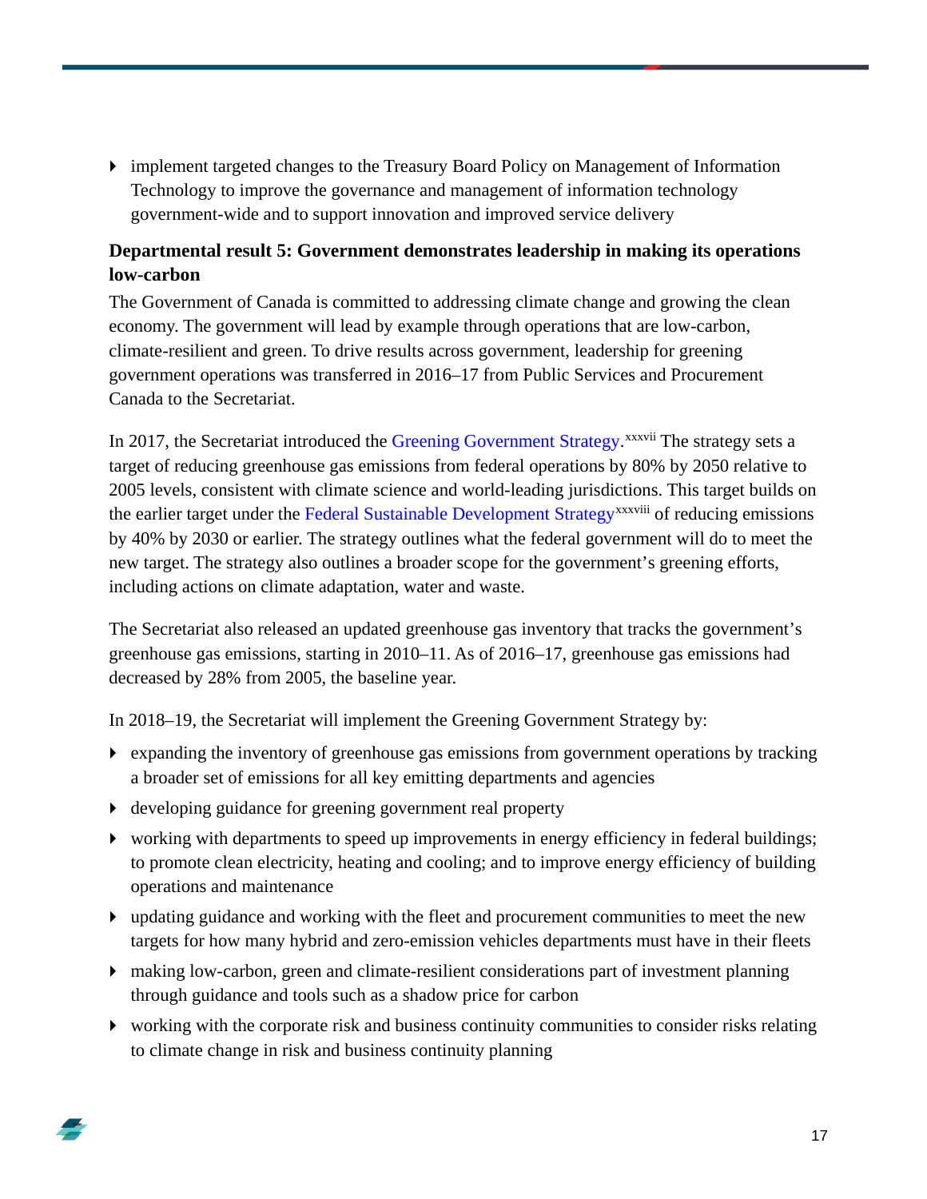- implement targeted changes to the Treasury Board Policy on Management of Information Technology to improve the governance and management of information technology government-wide and to support innovation and improved service delivery

**Departmental result 5: Government demonstrates leadership in making its operations low-carbon**

The Government of Canada is committed to addressing climate change and growing the clean economy. The government will lead by example through operations that are low-carbon, climate-resilient and green. To drive results across government, leadership for greening government operations was transferred in 2016–17 from Public Services and Procurement Canada to the Secretariat.

In 2017, the Secretariat introduced the Greening Government Strategy.[xxxvii] The strategy sets a target of reducing greenhouse gas emissions from federal operations by 80% by 2050 relative to 2005 levels, consistent with climate science and world-leading jurisdictions. This target builds on the earlier target under the Federal Sustainable Development Strategy[xxxviii] of reducing emissions by 40% by 2030 or earlier. The strategy outlines what the federal government will do to meet the new target. The strategy also outlines a broader scope for the government's greening efforts, including actions on climate adaptation, water and waste.

The Secretariat also released an updated greenhouse gas inventory that tracks the government's greenhouse gas emissions, starting in 2010–11. As of 2016–17, greenhouse gas emissions had decreased by 28% from 2005, the baseline year.

In 2018–19, the Secretariat will implement the Greening Government Strategy by:

- expanding the inventory of greenhouse gas emissions from government operations by tracking a broader set of emissions for all key emitting departments and agencies
- developing guidance for greening government real property
- working with departments to speed up improvements in energy efficiency in federal buildings; to promote clean electricity, heating and cooling; and to improve energy efficiency of building operations and maintenance
- updating guidance and working with the fleet and procurement communities to meet the new targets for how many hybrid and zero-emission vehicles departments must have in their fleets
- making low-carbon, green and climate-resilient considerations part of investment planning through guidance and tools such as a shadow price for carbon
- working with the corporate risk and business continuity communities to consider risks relating to climate change in risk and business continuity planning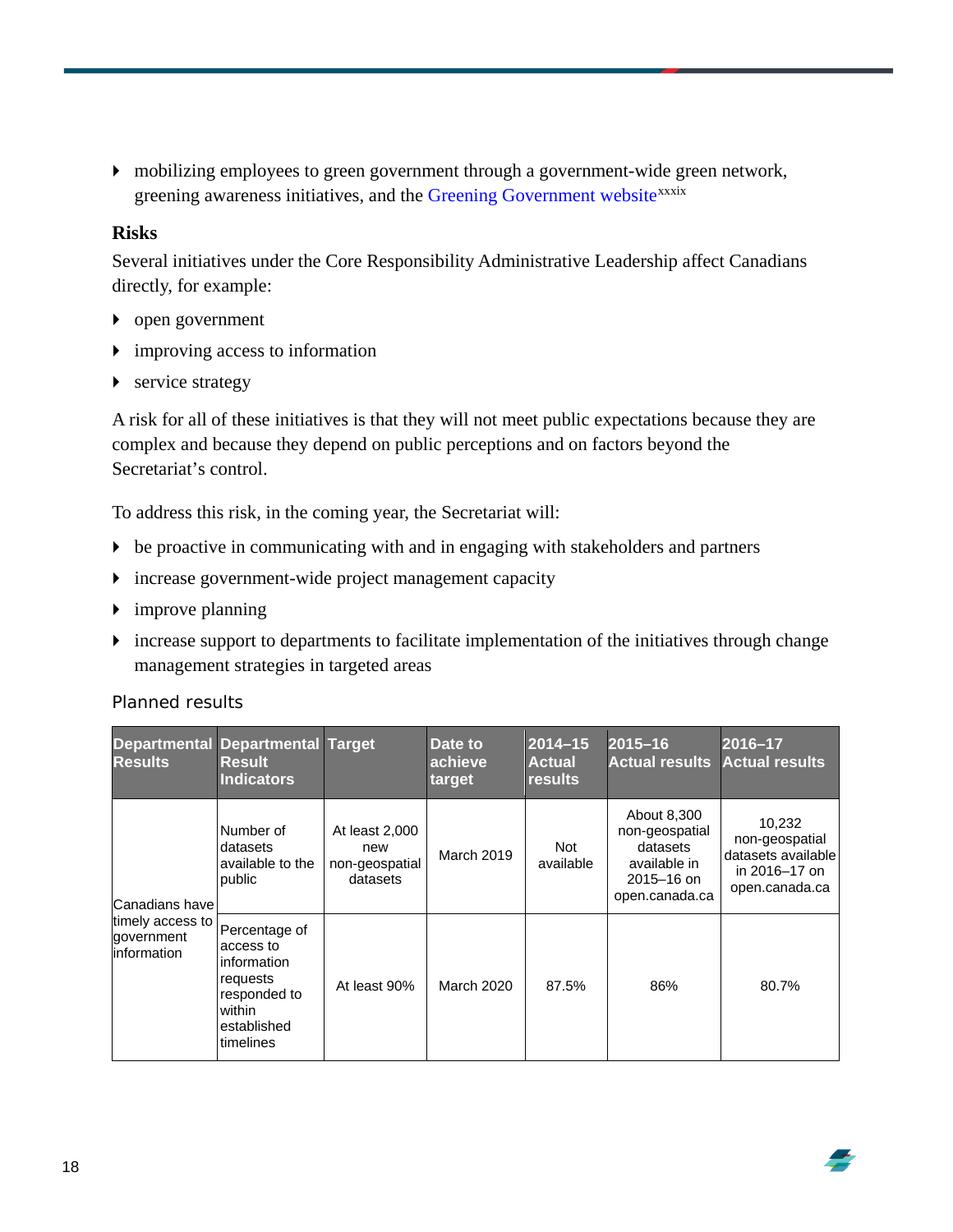- mobilizing employees to green government through a government-wide green network, greening awareness initiatives, and the Greening Government website[xxxix]

### Risks

Several initiatives under the Core Responsibility Administrative Leadership affect Canadians directly, for example:

- open government
- improving access to information
- service strategy

A risk for all of these initiatives is that they will not meet public expectations because they are complex and because they depend on public perceptions and on factors beyond the Secretariat's control.

To address this risk, in the coming year, the Secretariat will:

- be proactive in communicating with and in engaging with stakeholders and partners
- increase government-wide project management capacity
- improve planning
- increase support to departments to facilitate implementation of the initiatives through change management strategies in targeted areas

Planned results

| Departmental Results | Departmental Result Indicators | Target | Date to achieve target | 2014–15 Actual results | 2015–16 Actual results | 2016–17 Actual results |
|---|---|---|---|---|---|---|
| Canadians have timely access to government information | Number of datasets available to the public | At least 2,000 new non-geospatial datasets | March 2019 | Not available | About 8,300 non-geospatial datasets available in 2015–16 on open.canada.ca | 10,232 non-geospatial datasets available in 2016–17 on open.canada.ca |
| | Percentage of access to information requests responded to within established timelines | At least 90% | March 2020 | 87.5% | 86% | 80.7% |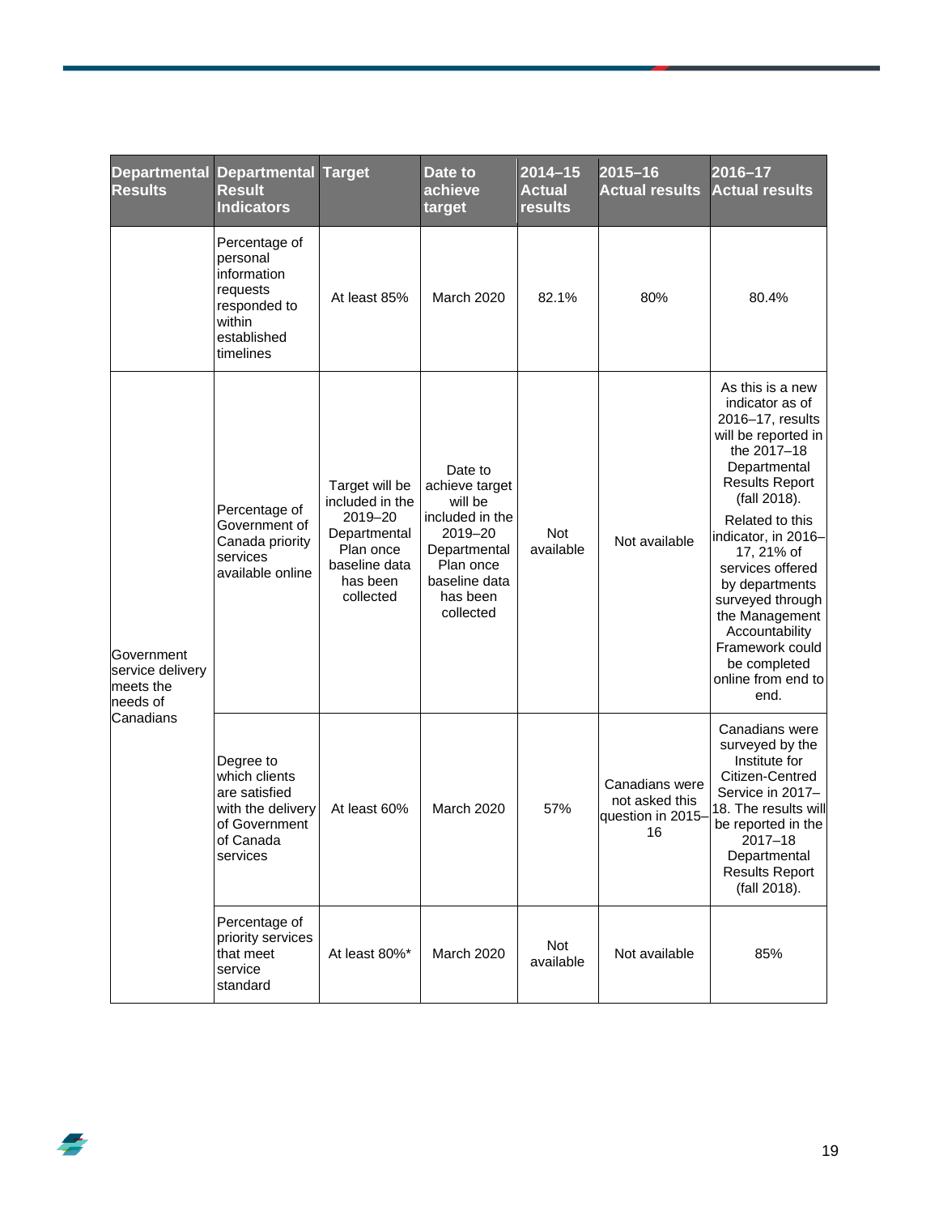| Departmental Results | Departmental Result Indicators | Target | Date to achieve target | 2014–15 Actual results | 2015–16 Actual results | 2016–17 Actual results |
|---|---|---|---|---|---|---|
| | Percentage of personal information requests responded to within established timelines | At least 85% | March 2020 | 82.1% | 80% | 80.4% |
| Government service delivery meets the needs of Canadians | Percentage of Government of Canada priority services available online | Target will be included in the 2019–20 Departmental Plan once baseline data has been collected | Date to achieve target will be included in the 2019–20 Departmental Plan once baseline data has been collected | Not available | Not available | As this is a new indicator as of 2016–17, results will be reported in the 2017–18 Departmental Results Report (fall 2018). Related to this indicator, in 2016–17, 21% of services offered by departments surveyed through the Management Accountability Framework could be completed online from end to end. |
| | Degree to which clients are satisfied with the delivery of Government of Canada services | At least 60% | March 2020 | 57% | Canadians were not asked this question in 2015–16 | Canadians were surveyed by the Institute for Citizen-Centred Service in 2017–18. The results will be reported in the 2017–18 Departmental Results Report (fall 2018). |
| | Percentage of priority services that meet service standard | At least 80%* | March 2020 | Not available | Not available | 85% |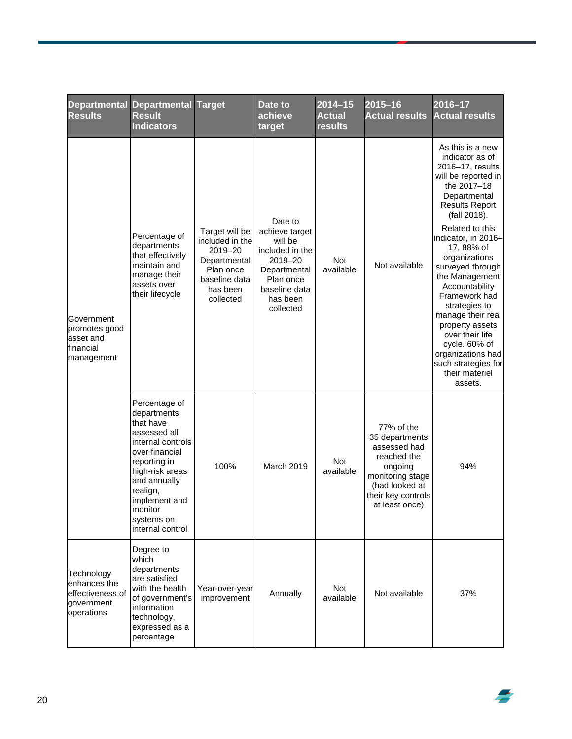| Departmental Results | Departmental Result Indicators | Target | Date to achieve target | 2014–15 Actual results | 2015–16 Actual results | 2016–17 Actual results |
|---|---|---|---|---|---|---|
| Government promotes good asset and financial management | Percentage of departments that effectively maintain and manage their assets over their lifecycle | Target will be included in the 2019–20 Departmental Plan once baseline data has been collected | Date to achieve target will be included in the 2019–20 Departmental Plan once baseline data has been collected | Not available | Not available | As this is a new indicator as of 2016–17, results will be reported in the 2017–18 Departmental Results Report (fall 2018). Related to this indicator, in 2016–17, 88% of organizations surveyed through the Management Accountability Framework had strategies to manage their real property assets over their life cycle. 60% of organizations had such strategies for their materiel assets. |
| | Percentage of departments that have assessed all internal controls over financial reporting in high-risk areas and annually realign, implement and monitor systems on internal control | 100% | March 2019 | Not available | 77% of the 35 departments assessed had reached the ongoing monitoring stage (had looked at their key controls at least once) | 94% |
| Technology enhances the effectiveness of government operations | Degree to which departments are satisfied with the health of government's information technology, expressed as a percentage | Year-over-year improvement | Annually | Not available | Not available | 37% |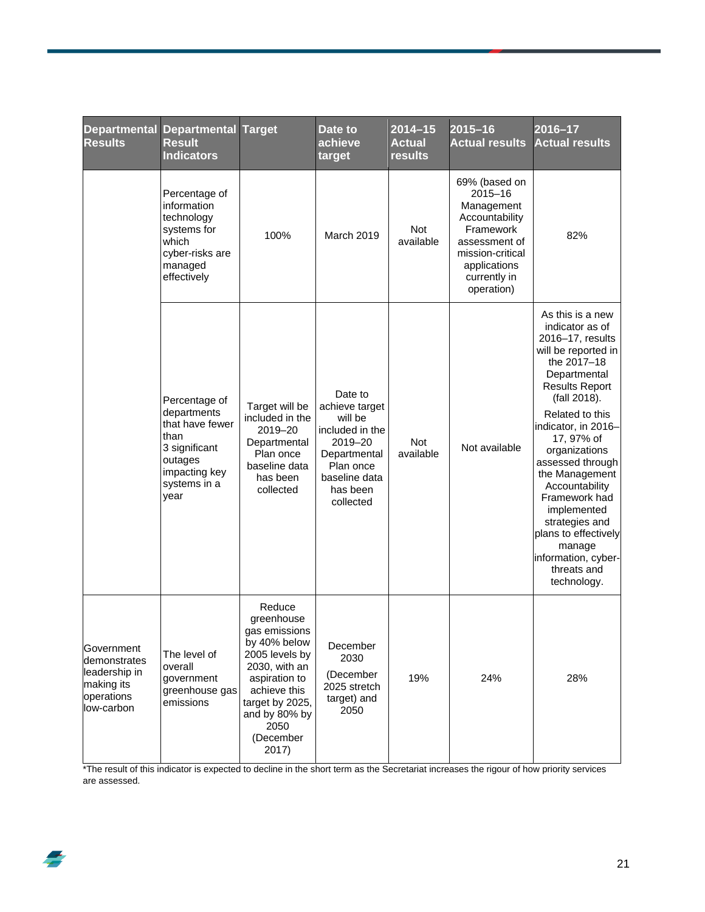| Departmental Results | Departmental Result Indicators | Target | Date to achieve target | 2014–15 Actual results | 2015–16 Actual results | 2016–17 Actual results |
|---|---|---|---|---|---|---|
| | Percentage of information technology systems for which cyber-risks are managed effectively | 100% | March 2019 | Not available | 69% (based on 2015–16 Management Accountability Framework assessment of mission-critical applications currently in operation) | 82% |
| | Percentage of departments that have fewer than 3 significant outages impacting key systems in a year | Target will be included in the 2019–20 Departmental Plan once baseline data has been collected | Date to achieve target will be included in the 2019–20 Departmental Plan once baseline data has been collected | Not available | Not available | As this is a new indicator as of 2016–17, results will be reported in the 2017–18 Departmental Results Report (fall 2018). Related to this indicator, in 2016–17, 97% of organizations assessed through the Management Accountability Framework had implemented strategies and plans to effectively manage information, cyber-threats and technology. |
| Government demonstrates leadership in making its operations low-carbon | The level of overall government greenhouse gas emissions | Reduce greenhouse gas emissions by 40% below 2005 levels by 2030, with an aspiration to achieve this target by 2025, and by 80% by 2050 (December 2017) | December 2030 (December 2025 stretch target) and 2050 | 19% | 24% | 28% |

*The result of this indicator is expected to decline in the short term as the Secretariat increases the rigour of how priority services are assessed.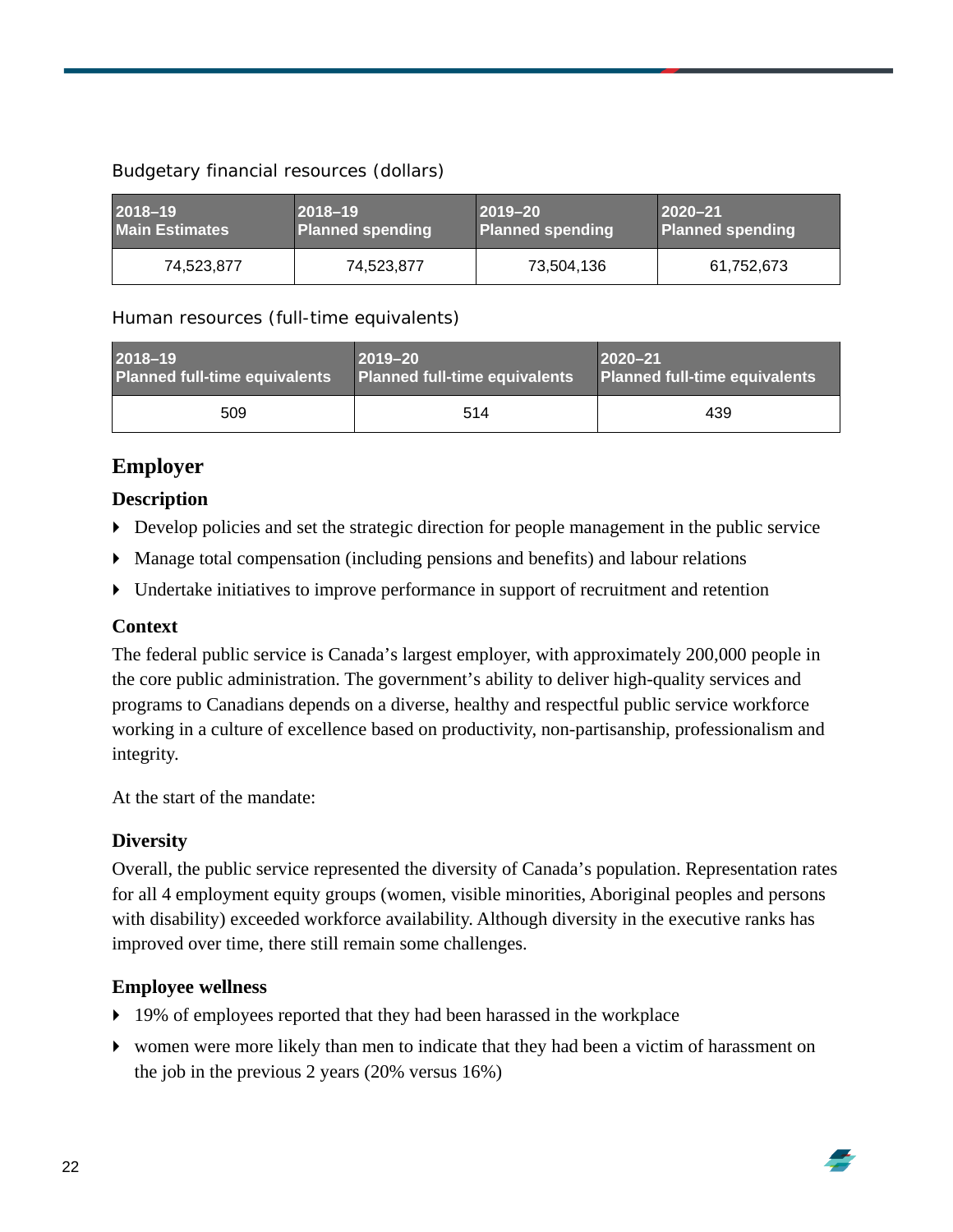Budgetary financial resources (dollars)

| 2018–19 Main Estimates | 2018–19 Planned spending | 2019–20 Planned spending | 2020–21 Planned spending |
|---|---|---|---|
| 74,523,877 | 74,523,877 | 73,504,136 | 61,752,673 |

Human resources (full-time equivalents)

| 2018–19 Planned full-time equivalents | 2019–20 Planned full-time equivalents | 2020–21 Planned full-time equivalents |
|---|---|---|
| 509 | 514 | 439 |

## Employer

### Description

- Develop policies and set the strategic direction for people management in the public service
- Manage total compensation (including pensions and benefits) and labour relations
- Undertake initiatives to improve performance in support of recruitment and retention

### Context

The federal public service is Canada's largest employer, with approximately 200,000 people in the core public administration. The government's ability to deliver high-quality services and programs to Canadians depends on a diverse, healthy and respectful public service workforce working in a culture of excellence based on productivity, non-partisanship, professionalism and integrity.

At the start of the mandate:

### Diversity

Overall, the public service represented the diversity of Canada's population. Representation rates for all 4 employment equity groups (women, visible minorities, Aboriginal peoples and persons with disability) exceeded workforce availability. Although diversity in the executive ranks has improved over time, there still remain some challenges.

### Employee wellness

- 19% of employees reported that they had been harassed in the workplace
- women were more likely than men to indicate that they had been a victim of harassment on the job in the previous 2 years (20% versus 16%)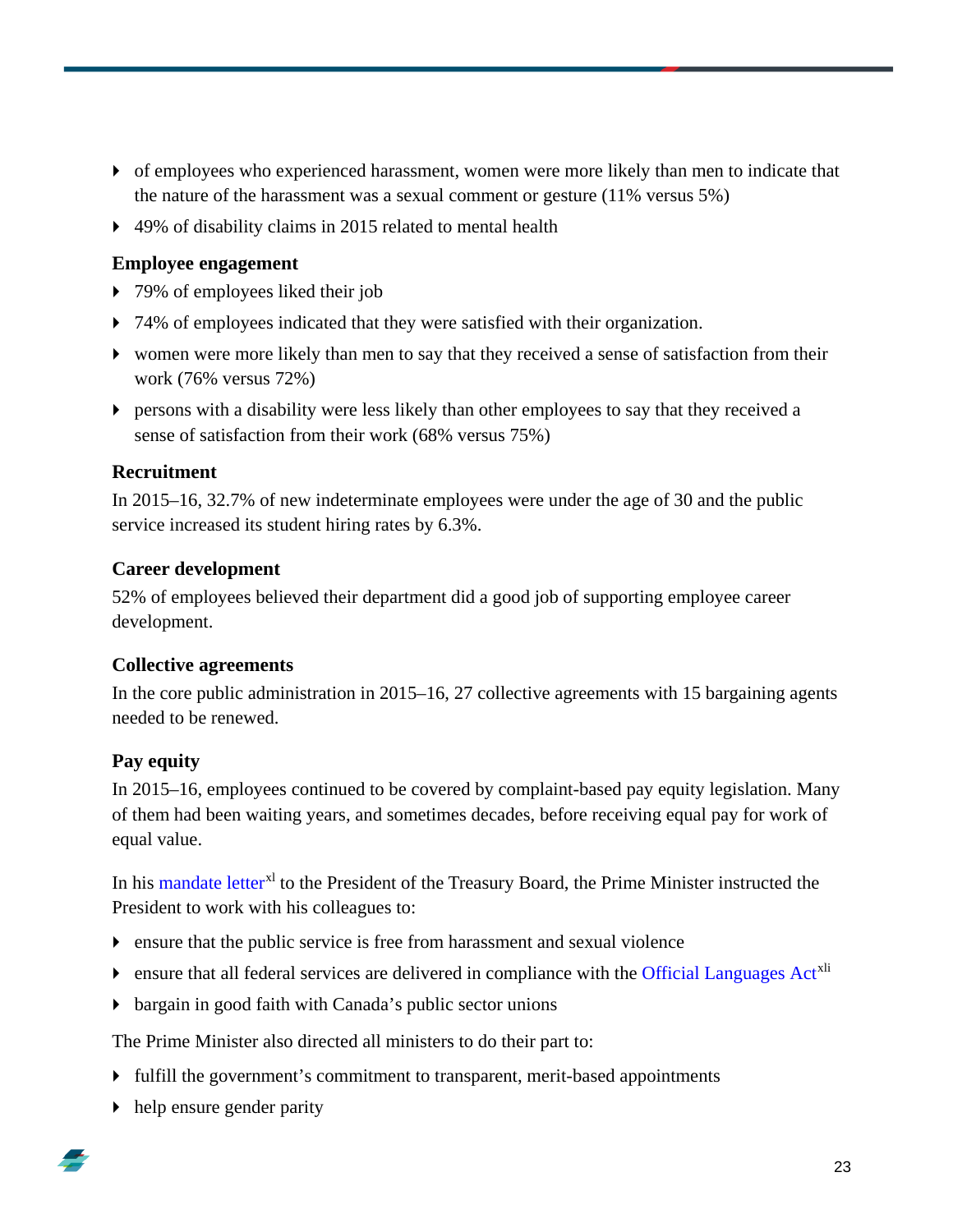- of employees who experienced harassment, women were more likely than men to indicate that the nature of the harassment was a sexual comment or gesture (11% versus 5%)
- 49% of disability claims in 2015 related to mental health

**Employee engagement**

- 79% of employees liked their job
- 74% of employees indicated that they were satisfied with their organization.
- women were more likely than men to say that they received a sense of satisfaction from their work (76% versus 72%)
- persons with a disability were less likely than other employees to say that they received a sense of satisfaction from their work (68% versus 75%)

**Recruitment**

In 2015–16, 32.7% of new indeterminate employees were under the age of 30 and the public service increased its student hiring rates by 6.3%.

**Career development**

52% of employees believed their department did a good job of supporting employee career development.

**Collective agreements**

In the core public administration in 2015–16, 27 collective agreements with 15 bargaining agents needed to be renewed.

**Pay equity**

In 2015–16, employees continued to be covered by complaint-based pay equity legislation. Many of them had been waiting years, and sometimes decades, before receiving equal pay for work of equal value.

In his mandate letter[xl] to the President of the Treasury Board, the Prime Minister instructed the President to work with his colleagues to:

- ensure that the public service is free from harassment and sexual violence
- ensure that all federal services are delivered in compliance with the Official Languages Act[xli]
- bargain in good faith with Canada's public sector unions

The Prime Minister also directed all ministers to do their part to:

- fulfill the government's commitment to transparent, merit-based appointments
- help ensure gender parity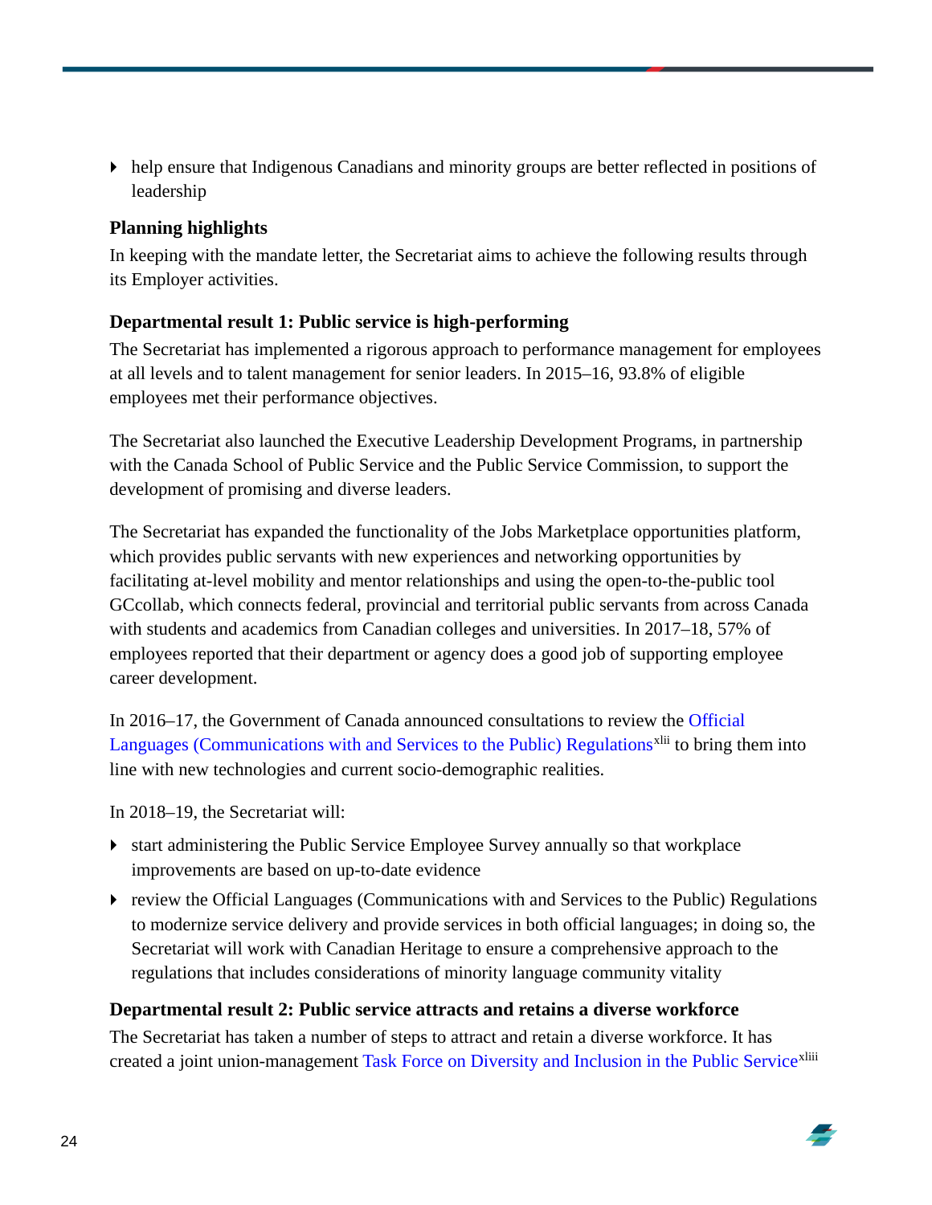- help ensure that Indigenous Canadians and minority groups are better reflected in positions of leadership

### Planning highlights

In keeping with the mandate letter, the Secretariat aims to achieve the following results through its Employer activities.

### Departmental result 1: Public service is high-performing

The Secretariat has implemented a rigorous approach to performance management for employees at all levels and to talent management for senior leaders. In 2015–16, 93.8% of eligible employees met their performance objectives.

The Secretariat also launched the Executive Leadership Development Programs, in partnership with the Canada School of Public Service and the Public Service Commission, to support the development of promising and diverse leaders.

The Secretariat has expanded the functionality of the Jobs Marketplace opportunities platform, which provides public servants with new experiences and networking opportunities by facilitating at-level mobility and mentor relationships and using the open-to-the-public tool GCcollab, which connects federal, provincial and territorial public servants from across Canada with students and academics from Canadian colleges and universities. In 2017–18, 57% of employees reported that their department or agency does a good job of supporting employee career development.

In 2016–17, the Government of Canada announced consultations to review the Official Languages (Communications with and Services to the Public) Regulations[xlii] to bring them into line with new technologies and current socio-demographic realities.

In 2018–19, the Secretariat will:

- start administering the Public Service Employee Survey annually so that workplace improvements are based on up-to-date evidence
- review the Official Languages (Communications with and Services to the Public) Regulations to modernize service delivery and provide services in both official languages; in doing so, the Secretariat will work with Canadian Heritage to ensure a comprehensive approach to the regulations that includes considerations of minority language community vitality

### Departmental result 2: Public service attracts and retains a diverse workforce

The Secretariat has taken a number of steps to attract and retain a diverse workforce. It has created a joint union-management Task Force on Diversity and Inclusion in the Public Service[xliii]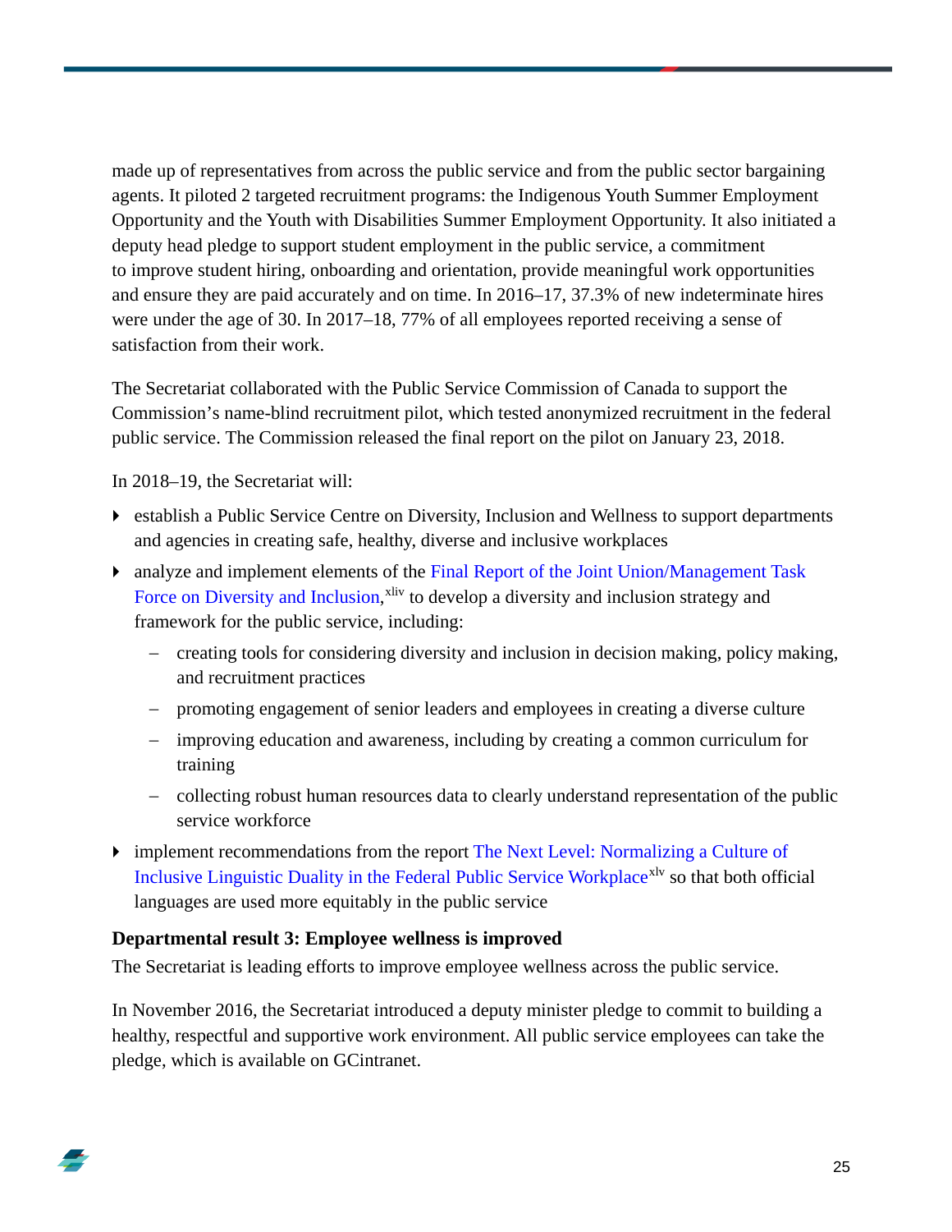made up of representatives from across the public service and from the public sector bargaining agents. It piloted 2 targeted recruitment programs: the Indigenous Youth Summer Employment Opportunity and the Youth with Disabilities Summer Employment Opportunity. It also initiated a deputy head pledge to support student employment in the public service, a commitment to improve student hiring, onboarding and orientation, provide meaningful work opportunities and ensure they are paid accurately and on time. In 2016–17, 37.3% of new indeterminate hires were under the age of 30. In 2017–18, 77% of all employees reported receiving a sense of satisfaction from their work.

The Secretariat collaborated with the Public Service Commission of Canada to support the Commission's name-blind recruitment pilot, which tested anonymized recruitment in the federal public service. The Commission released the final report on the pilot on January 23, 2018.

In 2018–19, the Secretariat will:

- establish a Public Service Centre on Diversity, Inclusion and Wellness to support departments and agencies in creating safe, healthy, diverse and inclusive workplaces
- analyze and implement elements of the Final Report of the Joint Union/Management Task Force on Diversity and Inclusion,[xliv] to develop a diversity and inclusion strategy and framework for the public service, including:
  - creating tools for considering diversity and inclusion in decision making, policy making, and recruitment practices
  - promoting engagement of senior leaders and employees in creating a diverse culture
  - improving education and awareness, including by creating a common curriculum for training
  - collecting robust human resources data to clearly understand representation of the public service workforce
- implement recommendations from the report The Next Level: Normalizing a Culture of Inclusive Linguistic Duality in the Federal Public Service Workplace[xlv] so that both official languages are used more equitably in the public service

**Departmental result 3: Employee wellness is improved**

The Secretariat is leading efforts to improve employee wellness across the public service.

In November 2016, the Secretariat introduced a deputy minister pledge to commit to building a healthy, respectful and supportive work environment. All public service employees can take the pledge, which is available on GCintranet.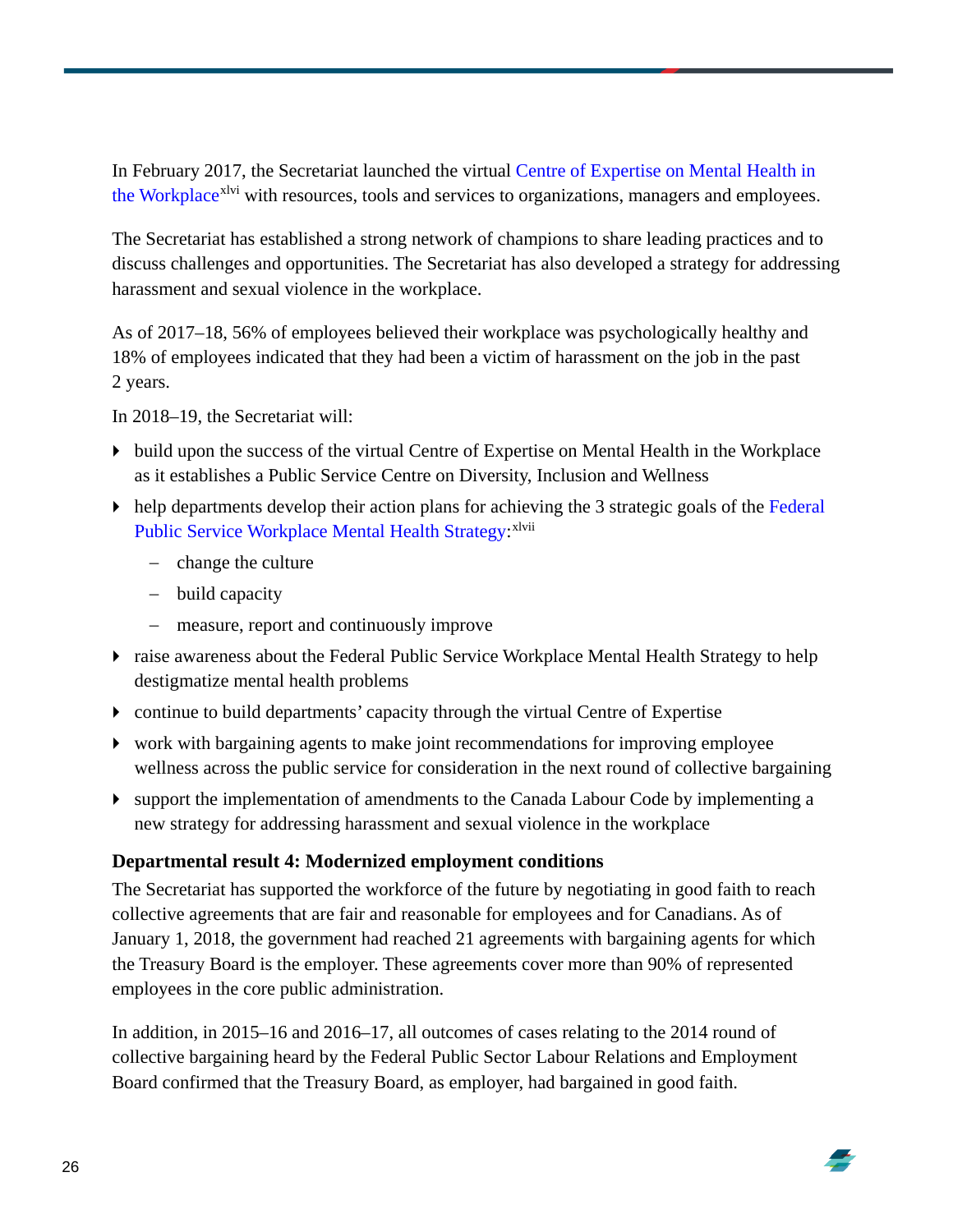In February 2017, the Secretariat launched the virtual Centre of Expertise on Mental Health in the Workplace[xlvi] with resources, tools and services to organizations, managers and employees.

The Secretariat has established a strong network of champions to share leading practices and to discuss challenges and opportunities. The Secretariat has also developed a strategy for addressing harassment and sexual violence in the workplace.

As of 2017–18, 56% of employees believed their workplace was psychologically healthy and 18% of employees indicated that they had been a victim of harassment on the job in the past 2 years.

In 2018–19, the Secretariat will:

- build upon the success of the virtual Centre of Expertise on Mental Health in the Workplace as it establishes a Public Service Centre on Diversity, Inclusion and Wellness
- help departments develop their action plans for achieving the 3 strategic goals of the Federal Public Service Workplace Mental Health Strategy:[xlvii]
  - change the culture
  - build capacity
  - measure, report and continuously improve
- raise awareness about the Federal Public Service Workplace Mental Health Strategy to help destigmatize mental health problems
- continue to build departments' capacity through the virtual Centre of Expertise
- work with bargaining agents to make joint recommendations for improving employee wellness across the public service for consideration in the next round of collective bargaining
- support the implementation of amendments to the Canada Labour Code by implementing a new strategy for addressing harassment and sexual violence in the workplace

**Departmental result 4: Modernized employment conditions**

The Secretariat has supported the workforce of the future by negotiating in good faith to reach collective agreements that are fair and reasonable for employees and for Canadians. As of January 1, 2018, the government had reached 21 agreements with bargaining agents for which the Treasury Board is the employer. These agreements cover more than 90% of represented employees in the core public administration.

In addition, in 2015–16 and 2016–17, all outcomes of cases relating to the 2014 round of collective bargaining heard by the Federal Public Sector Labour Relations and Employment Board confirmed that the Treasury Board, as employer, had bargained in good faith.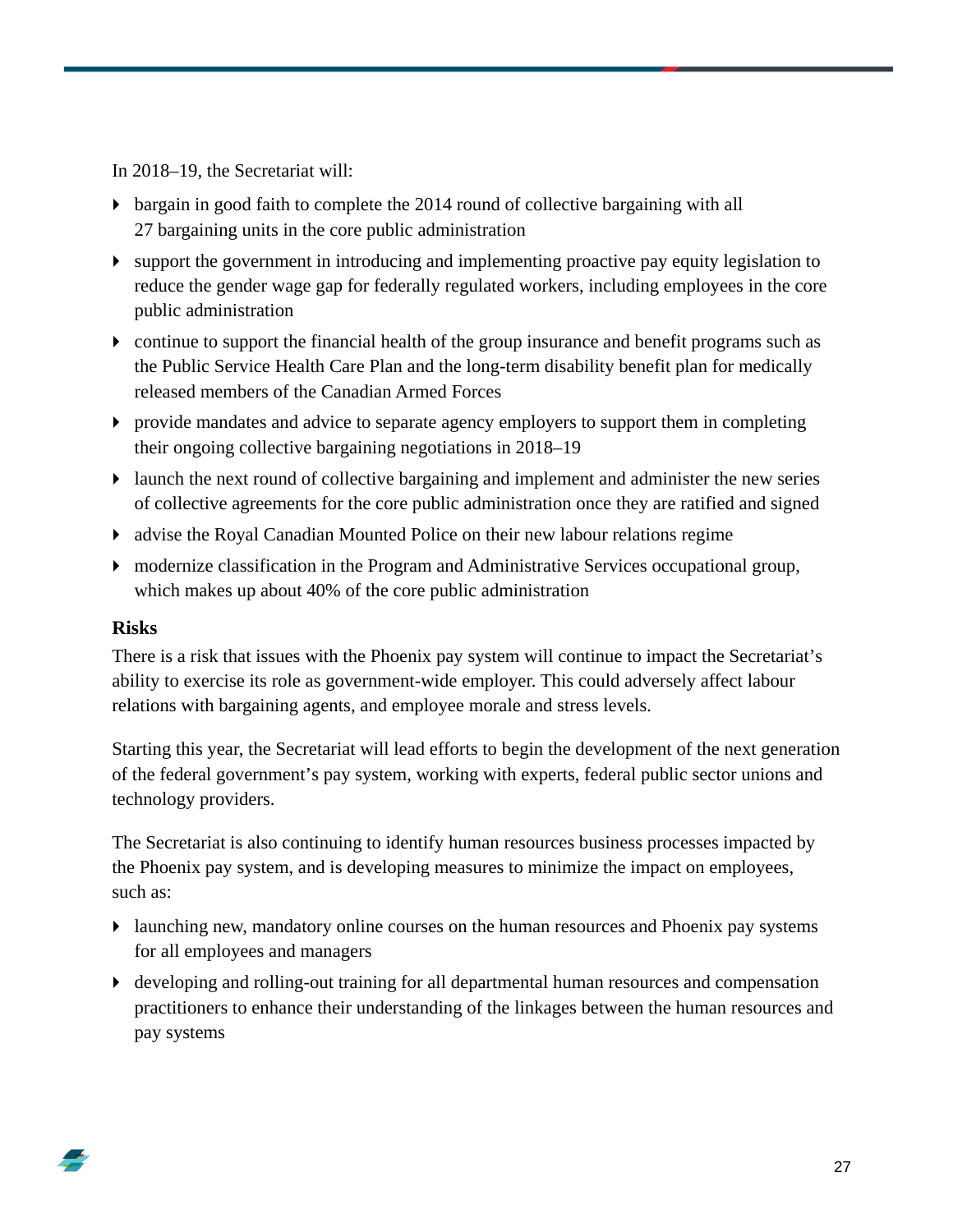In 2018–19, the Secretariat will:

- bargain in good faith to complete the 2014 round of collective bargaining with all 27 bargaining units in the core public administration
- support the government in introducing and implementing proactive pay equity legislation to reduce the gender wage gap for federally regulated workers, including employees in the core public administration
- continue to support the financial health of the group insurance and benefit programs such as the Public Service Health Care Plan and the long-term disability benefit plan for medically released members of the Canadian Armed Forces
- provide mandates and advice to separate agency employers to support them in completing their ongoing collective bargaining negotiations in 2018–19
- launch the next round of collective bargaining and implement and administer the new series of collective agreements for the core public administration once they are ratified and signed
- advise the Royal Canadian Mounted Police on their new labour relations regime
- modernize classification in the Program and Administrative Services occupational group, which makes up about 40% of the core public administration

**Risks**

There is a risk that issues with the Phoenix pay system will continue to impact the Secretariat's ability to exercise its role as government-wide employer. This could adversely affect labour relations with bargaining agents, and employee morale and stress levels.

Starting this year, the Secretariat will lead efforts to begin the development of the next generation of the federal government's pay system, working with experts, federal public sector unions and technology providers.

The Secretariat is also continuing to identify human resources business processes impacted by the Phoenix pay system, and is developing measures to minimize the impact on employees, such as:

- launching new, mandatory online courses on the human resources and Phoenix pay systems for all employees and managers
- developing and rolling-out training for all departmental human resources and compensation practitioners to enhance their understanding of the linkages between the human resources and pay systems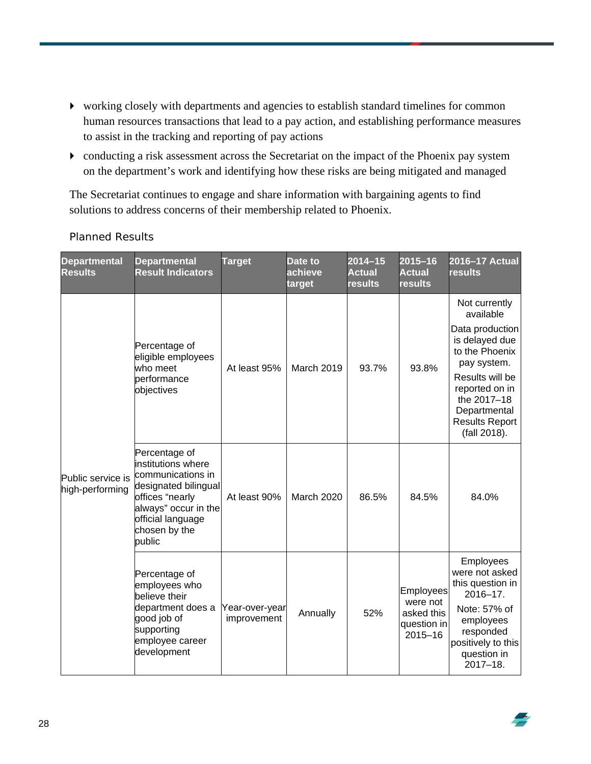- working closely with departments and agencies to establish standard timelines for common human resources transactions that lead to a pay action, and establishing performance measures to assist in the tracking and reporting of pay actions
- conducting a risk assessment across the Secretariat on the impact of the Phoenix pay system on the department's work and identifying how these risks are being mitigated and managed

The Secretariat continues to engage and share information with bargaining agents to find solutions to address concerns of their membership related to Phoenix.

### Planned Results

| Departmental Results | Departmental Result Indicators | Target | Date to achieve target | 2014–15 Actual results | 2015–16 Actual results | 2016–17 Actual results |
|---|---|---|---|---|---|---|
| Public service is high-performing | Percentage of eligible employees who meet performance objectives | At least 95% | March 2019 | 93.7% | 93.8% | Not currently available<br>Data production is delayed due to the Phoenix pay system.<br>Results will be reported on in the 2017–18 Departmental Results Report (fall 2018). |
| | Percentage of institutions where communications in designated bilingual offices "nearly always" occur in the official language chosen by the public | At least 90% | March 2020 | 86.5% | 84.5% | 84.0% |
| | Percentage of employees who believe their department does a good job of supporting employee career development | Year-over-year improvement | Annually | 52% | Employees were not asked this question in 2015–16 | Employees were not asked this question in 2016–17.<br>Note: 57% of employees responded positively to this question in 2017–18. |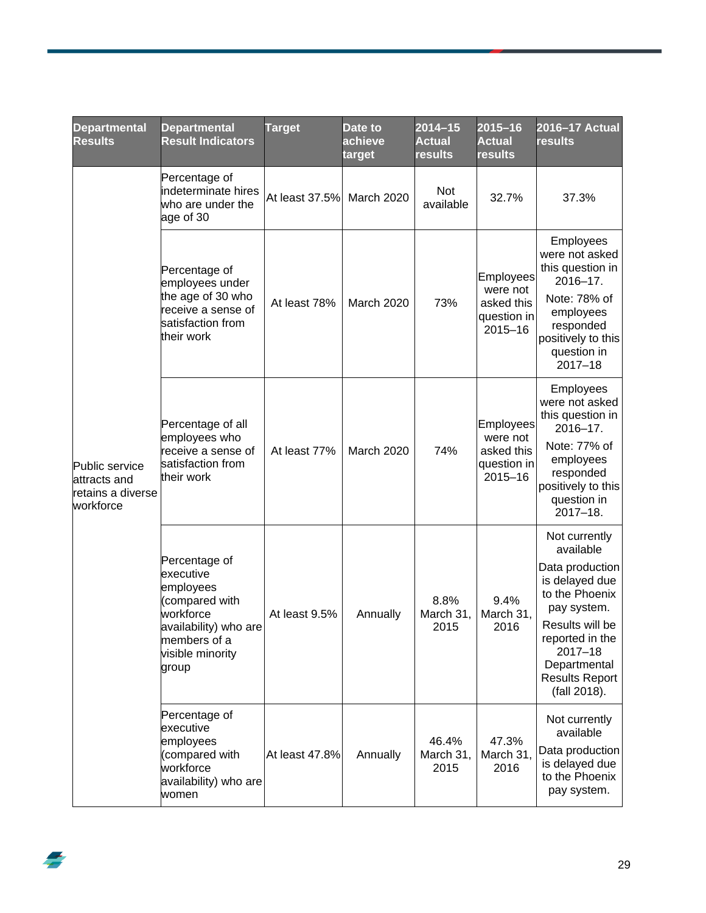| Departmental Results | Departmental Result Indicators | Target | Date to achieve target | 2014–15 Actual results | 2015–16 Actual results | 2016–17 Actual results |
|---|---|---|---|---|---|---|
| Public service attracts and retains a diverse workforce | Percentage of indeterminate hires who are under the age of 30 | At least 37.5% | March 2020 | Not available | 32.7% | 37.3% |
| | Percentage of employees under the age of 30 who receive a sense of satisfaction from their work | At least 78% | March 2020 | 73% | Employees were not asked this question in 2015–16 | Employees were not asked this question in 2016–17. Note: 78% of employees responded positively to this question in 2017–18 |
| | Percentage of all employees who receive a sense of satisfaction from their work | At least 77% | March 2020 | 74% | Employees were not asked this question in 2015–16 | Employees were not asked this question in 2016–17. Note: 77% of employees responded positively to this question in 2017–18. |
| | Percentage of executive employees (compared with workforce availability) who are members of a visible minority group | At least 9.5% | Annually | 8.8% March 31, 2015 | 9.4% March 31, 2016 | Not currently available Data production is delayed due to the Phoenix pay system. Results will be reported in the 2017–18 Departmental Results Report (fall 2018). |
| | Percentage of executive employees (compared with workforce availability) who are women | At least 47.8% | Annually | 46.4% March 31, 2015 | 47.3% March 31, 2016 | Not currently available Data production is delayed due to the Phoenix pay system. |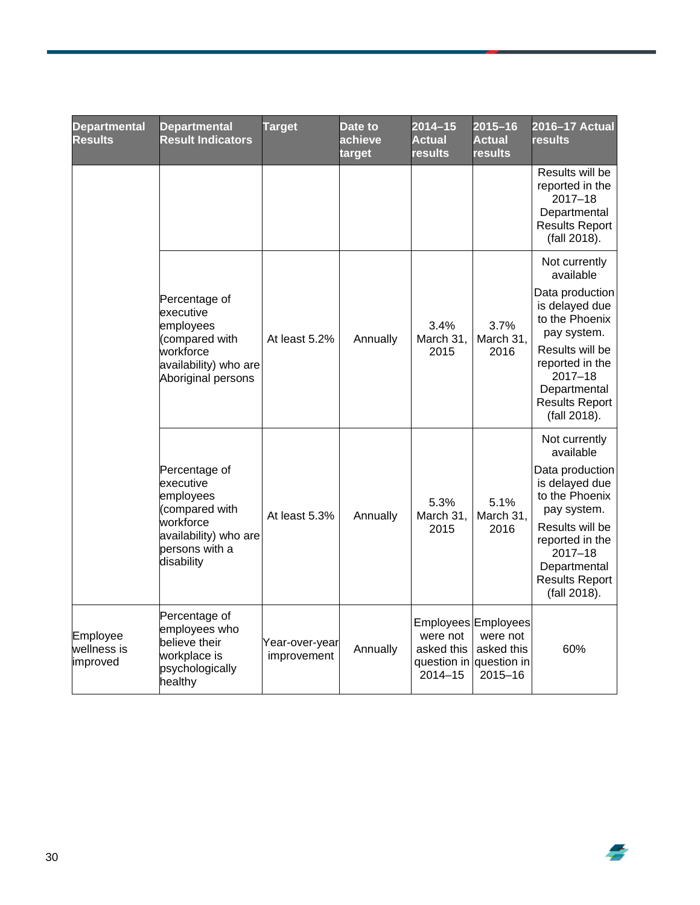| Departmental Results | Departmental Result Indicators | Target | Date to achieve target | 2014–15 Actual results | 2015–16 Actual results | 2016–17 Actual results |
|---|---|---|---|---|---|---|
| | | | | | | Results will be reported in the 2017–18 Departmental Results Report (fall 2018). |
| | Percentage of executive employees (compared with workforce availability) who are Aboriginal persons | At least 5.2% | Annually | 3.4% March 31, 2015 | 3.7% March 31, 2016 | Not currently available<br><br>Data production is delayed due to the Phoenix pay system.<br><br>Results will be reported in the 2017–18 Departmental Results Report (fall 2018). |
| | Percentage of executive employees (compared with workforce availability) who are persons with a disability | At least 5.3% | Annually | 5.3% March 31, 2015 | 5.1% March 31, 2016 | Not currently available<br><br>Data production is delayed due to the Phoenix pay system.<br><br>Results will be reported in the 2017–18 Departmental Results Report (fall 2018). |
| Employee wellness is improved | Percentage of employees who believe their workplace is psychologically healthy | Year-over-year improvement | Annually | Employees were not asked this question in 2014–15 | Employees were not asked this question in 2015–16 | 60% |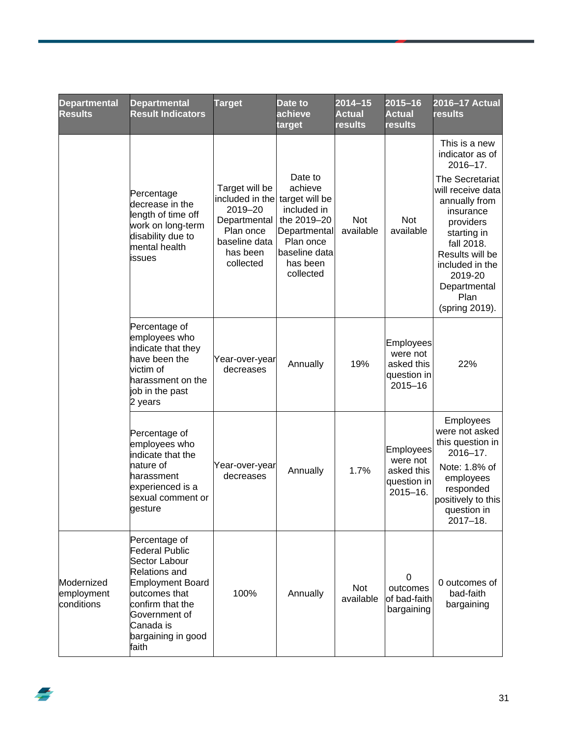| Departmental Results | Departmental Result Indicators | Target | Date to achieve target | 2014–15 Actual results | 2015–16 Actual results | 2016–17 Actual results |
|---|---|---|---|---|---|---|
| | Percentage decrease in the length of time off work on long-term disability due to mental health issues | Target will be included in the 2019–20 Departmental Plan once baseline data has been collected | Date to achieve target will be included in the 2019–20 Departmental Plan once baseline data has been collected | Not available | Not available | This is a new indicator as of 2016–17. The Secretariat will receive data annually from insurance providers starting in fall 2018. Results will be included in the 2019-20 Departmental Plan (spring 2019). |
| | Percentage of employees who indicate that they have been the victim of harassment on the job in the past 2 years | Year-over-year decreases | Annually | 19% | Employees were not asked this question in 2015–16 | 22% |
| | Percentage of employees who indicate that the nature of harassment experienced is a sexual comment or gesture | Year-over-year decreases | Annually | 1.7% | Employees were not asked this question in 2015–16. | Employees were not asked this question in 2016–17. Note: 1.8% of employees responded positively to this question in 2017–18. |
| Modernized employment conditions | Percentage of Federal Public Sector Labour Relations and Employment Board outcomes that confirm that the Government of Canada is bargaining in good faith | 100% | Annually | Not available | 0 outcomes of bad-faith bargaining | 0 outcomes of bad-faith bargaining |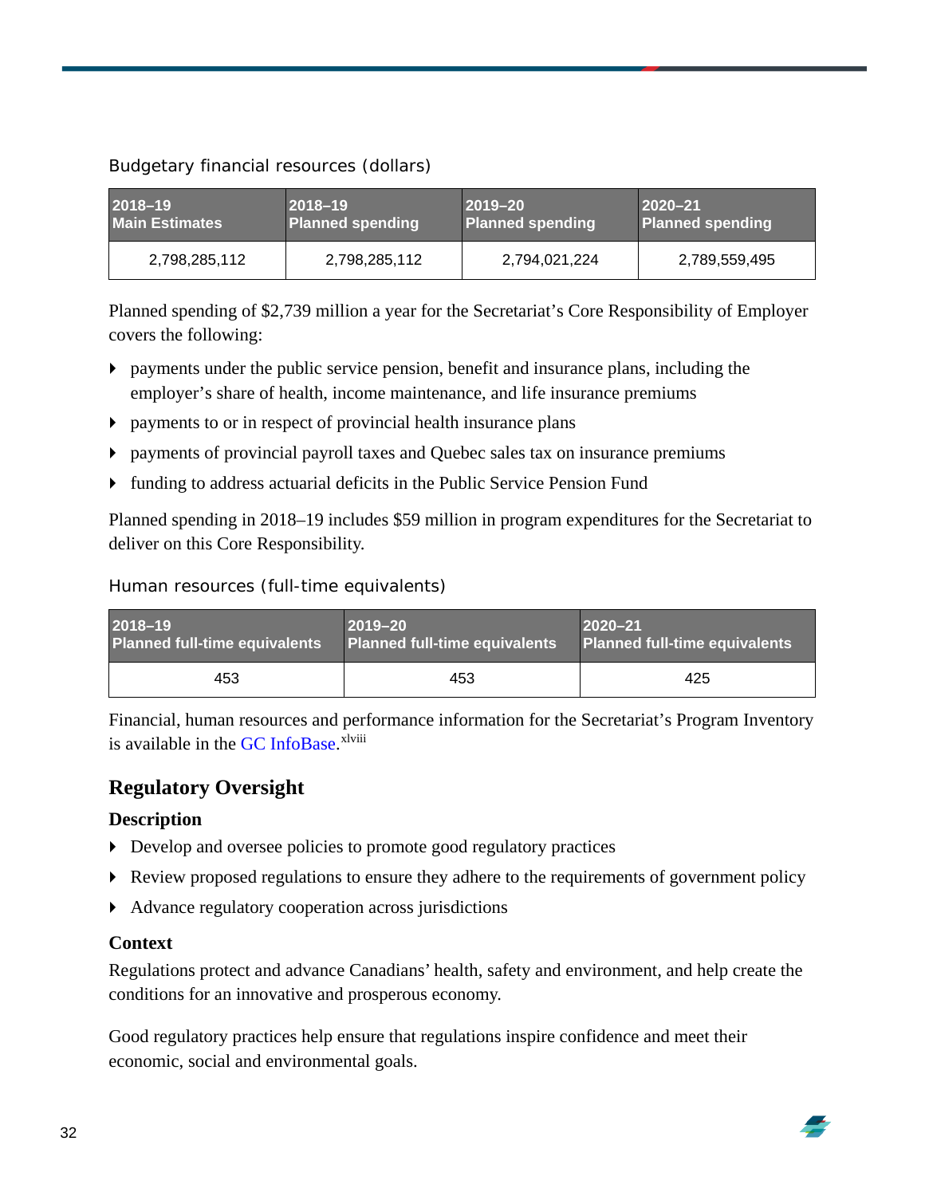Budgetary financial resources (dollars)

| 2018–19 Main Estimates | 2018–19 Planned spending | 2019–20 Planned spending | 2020–21 Planned spending |
|---|---|---|---|
| 2,798,285,112 | 2,798,285,112 | 2,794,021,224 | 2,789,559,495 |

Planned spending of $2,739 million a year for the Secretariat's Core Responsibility of Employer covers the following:

- payments under the public service pension, benefit and insurance plans, including the employer's share of health, income maintenance, and life insurance premiums
- payments to or in respect of provincial health insurance plans
- payments of provincial payroll taxes and Quebec sales tax on insurance premiums
- funding to address actuarial deficits in the Public Service Pension Fund

Planned spending in 2018–19 includes $59 million in program expenditures for the Secretariat to deliver on this Core Responsibility.

Human resources (full-time equivalents)

| 2018–19 Planned full-time equivalents | 2019–20 Planned full-time equivalents | 2020–21 Planned full-time equivalents |
|---|---|---|
| 453 | 453 | 425 |

Financial, human resources and performance information for the Secretariat's Program Inventory is available in the GC InfoBase.[xlviii]

## Regulatory Oversight

### Description

- Develop and oversee policies to promote good regulatory practices
- Review proposed regulations to ensure they adhere to the requirements of government policy
- Advance regulatory cooperation across jurisdictions

### Context

Regulations protect and advance Canadians' health, safety and environment, and help create the conditions for an innovative and prosperous economy.

Good regulatory practices help ensure that regulations inspire confidence and meet their economic, social and environmental goals.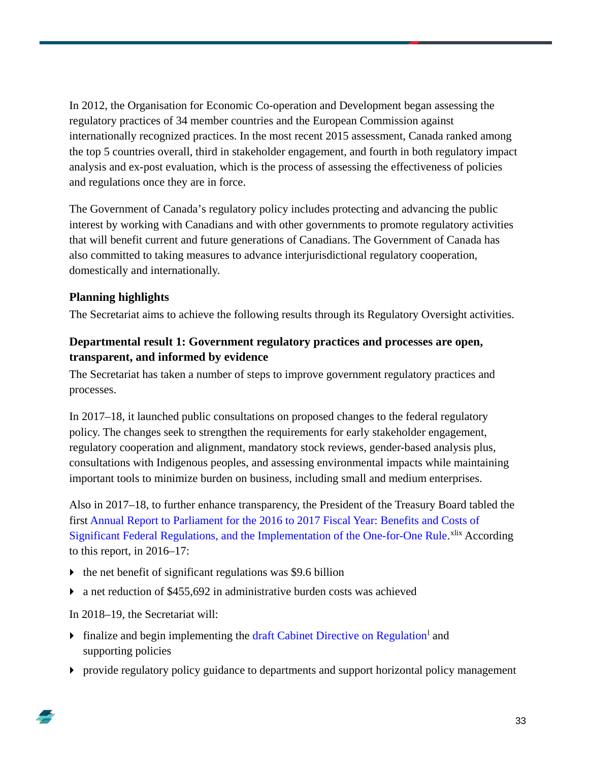In 2012, the Organisation for Economic Co-operation and Development began assessing the regulatory practices of 34 member countries and the European Commission against internationally recognized practices. In the most recent 2015 assessment, Canada ranked among the top 5 countries overall, third in stakeholder engagement, and fourth in both regulatory impact analysis and ex-post evaluation, which is the process of assessing the effectiveness of policies and regulations once they are in force.

The Government of Canada's regulatory policy includes protecting and advancing the public interest by working with Canadians and with other governments to promote regulatory activities that will benefit current and future generations of Canadians. The Government of Canada has also committed to taking measures to advance interjurisdictional regulatory cooperation, domestically and internationally.

### Planning highlights

The Secretariat aims to achieve the following results through its Regulatory Oversight activities.

### Departmental result 1: Government regulatory practices and processes are open, transparent, and informed by evidence

The Secretariat has taken a number of steps to improve government regulatory practices and processes.

In 2017–18, it launched public consultations on proposed changes to the federal regulatory policy. The changes seek to strengthen the requirements for early stakeholder engagement, regulatory cooperation and alignment, mandatory stock reviews, gender-based analysis plus, consultations with Indigenous peoples, and assessing environmental impacts while maintaining important tools to minimize burden on business, including small and medium enterprises.

Also in 2017–18, to further enhance transparency, the President of the Treasury Board tabled the first Annual Report to Parliament for the 2016 to 2017 Fiscal Year: Benefits and Costs of Significant Federal Regulations, and the Implementation of the One-for-One Rule.[xlix] According to this report, in 2016–17:

- the net benefit of significant regulations was $9.6 billion
- a net reduction of $455,692 in administrative burden costs was achieved

In 2018–19, the Secretariat will:

- finalize and begin implementing the draft Cabinet Directive on Regulation[l] and supporting policies
- provide regulatory policy guidance to departments and support horizontal policy management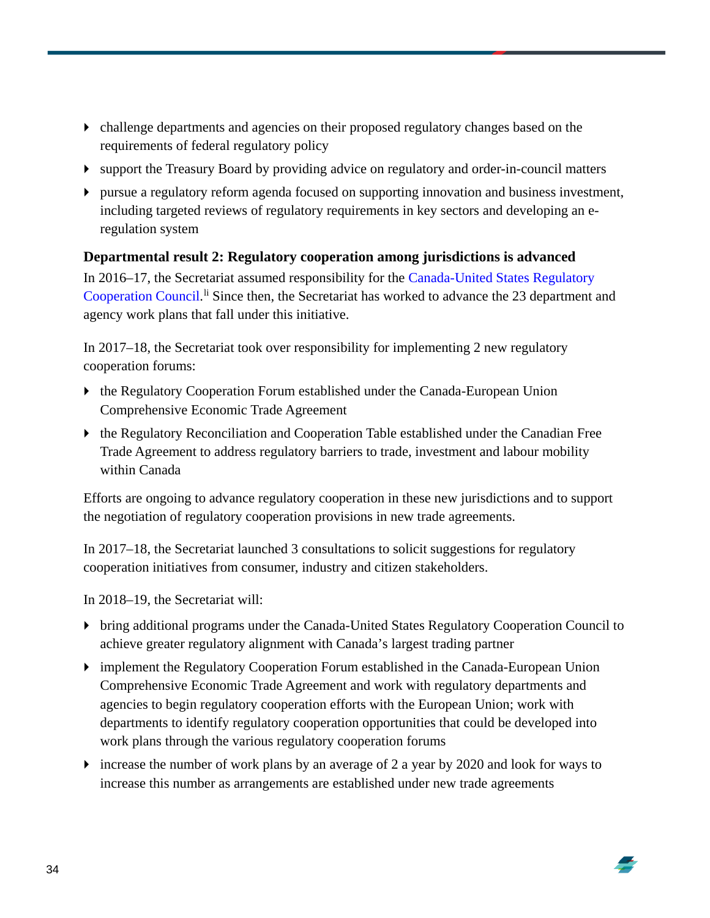- challenge departments and agencies on their proposed regulatory changes based on the requirements of federal regulatory policy
- support the Treasury Board by providing advice on regulatory and order-in-council matters
- pursue a regulatory reform agenda focused on supporting innovation and business investment, including targeted reviews of regulatory requirements in key sectors and developing an e-regulation system

**Departmental result 2: Regulatory cooperation among jurisdictions is advanced**

In 2016–17, the Secretariat assumed responsibility for the Canada-United States Regulatory Cooperation Council.[li] Since then, the Secretariat has worked to advance the 23 department and agency work plans that fall under this initiative.

In 2017–18, the Secretariat took over responsibility for implementing 2 new regulatory cooperation forums:

- the Regulatory Cooperation Forum established under the Canada-European Union Comprehensive Economic Trade Agreement
- the Regulatory Reconciliation and Cooperation Table established under the Canadian Free Trade Agreement to address regulatory barriers to trade, investment and labour mobility within Canada

Efforts are ongoing to advance regulatory cooperation in these new jurisdictions and to support the negotiation of regulatory cooperation provisions in new trade agreements.

In 2017–18, the Secretariat launched 3 consultations to solicit suggestions for regulatory cooperation initiatives from consumer, industry and citizen stakeholders.

In 2018–19, the Secretariat will:

- bring additional programs under the Canada-United States Regulatory Cooperation Council to achieve greater regulatory alignment with Canada's largest trading partner
- implement the Regulatory Cooperation Forum established in the Canada-European Union Comprehensive Economic Trade Agreement and work with regulatory departments and agencies to begin regulatory cooperation efforts with the European Union; work with departments to identify regulatory cooperation opportunities that could be developed into work plans through the various regulatory cooperation forums
- increase the number of work plans by an average of 2 a year by 2020 and look for ways to increase this number as arrangements are established under new trade agreements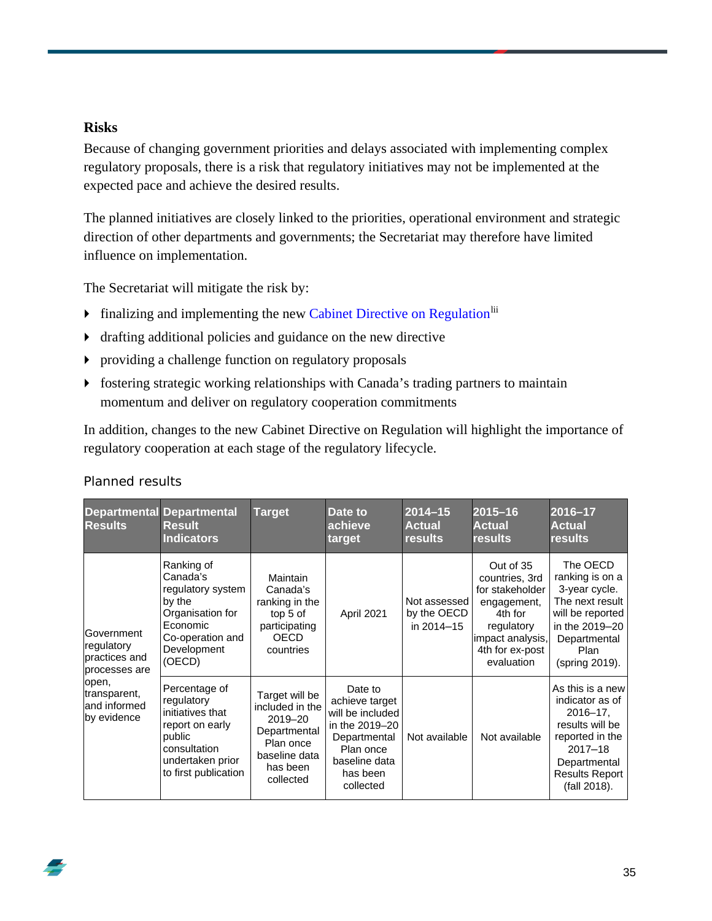### Risks

Because of changing government priorities and delays associated with implementing complex regulatory proposals, there is a risk that regulatory initiatives may not be implemented at the expected pace and achieve the desired results.

The planned initiatives are closely linked to the priorities, operational environment and strategic direction of other departments and governments; the Secretariat may therefore have limited influence on implementation.

The Secretariat will mitigate the risk by:

- finalizing and implementing the new Cabinet Directive on Regulation[lii]
- drafting additional policies and guidance on the new directive
- providing a challenge function on regulatory proposals
- fostering strategic working relationships with Canada's trading partners to maintain momentum and deliver on regulatory cooperation commitments

In addition, changes to the new Cabinet Directive on Regulation will highlight the importance of regulatory cooperation at each stage of the regulatory lifecycle.

#### Planned results

| Departmental Results | Departmental Result Indicators | Target | Date to achieve target | 2014–15 Actual results | 2015–16 Actual results | 2016–17 Actual results |
|---|---|---|---|---|---|---|
| Government regulatory practices and processes are open, transparent, and informed by evidence | Ranking of Canada's regulatory system by the Organisation for Economic Co-operation and Development (OECD) | Maintain Canada's ranking in the top 5 of participating OECD countries | April 2021 | Not assessed by the OECD in 2014–15 | Out of 35 countries, 3rd for stakeholder engagement, 4th for regulatory impact analysis, 4th for ex-post evaluation | The OECD ranking is on a 3-year cycle. The next result will be reported in the 2019–20 Departmental Plan (spring 2019). |
| | Percentage of regulatory initiatives that report on early public consultation undertaken prior to first publication | Target will be included in the 2019–20 Departmental Plan once baseline data has been collected | Date to achieve target will be included in the 2019–20 Departmental Plan once baseline data has been collected | Not available | Not available | As this is a new indicator as of 2016–17, results will be reported in the 2017–18 Departmental Results Report (fall 2018). |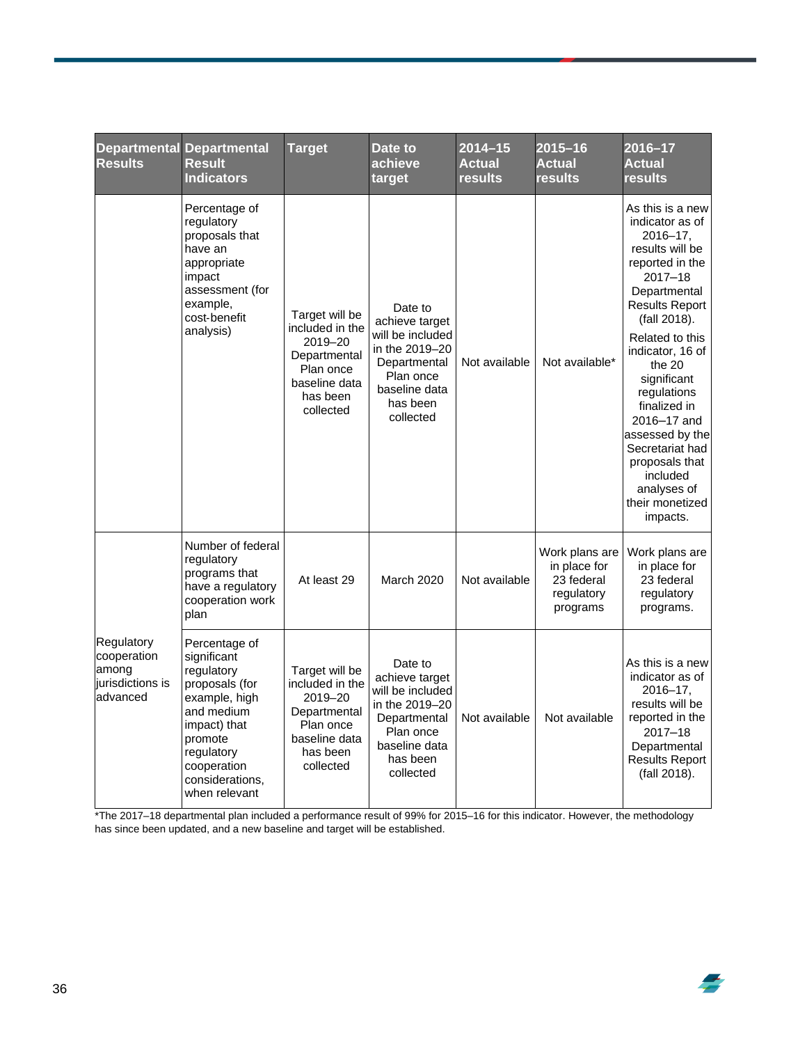| Departmental Results | Departmental Result Indicators | Target | Date to achieve target | 2014–15 Actual results | 2015–16 Actual results | 2016–17 Actual results |
|---|---|---|---|---|---|---|
| | Percentage of regulatory proposals that have an appropriate impact assessment (for example, cost-benefit analysis) | Target will be included in the 2019–20 Departmental Plan once baseline data has been collected | Date to achieve target will be included in the 2019–20 Departmental Plan once baseline data has been collected | Not available | Not available* | As this is a new indicator as of 2016–17, results will be reported in the 2017–18 Departmental Results Report (fall 2018). Related to this indicator, 16 of the 20 significant regulations finalized in 2016–17 and assessed by the Secretariat had proposals that included analyses of their monetized impacts. |
| Regulatory cooperation among jurisdictions is advanced | Number of federal regulatory programs that have a regulatory cooperation work plan | At least 29 | March 2020 | Not available | Work plans are in place for 23 federal regulatory programs | Work plans are in place for 23 federal regulatory programs. |
| | Percentage of significant regulatory proposals (for example, high and medium impact) that promote regulatory cooperation considerations, when relevant | Target will be included in the 2019–20 Departmental Plan once baseline data has been collected | Date to achieve target will be included in the 2019–20 Departmental Plan once baseline data has been collected | Not available | Not available | As this is a new indicator as of 2016–17, results will be reported in the 2017–18 Departmental Results Report (fall 2018). |

*The 2017–18 departmental plan included a performance result of 99% for 2015–16 for this indicator. However, the methodology has since been updated, and a new baseline and target will be established.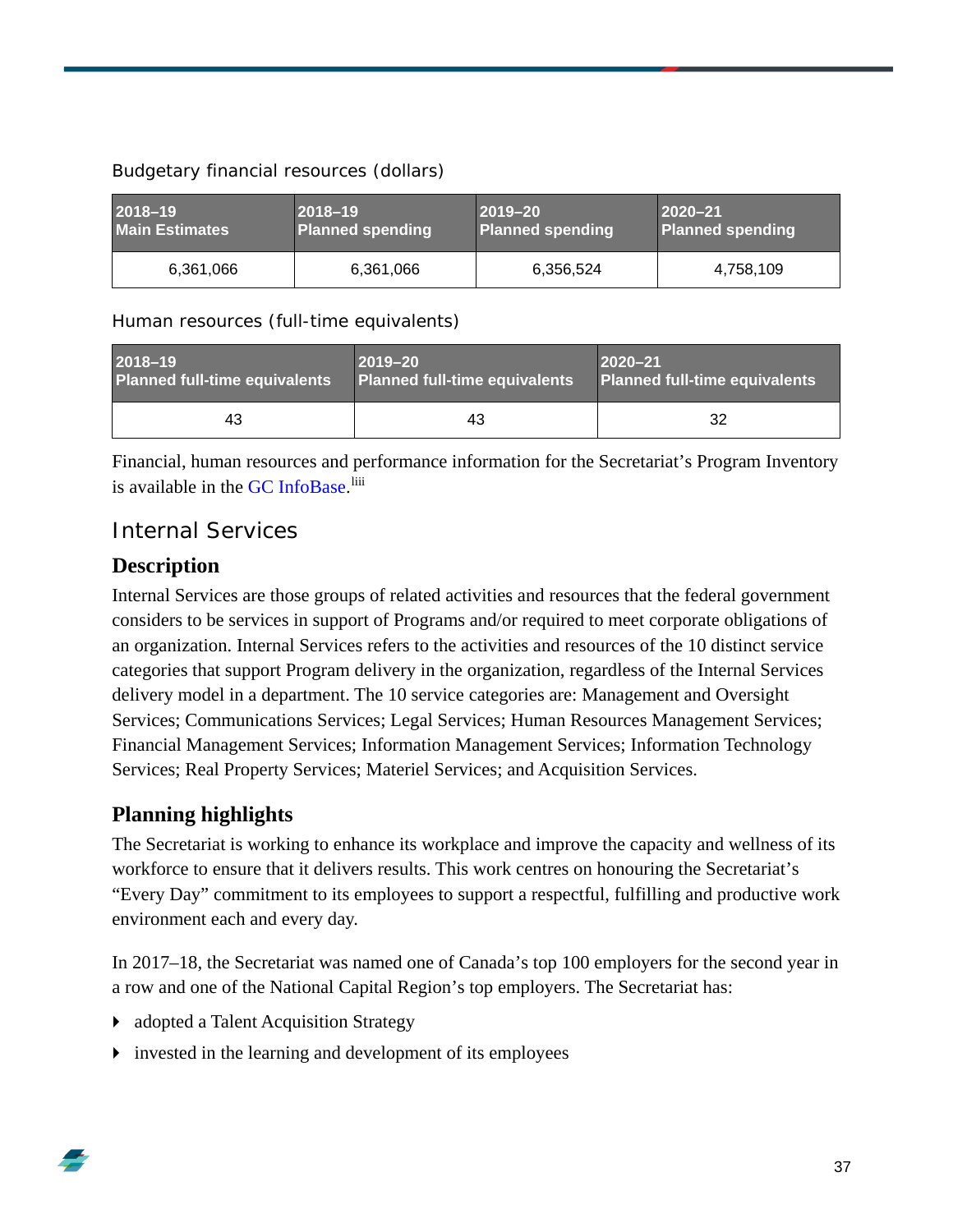Budgetary financial resources (dollars)

| 2018–19 Main Estimates | 2018–19 Planned spending | 2019–20 Planned spending | 2020–21 Planned spending |
|---|---|---|---|
| 6,361,066 | 6,361,066 | 6,356,524 | 4,758,109 |

Human resources (full-time equivalents)

| 2018–19 Planned full-time equivalents | 2019–20 Planned full-time equivalents | 2020–21 Planned full-time equivalents |
|---|---|---|
| 43 | 43 | 32 |

Financial, human resources and performance information for the Secretariat's Program Inventory is available in the GC InfoBase.[liii]

## Internal Services

### Description

Internal Services are those groups of related activities and resources that the federal government considers to be services in support of Programs and/or required to meet corporate obligations of an organization. Internal Services refers to the activities and resources of the 10 distinct service categories that support Program delivery in the organization, regardless of the Internal Services delivery model in a department. The 10 service categories are: Management and Oversight Services; Communications Services; Legal Services; Human Resources Management Services; Financial Management Services; Information Management Services; Information Technology Services; Real Property Services; Materiel Services; and Acquisition Services.

### Planning highlights

The Secretariat is working to enhance its workplace and improve the capacity and wellness of its workforce to ensure that it delivers results. This work centres on honouring the Secretariat's "Every Day" commitment to its employees to support a respectful, fulfilling and productive work environment each and every day.

In 2017–18, the Secretariat was named one of Canada's top 100 employers for the second year in a row and one of the National Capital Region's top employers. The Secretariat has:

- adopted a Talent Acquisition Strategy
- invested in the learning and development of its employees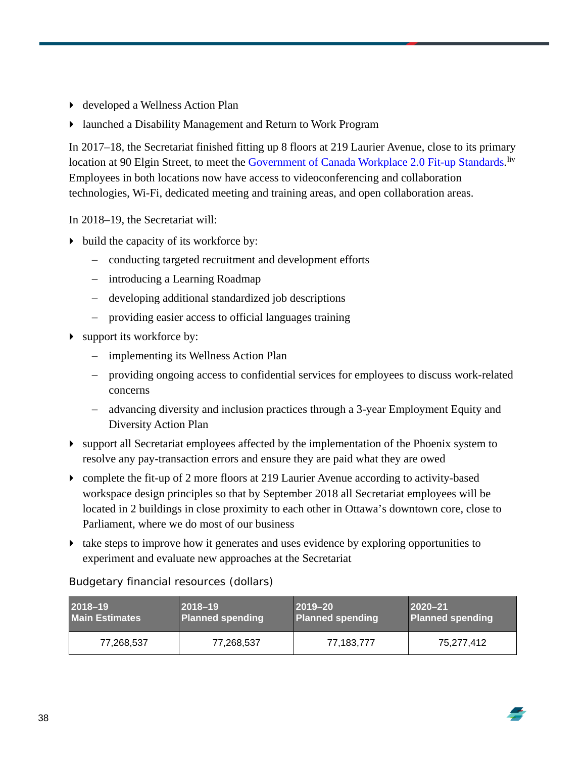- developed a Wellness Action Plan
- launched a Disability Management and Return to Work Program

In 2017–18, the Secretariat finished fitting up 8 floors at 219 Laurier Avenue, close to its primary location at 90 Elgin Street, to meet the Government of Canada Workplace 2.0 Fit-up Standards.[liv] Employees in both locations now have access to videoconferencing and collaboration technologies, Wi-Fi, dedicated meeting and training areas, and open collaboration areas.

In 2018–19, the Secretariat will:

- build the capacity of its workforce by:
  - conducting targeted recruitment and development efforts
  - introducing a Learning Roadmap
  - developing additional standardized job descriptions
  - providing easier access to official languages training
- support its workforce by:
  - implementing its Wellness Action Plan
  - providing ongoing access to confidential services for employees to discuss work-related concerns
  - advancing diversity and inclusion practices through a 3-year Employment Equity and Diversity Action Plan
- support all Secretariat employees affected by the implementation of the Phoenix system to resolve any pay-transaction errors and ensure they are paid what they are owed
- complete the fit-up of 2 more floors at 219 Laurier Avenue according to activity-based workspace design principles so that by September 2018 all Secretariat employees will be located in 2 buildings in close proximity to each other in Ottawa's downtown core, close to Parliament, where we do most of our business
- take steps to improve how it generates and uses evidence by exploring opportunities to experiment and evaluate new approaches at the Secretariat

Budgetary financial resources (dollars)

| 2018–19 Main Estimates | 2018–19 Planned spending | 2019–20 Planned spending | 2020–21 Planned spending |
|---|---|---|---|
| 77,268,537 | 77,268,537 | 77,183,777 | 75,277,412 |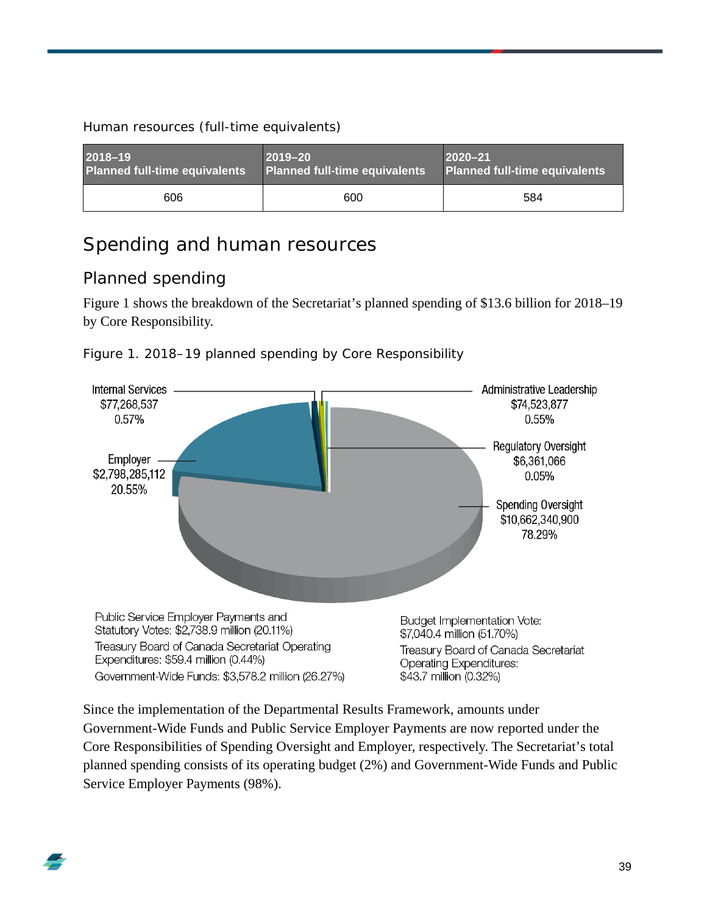Human resources (full-time equivalents)

| 2018–19 Planned full-time equivalents | 2019–20 Planned full-time equivalents | 2020–21 Planned full-time equivalents |
|---|---|---|
| 606 | 600 | 584 |

## Spending and human resources

### Planned spending

Figure 1 shows the breakdown of the Secretariat's planned spending of $13.6 billion for 2018–19 by Core Responsibility.

Figure 1. 2018–19 planned spending by Core Responsibility

Internal Services
$77,268,537
0.57%

Administrative Leadership
$74,523,877
0.55%

Regulatory Oversight
$6,361,066
0.05%

Employer
$2,798,285,112
20.55%

Spending Oversight
$10,662,340,900
78.29%

Public Service Employer Payments and Statutory Votes: $2,738.9 million (20.11%)
Treasury Board of Canada Secretariat Operating Expenditures: $59.4 million (0.44%)
Government-Wide Funds: $3,578.2 million (26.27%)

Budget Implementation Vote: $7,040.4 million (51.70%)
Treasury Board of Canada Secretariat Operating Expenditures: $43.7 million (0.32%)

Since the implementation of the Departmental Results Framework, amounts under Government-Wide Funds and Public Service Employer Payments are now reported under the Core Responsibilities of Spending Oversight and Employer, respectively. The Secretariat's total planned spending consists of its operating budget (2%) and Government-Wide Funds and Public Service Employer Payments (98%).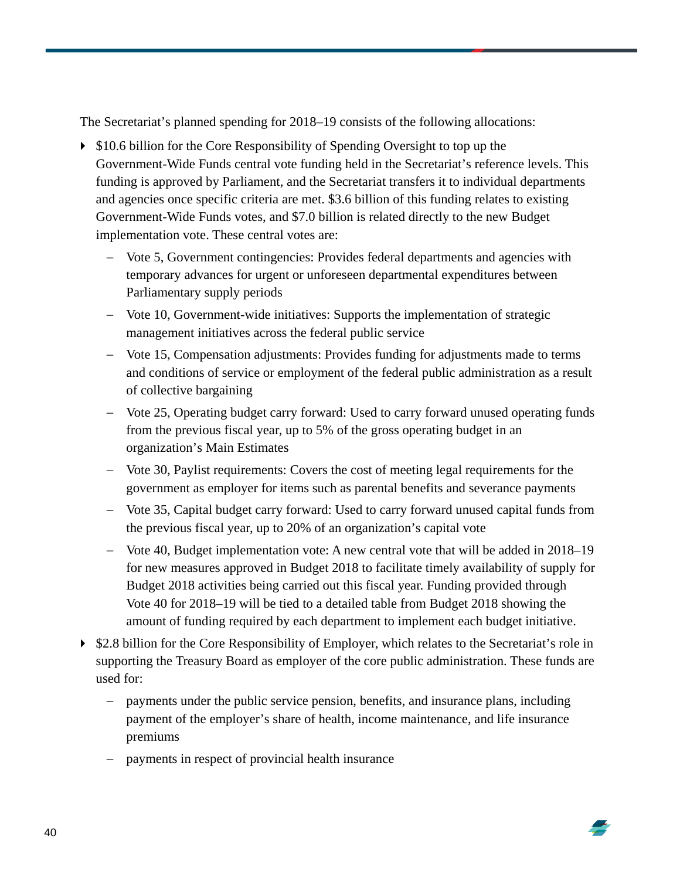The Secretariat's planned spending for 2018–19 consists of the following allocations:

- $10.6 billion for the Core Responsibility of Spending Oversight to top up the Government-Wide Funds central vote funding held in the Secretariat's reference levels. This funding is approved by Parliament, and the Secretariat transfers it to individual departments and agencies once specific criteria are met. $3.6 billion of this funding relates to existing Government-Wide Funds votes, and $7.0 billion is related directly to the new Budget implementation vote. These central votes are:
  - Vote 5, Government contingencies: Provides federal departments and agencies with temporary advances for urgent or unforeseen departmental expenditures between Parliamentary supply periods
  - Vote 10, Government-wide initiatives: Supports the implementation of strategic management initiatives across the federal public service
  - Vote 15, Compensation adjustments: Provides funding for adjustments made to terms and conditions of service or employment of the federal public administration as a result of collective bargaining
  - Vote 25, Operating budget carry forward: Used to carry forward unused operating funds from the previous fiscal year, up to 5% of the gross operating budget in an organization's Main Estimates
  - Vote 30, Paylist requirements: Covers the cost of meeting legal requirements for the government as employer for items such as parental benefits and severance payments
  - Vote 35, Capital budget carry forward: Used to carry forward unused capital funds from the previous fiscal year, up to 20% of an organization's capital vote
  - Vote 40, Budget implementation vote: A new central vote that will be added in 2018–19 for new measures approved in Budget 2018 to facilitate timely availability of supply for Budget 2018 activities being carried out this fiscal year. Funding provided through Vote 40 for 2018–19 will be tied to a detailed table from Budget 2018 showing the amount of funding required by each department to implement each budget initiative.
- $2.8 billion for the Core Responsibility of Employer, which relates to the Secretariat's role in supporting the Treasury Board as employer of the core public administration. These funds are used for:
  - payments under the public service pension, benefits, and insurance plans, including payment of the employer's share of health, income maintenance, and life insurance premiums
  - payments in respect of provincial health insurance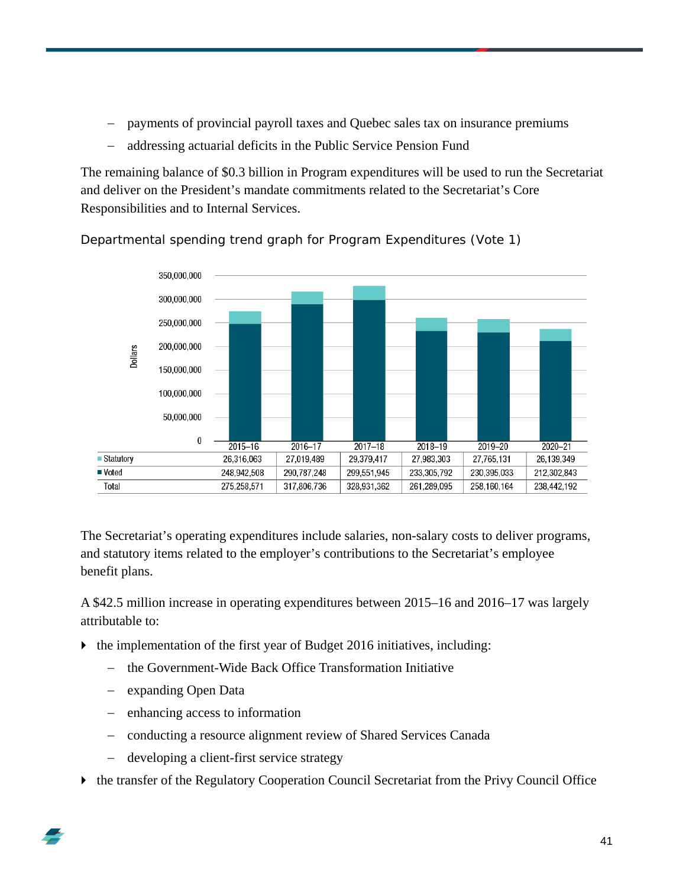- payments of provincial payroll taxes and Quebec sales tax on insurance premiums
- addressing actuarial deficits in the Public Service Pension Fund

The remaining balance of $0.3 billion in Program expenditures will be used to run the Secretariat and deliver on the President's mandate commitments related to the Secretariat's Core Responsibilities and to Internal Services.

Departmental spending trend graph for Program Expenditures (Vote 1)

| | 2015–16 | 2016–17 | 2017–18 | 2018–19 | 2019–20 | 2020–21 |
|---|---|---|---|---|---|---|
| Statutory | 26,316,063 | 27,019,489 | 29,379,417 | 27,983,303 | 27,765,131 | 26,139,349 |
| Voted | 248,942,508 | 290,787,248 | 299,551,945 | 233,305,792 | 230,395,033 | 212,302,843 |
| Total | 275,258,571 | 317,806,736 | 328,931,362 | 261,289,095 | 258,160,164 | 238,442,192 |

The Secretariat's operating expenditures include salaries, non-salary costs to deliver programs, and statutory items related to the employer's contributions to the Secretariat's employee benefit plans.

A $42.5 million increase in operating expenditures between 2015–16 and 2016–17 was largely attributable to:

- the implementation of the first year of Budget 2016 initiatives, including:
  - the Government-Wide Back Office Transformation Initiative
  - expanding Open Data
  - enhancing access to information
  - conducting a resource alignment review of Shared Services Canada
  - developing a client-first service strategy
- the transfer of the Regulatory Cooperation Council Secretariat from the Privy Council Office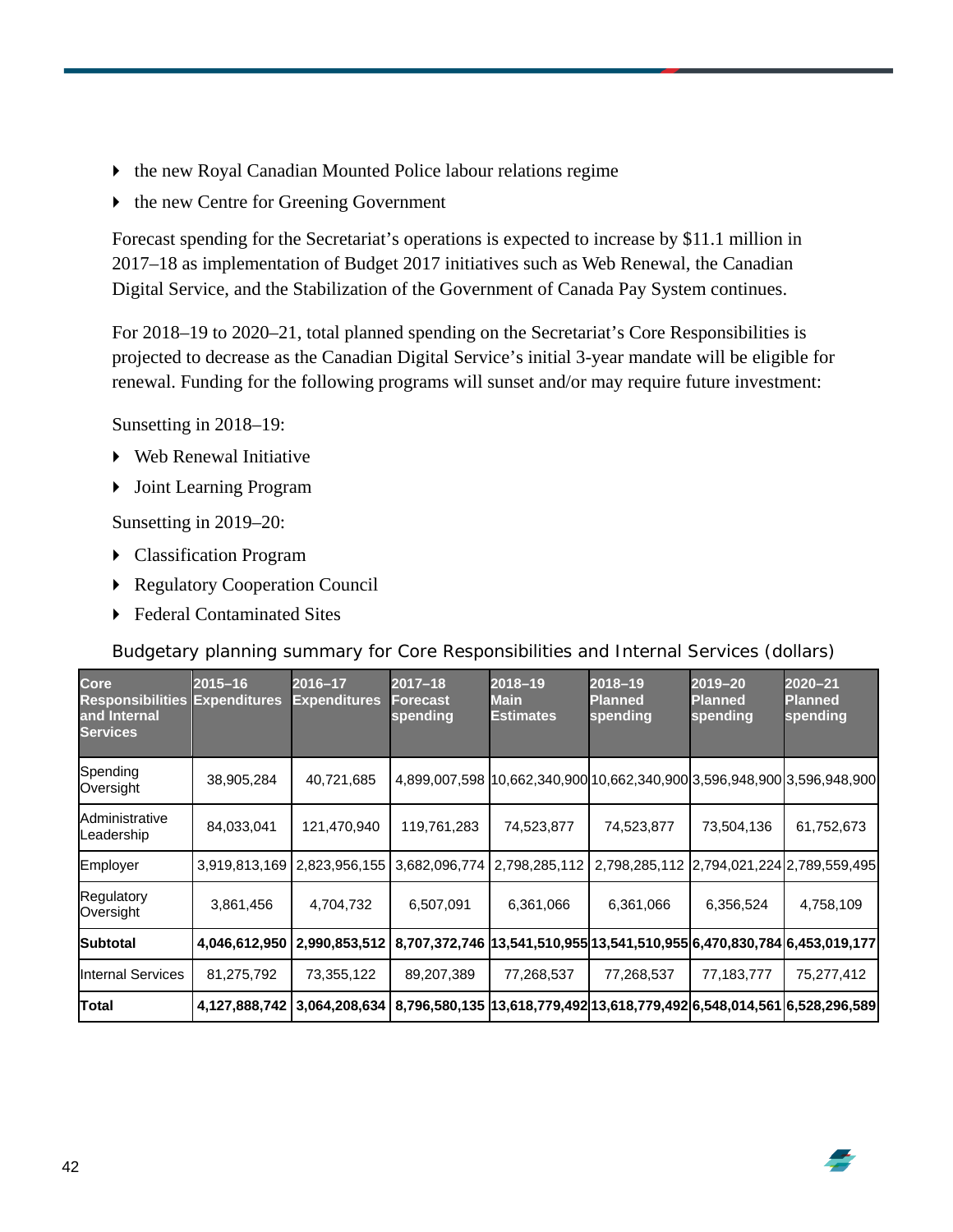- the new Royal Canadian Mounted Police labour relations regime
- the new Centre for Greening Government

Forecast spending for the Secretariat's operations is expected to increase by $11.1 million in 2017–18 as implementation of Budget 2017 initiatives such as Web Renewal, the Canadian Digital Service, and the Stabilization of the Government of Canada Pay System continues.

For 2018–19 to 2020–21, total planned spending on the Secretariat's Core Responsibilities is projected to decrease as the Canadian Digital Service's initial 3-year mandate will be eligible for renewal. Funding for the following programs will sunset and/or may require future investment:

Sunsetting in 2018–19:

- Web Renewal Initiative
- Joint Learning Program

Sunsetting in 2019–20:

- Classification Program
- Regulatory Cooperation Council
- Federal Contaminated Sites

Budgetary planning summary for Core Responsibilities and Internal Services (dollars)

| Core Responsibilities and Internal Services | 2015–16 Expenditures | 2016–17 Expenditures | 2017–18 Forecast spending | 2018–19 Main Estimates | 2018–19 Planned spending | 2019–20 Planned spending | 2020–21 Planned spending |
|---|---|---|---|---|---|---|---|
| Spending Oversight | 38,905,284 | 40,721,685 | 4,899,007,598 | 10,662,340,900 | 10,662,340,900 | 3,596,948,900 | 3,596,948,900 |
| Administrative Leadership | 84,033,041 | 121,470,940 | 119,761,283 | 74,523,877 | 74,523,877 | 73,504,136 | 61,752,673 |
| Employer | 3,919,813,169 | 2,823,956,155 | 3,682,096,774 | 2,798,285,112 | 2,798,285,112 | 2,794,021,224 | 2,789,559,495 |
| Regulatory Oversight | 3,861,456 | 4,704,732 | 6,507,091 | 6,361,066 | 6,361,066 | 6,356,524 | 4,758,109 |
| **Subtotal** | **4,046,612,950** | **2,990,853,512** | **8,707,372,746** | **13,541,510,955** | **13,541,510,955** | **6,470,830,784** | **6,453,019,177** |
| Internal Services | 81,275,792 | 73,355,122 | 89,207,389 | 77,268,537 | 77,268,537 | 77,183,777 | 75,277,412 |
| **Total** | **4,127,888,742** | **3,064,208,634** | **8,796,580,135** | **13,618,779,492** | **13,618,779,492** | **6,548,014,561** | **6,528,296,589** |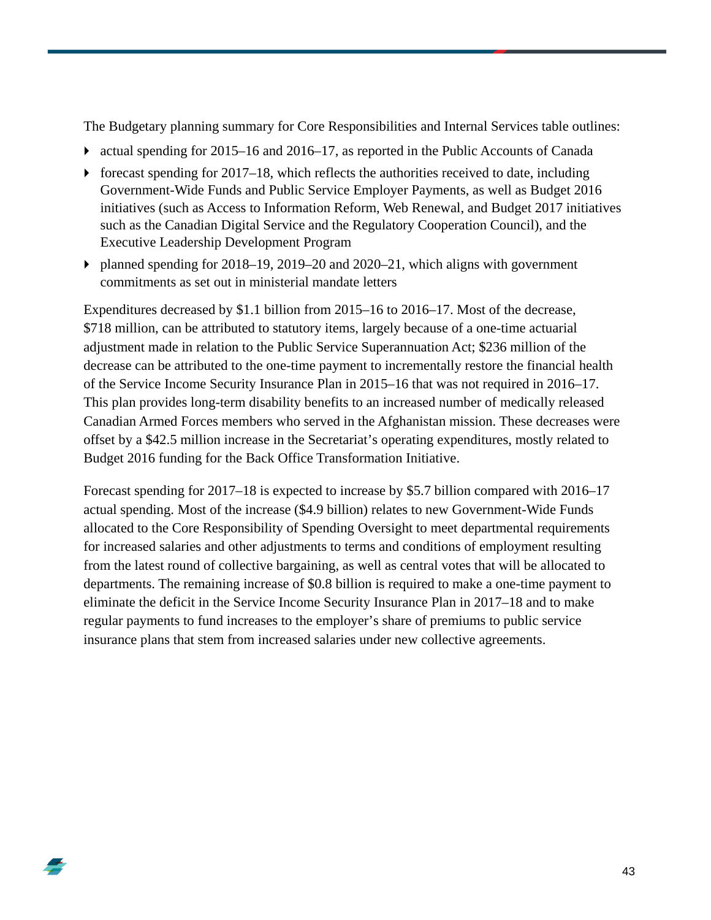The Budgetary planning summary for Core Responsibilities and Internal Services table outlines:

- actual spending for 2015–16 and 2016–17, as reported in the Public Accounts of Canada
- forecast spending for 2017–18, which reflects the authorities received to date, including Government-Wide Funds and Public Service Employer Payments, as well as Budget 2016 initiatives (such as Access to Information Reform, Web Renewal, and Budget 2017 initiatives such as the Canadian Digital Service and the Regulatory Cooperation Council), and the Executive Leadership Development Program
- planned spending for 2018–19, 2019–20 and 2020–21, which aligns with government commitments as set out in ministerial mandate letters

Expenditures decreased by $1.1 billion from 2015–16 to 2016–17. Most of the decrease, $718 million, can be attributed to statutory items, largely because of a one-time actuarial adjustment made in relation to the Public Service Superannuation Act; $236 million of the decrease can be attributed to the one-time payment to incrementally restore the financial health of the Service Income Security Insurance Plan in 2015–16 that was not required in 2016–17. This plan provides long-term disability benefits to an increased number of medically released Canadian Armed Forces members who served in the Afghanistan mission. These decreases were offset by a $42.5 million increase in the Secretariat's operating expenditures, mostly related to Budget 2016 funding for the Back Office Transformation Initiative.

Forecast spending for 2017–18 is expected to increase by $5.7 billion compared with 2016–17 actual spending. Most of the increase ($4.9 billion) relates to new Government-Wide Funds allocated to the Core Responsibility of Spending Oversight to meet departmental requirements for increased salaries and other adjustments to terms and conditions of employment resulting from the latest round of collective bargaining, as well as central votes that will be allocated to departments. The remaining increase of $0.8 billion is required to make a one-time payment to eliminate the deficit in the Service Income Security Insurance Plan in 2017–18 and to make regular payments to fund increases to the employer's share of premiums to public service insurance plans that stem from increased salaries under new collective agreements.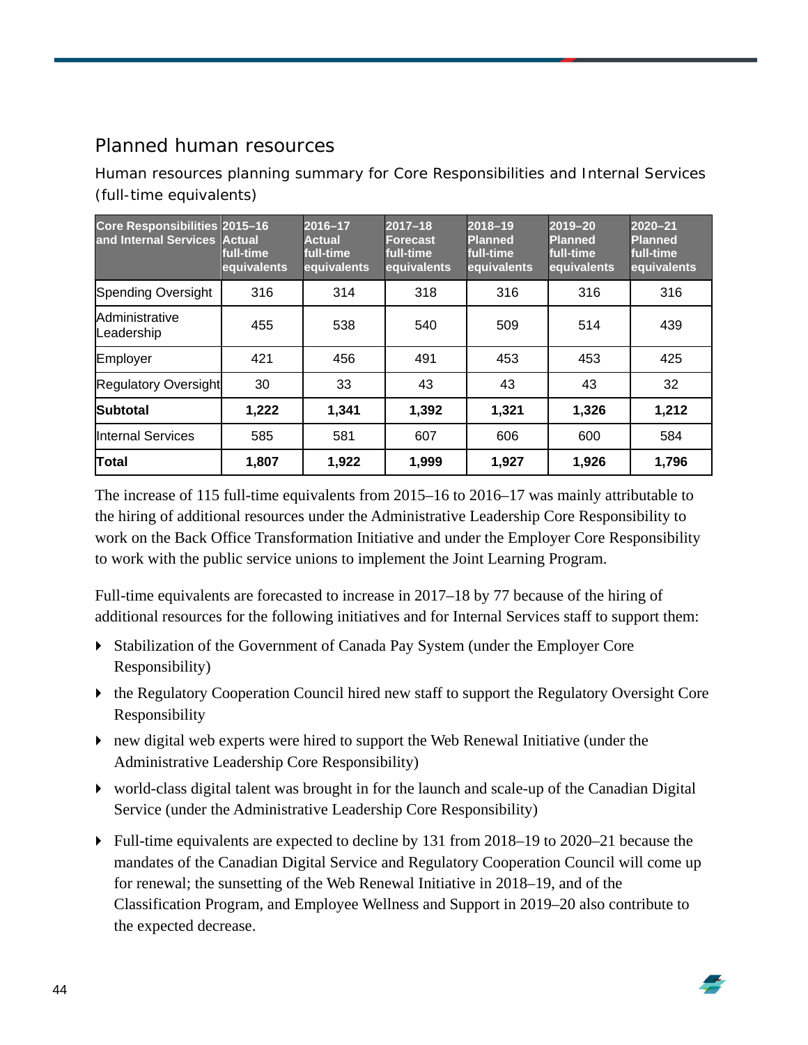## Planned human resources

Human resources planning summary for Core Responsibilities and Internal Services (full-time equivalents)

| Core Responsibilities and Internal Services | 2015–16 Actual full-time equivalents | 2016–17 Actual full-time equivalents | 2017–18 Forecast full-time equivalents | 2018–19 Planned full-time equivalents | 2019–20 Planned full-time equivalents | 2020–21 Planned full-time equivalents |
|---|---|---|---|---|---|---|
| Spending Oversight | 316 | 314 | 318 | 316 | 316 | 316 |
| Administrative Leadership | 455 | 538 | 540 | 509 | 514 | 439 |
| Employer | 421 | 456 | 491 | 453 | 453 | 425 |
| Regulatory Oversight | 30 | 33 | 43 | 43 | 43 | 32 |
| **Subtotal** | **1,222** | **1,341** | **1,392** | **1,321** | **1,326** | **1,212** |
| Internal Services | 585 | 581 | 607 | 606 | 600 | 584 |
| **Total** | **1,807** | **1,922** | **1,999** | **1,927** | **1,926** | **1,796** |

The increase of 115 full-time equivalents from 2015–16 to 2016–17 was mainly attributable to the hiring of additional resources under the Administrative Leadership Core Responsibility to work on the Back Office Transformation Initiative and under the Employer Core Responsibility to work with the public service unions to implement the Joint Learning Program.

Full-time equivalents are forecasted to increase in 2017–18 by 77 because of the hiring of additional resources for the following initiatives and for Internal Services staff to support them:

- Stabilization of the Government of Canada Pay System (under the Employer Core Responsibility)
- the Regulatory Cooperation Council hired new staff to support the Regulatory Oversight Core Responsibility
- new digital web experts were hired to support the Web Renewal Initiative (under the Administrative Leadership Core Responsibility)
- world-class digital talent was brought in for the launch and scale-up of the Canadian Digital Service (under the Administrative Leadership Core Responsibility)
- Full-time equivalents are expected to decline by 131 from 2018–19 to 2020–21 because the mandates of the Canadian Digital Service and Regulatory Cooperation Council will come up for renewal; the sunsetting of the Web Renewal Initiative in 2018–19, and of the Classification Program, and Employee Wellness and Support in 2019–20 also contribute to the expected decrease.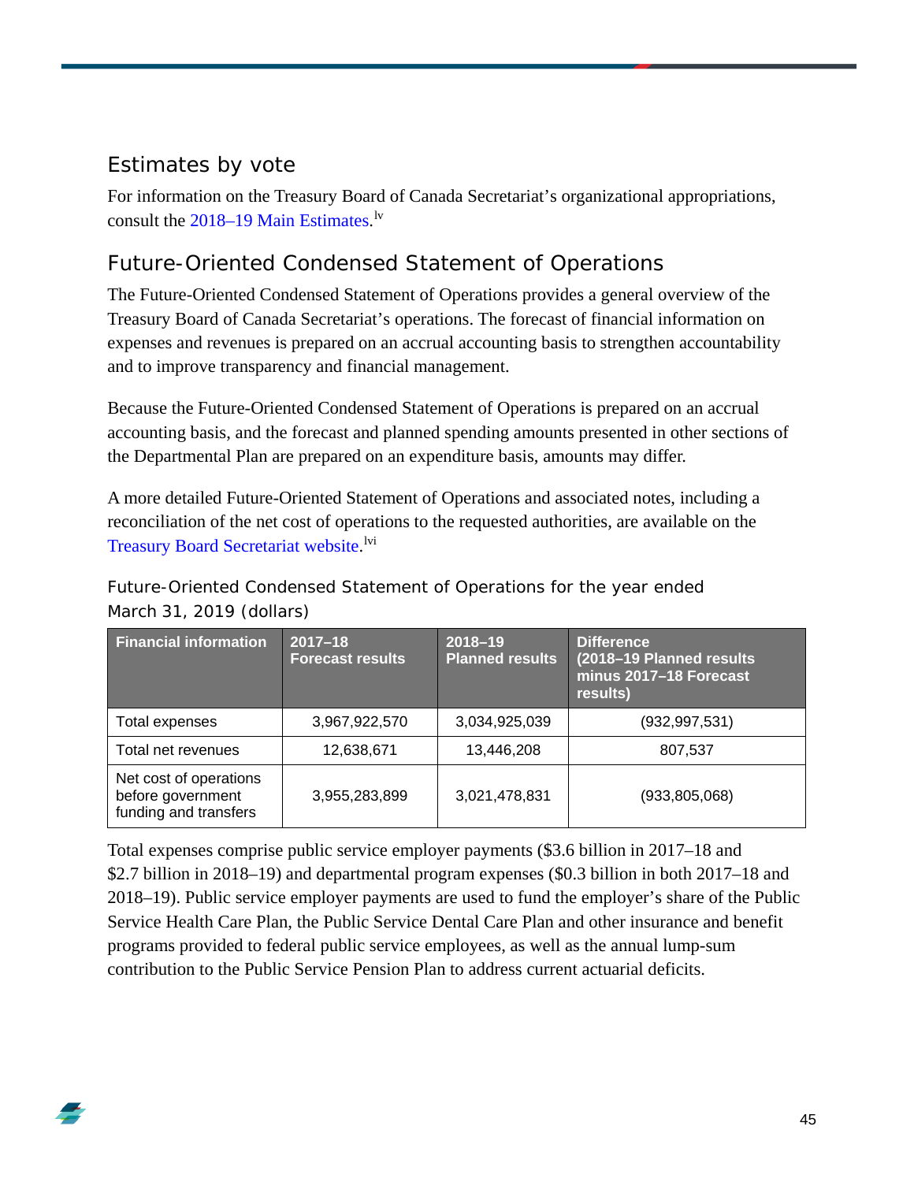## Estimates by vote

For information on the Treasury Board of Canada Secretariat's organizational appropriations, consult the 2018–19 Main Estimates.[lv]

## Future-Oriented Condensed Statement of Operations

The Future-Oriented Condensed Statement of Operations provides a general overview of the Treasury Board of Canada Secretariat's operations. The forecast of financial information on expenses and revenues is prepared on an accrual accounting basis to strengthen accountability and to improve transparency and financial management.

Because the Future-Oriented Condensed Statement of Operations is prepared on an accrual accounting basis, and the forecast and planned spending amounts presented in other sections of the Departmental Plan are prepared on an expenditure basis, amounts may differ.

A more detailed Future-Oriented Statement of Operations and associated notes, including a reconciliation of the net cost of operations to the requested authorities, are available on the Treasury Board Secretariat website.[lvi]

### Future-Oriented Condensed Statement of Operations for the year ended March 31, 2019 (dollars)

| Financial information | 2017–18 Forecast results | 2018–19 Planned results | Difference (2018–19 Planned results minus 2017–18 Forecast results) |
|---|---|---|---|
| Total expenses | 3,967,922,570 | 3,034,925,039 | (932,997,531) |
| Total net revenues | 12,638,671 | 13,446,208 | 807,537 |
| Net cost of operations before government funding and transfers | 3,955,283,899 | 3,021,478,831 | (933,805,068) |

Total expenses comprise public service employer payments ($3.6 billion in 2017–18 and $2.7 billion in 2018–19) and departmental program expenses ($0.3 billion in both 2017–18 and 2018–19). Public service employer payments are used to fund the employer's share of the Public Service Health Care Plan, the Public Service Dental Care Plan and other insurance and benefit programs provided to federal public service employees, as well as the annual lump-sum contribution to the Public Service Pension Plan to address current actuarial deficits.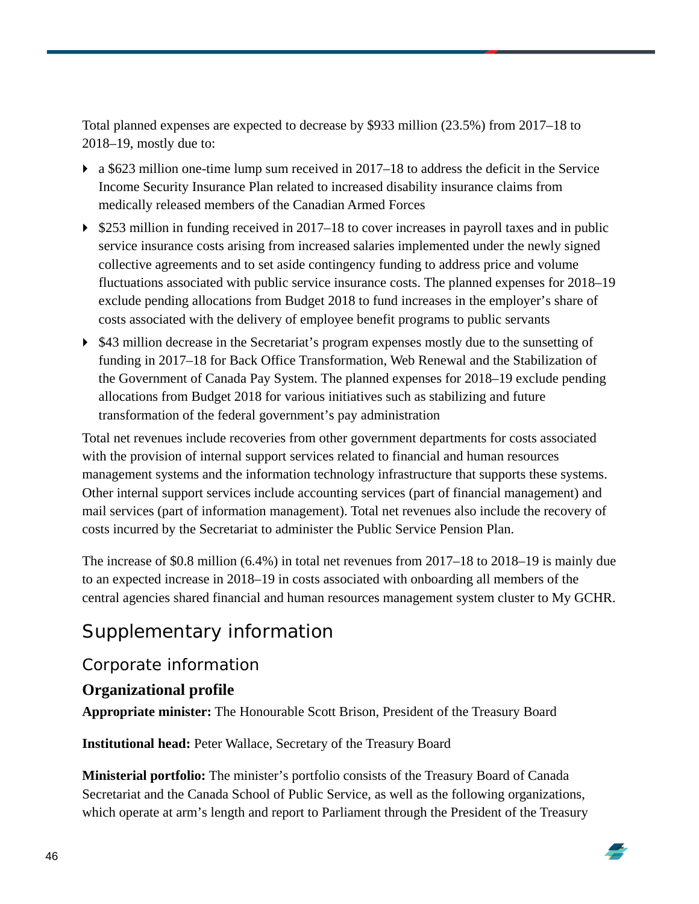Total planned expenses are expected to decrease by $933 million (23.5%) from 2017–18 to 2018–19, mostly due to:

- a $623 million one-time lump sum received in 2017–18 to address the deficit in the Service Income Security Insurance Plan related to increased disability insurance claims from medically released members of the Canadian Armed Forces
- $253 million in funding received in 2017–18 to cover increases in payroll taxes and in public service insurance costs arising from increased salaries implemented under the newly signed collective agreements and to set aside contingency funding to address price and volume fluctuations associated with public service insurance costs. The planned expenses for 2018–19 exclude pending allocations from Budget 2018 to fund increases in the employer's share of costs associated with the delivery of employee benefit programs to public servants
- $43 million decrease in the Secretariat's program expenses mostly due to the sunsetting of funding in 2017–18 for Back Office Transformation, Web Renewal and the Stabilization of the Government of Canada Pay System. The planned expenses for 2018–19 exclude pending allocations from Budget 2018 for various initiatives such as stabilizing and future transformation of the federal government's pay administration

Total net revenues include recoveries from other government departments for costs associated with the provision of internal support services related to financial and human resources management systems and the information technology infrastructure that supports these systems. Other internal support services include accounting services (part of financial management) and mail services (part of information management). Total net revenues also include the recovery of costs incurred by the Secretariat to administer the Public Service Pension Plan.

The increase of $0.8 million (6.4%) in total net revenues from 2017–18 to 2018–19 is mainly due to an expected increase in 2018–19 in costs associated with onboarding all members of the central agencies shared financial and human resources management system cluster to My GCHR.

# Supplementary information

## Corporate information

### Organizational profile

**Appropriate minister:** The Honourable Scott Brison, President of the Treasury Board

**Institutional head:** Peter Wallace, Secretary of the Treasury Board

**Ministerial portfolio:** The minister's portfolio consists of the Treasury Board of Canada Secretariat and the Canada School of Public Service, as well as the following organizations, which operate at arm's length and report to Parliament through the President of the Treasury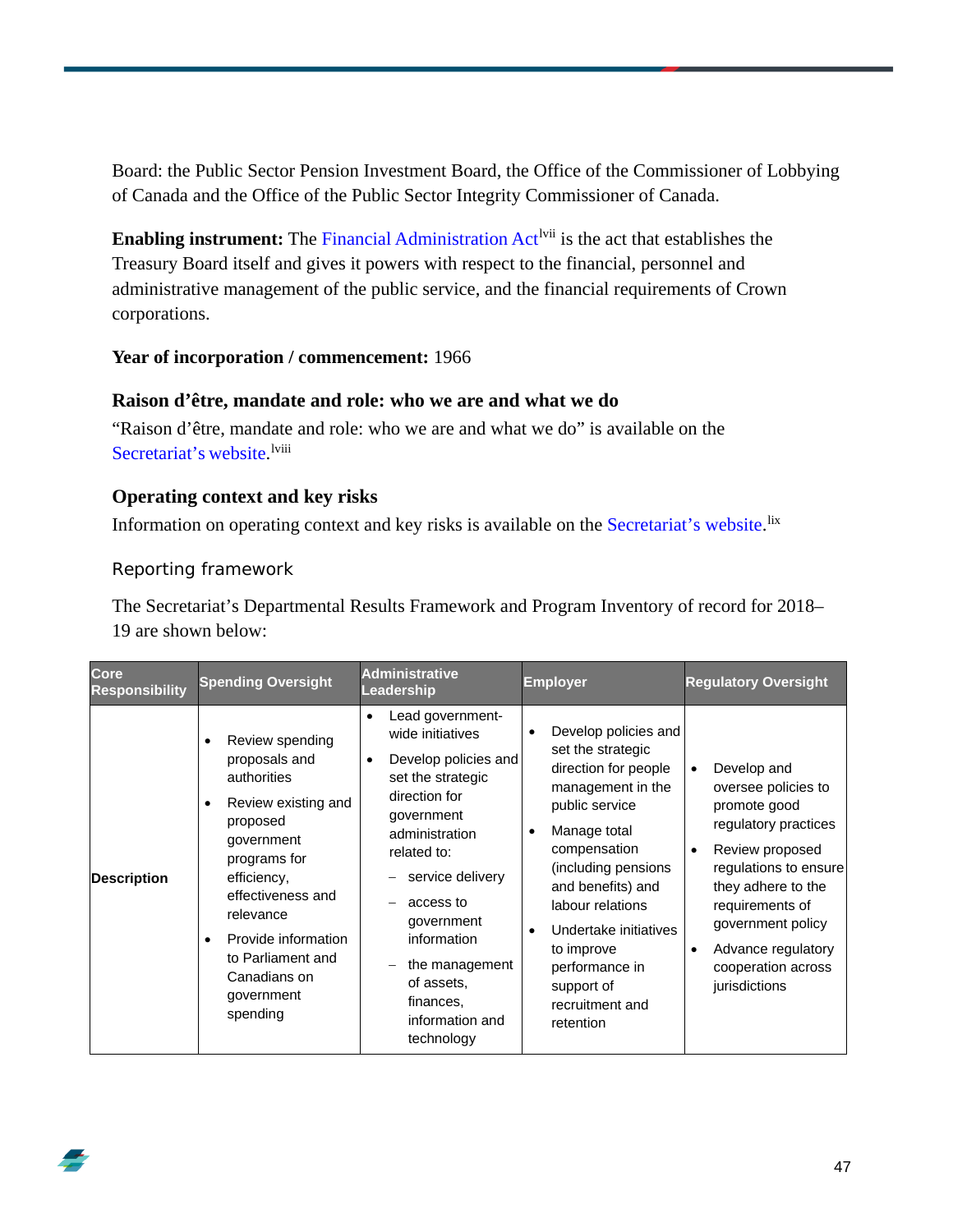Board: the Public Sector Pension Investment Board, the Office of the Commissioner of Lobbying of Canada and the Office of the Public Sector Integrity Commissioner of Canada.

**Enabling instrument:** The Financial Administration Act[lvii] is the act that establishes the Treasury Board itself and gives it powers with respect to the financial, personnel and administrative management of the public service, and the financial requirements of Crown corporations.

**Year of incorporation / commencement:** 1966

### Raison d'être, mandate and role: who we are and what we do

"Raison d'être, mandate and role: who we are and what we do" is available on the Secretariat's website.[lviii]

### Operating context and key risks

Information on operating context and key risks is available on the Secretariat's website.[lix]

### Reporting framework

The Secretariat's Departmental Results Framework and Program Inventory of record for 2018–19 are shown below:

| Core Responsibility | Spending Oversight | Administrative Leadership | Employer | Regulatory Oversight |
|---|---|---|---|---|
| **Description** | • Review spending proposals and authorities<br>• Review existing and proposed government programs for efficiency, effectiveness and relevance<br>• Provide information to Parliament and Canadians on government spending | • Lead government-wide initiatives<br>• Develop policies and set the strategic direction for government administration related to:<br>– service delivery<br>– access to government information<br>– the management of assets, finances, information and technology | • Develop policies and set the strategic direction for people management in the public service<br>• Manage total compensation (including pensions and benefits) and labour relations<br>• Undertake initiatives to improve performance in support of recruitment and retention | • Develop and oversee policies to promote good regulatory practices<br>• Review proposed regulations to ensure they adhere to the requirements of government policy<br>• Advance regulatory cooperation across jurisdictions |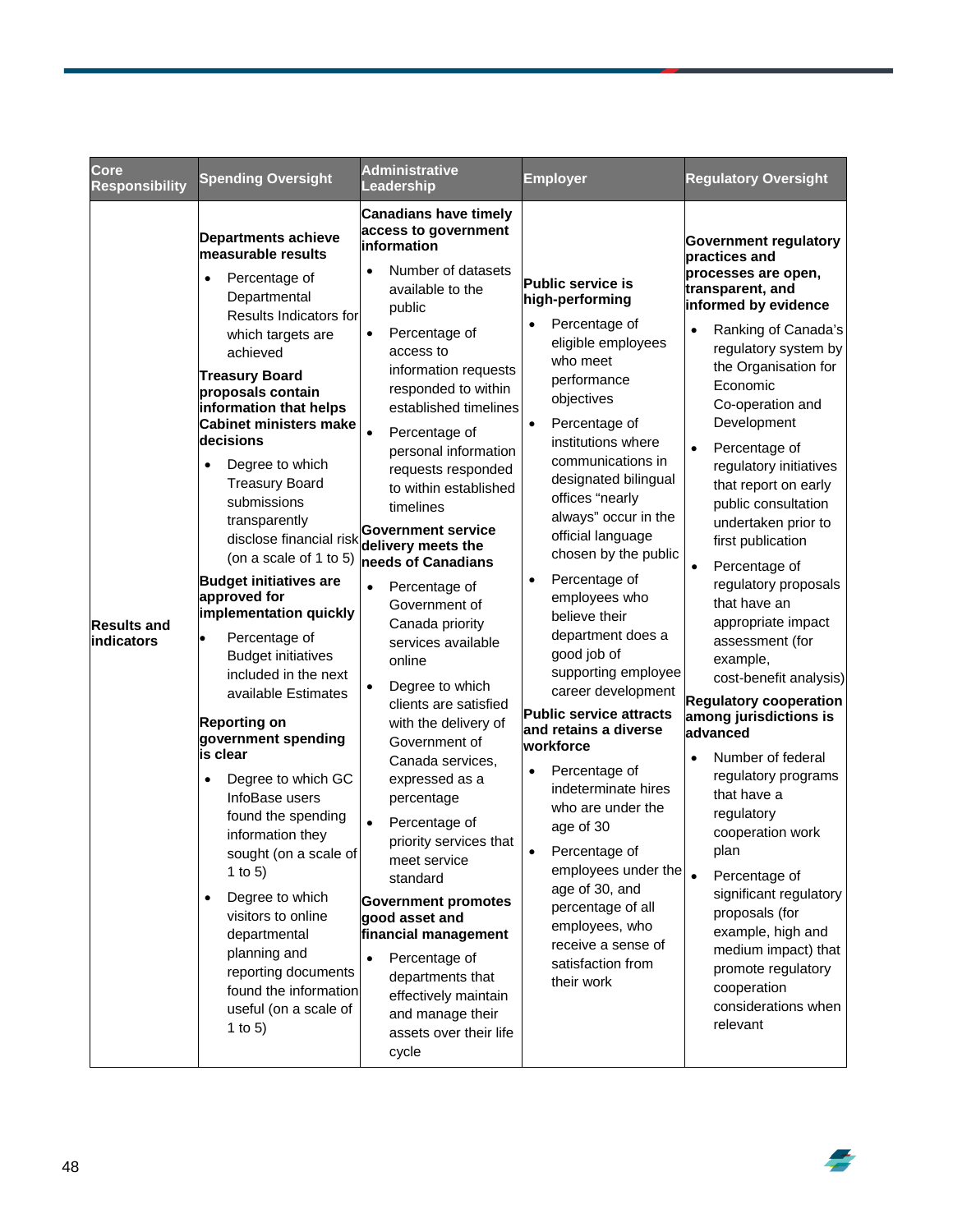| Core Responsibility | Spending Oversight | Administrative Leadership | Employer | Regulatory Oversight |
|---|---|---|---|---|
| Results and indicators | **Departments achieve measurable results**<br>• Percentage of Departmental Results Indicators for which targets are achieved<br>**Treasury Board proposals contain information that helps Cabinet ministers make decisions**<br>• Degree to which Treasury Board submissions transparently disclose financial risk (on a scale of 1 to 5)<br>**Budget initiatives are approved for implementation quickly**<br>• Percentage of Budget initiatives included in the next available Estimates<br>**Reporting on government spending is clear**<br>• Degree to which GC InfoBase users found the spending information they sought (on a scale of 1 to 5)<br>• Degree to which visitors to online departmental planning and reporting documents found the information useful (on a scale of 1 to 5) | **Canadians have timely access to government information**<br>• Number of datasets available to the public<br>• Percentage of access to information requests responded to within established timelines<br>• Percentage of personal information requests responded to within established timelines<br>**Government service delivery meets the needs of Canadians**<br>• Percentage of Government of Canada priority services available online<br>• Degree to which clients are satisfied with the delivery of Government of Canada services, expressed as a percentage<br>• Percentage of priority services that meet service standard<br>**Government promotes good asset and financial management**<br>• Percentage of departments that effectively maintain and manage their assets over their life cycle | **Public service is high-performing**<br>• Percentage of eligible employees who meet performance objectives<br>• Percentage of institutions where communications in designated bilingual offices "nearly always" occur in the official language chosen by the public<br>• Percentage of employees who believe their department does a good job of supporting employee career development<br>**Public service attracts and retains a diverse workforce**<br>• Percentage of indeterminate hires who are under the age of 30<br>• Percentage of employees under the age of 30, and percentage of all employees, who receive a sense of satisfaction from their work | **Government regulatory practices and processes are open, transparent, and informed by evidence**<br>• Ranking of Canada's regulatory system by the Organisation for Economic Co-operation and Development<br>• Percentage of regulatory initiatives that report on early public consultation undertaken prior to first publication<br>• Percentage of regulatory proposals that have an appropriate impact assessment (for example, cost-benefit analysis)<br>**Regulatory cooperation among jurisdictions is advanced**<br>• Number of federal regulatory programs that have a regulatory cooperation work plan<br>• Percentage of significant regulatory proposals (for example, high and medium impact) that promote regulatory cooperation considerations when relevant |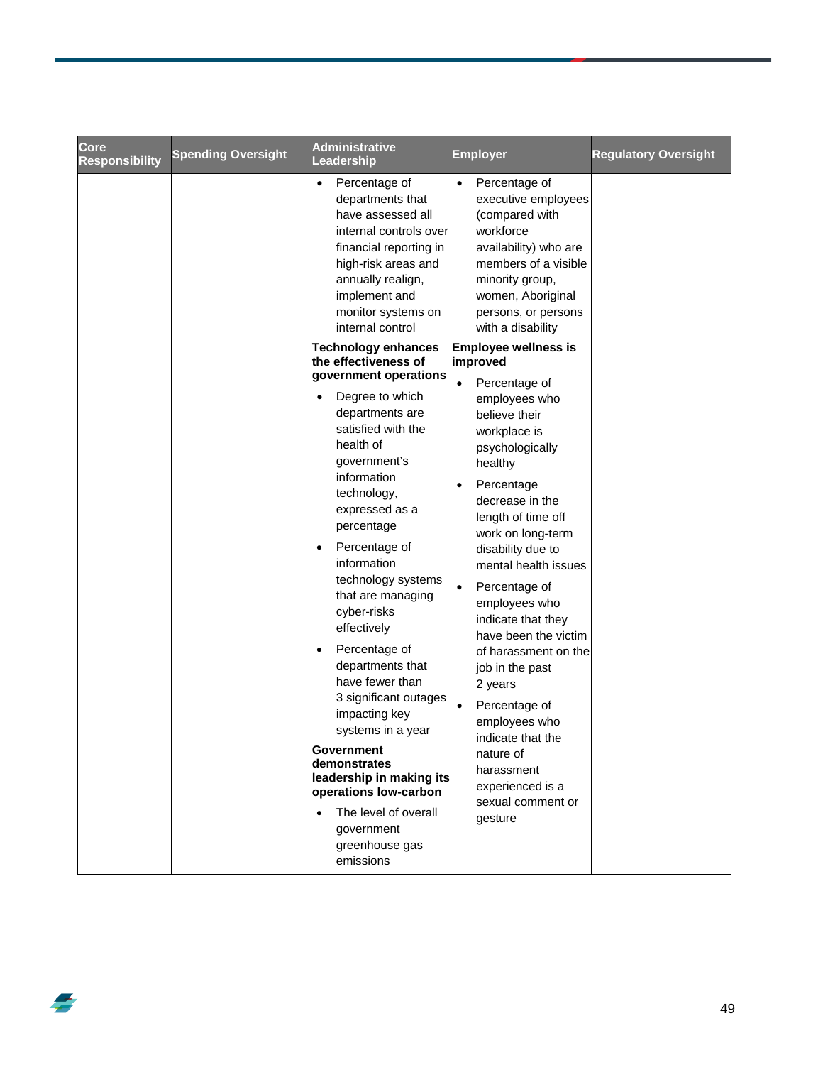| Core Responsibility | Spending Oversight | Administrative Leadership | Employer | Regulatory Oversight |
|---|---|---|---|---|
| | | • Percentage of departments that have assessed all internal controls over financial reporting in high-risk areas and annually realign, implement and monitor systems on internal control<br><br>**Technology enhances the effectiveness of government operations**<br><br>• Degree to which departments are satisfied with the health of government's information technology, expressed as a percentage<br>• Percentage of information technology systems that are managing cyber-risks effectively<br>• Percentage of departments that have fewer than 3 significant outages impacting key systems in a year<br><br>**Government demonstrates leadership in making its operations low-carbon**<br><br>• The level of overall government greenhouse gas emissions | • Percentage of executive employees (compared with workforce availability) who are members of a visible minority group, women, Aboriginal persons, or persons with a disability<br><br>**Employee wellness is improved**<br><br>• Percentage of employees who believe their workplace is psychologically healthy<br>• Percentage decrease in the length of time off work on long-term disability due to mental health issues<br>• Percentage of employees who indicate that they have been the victim of harassment on the job in the past 2 years<br>• Percentage of employees who indicate that the nature of harassment experienced is a sexual comment or gesture | |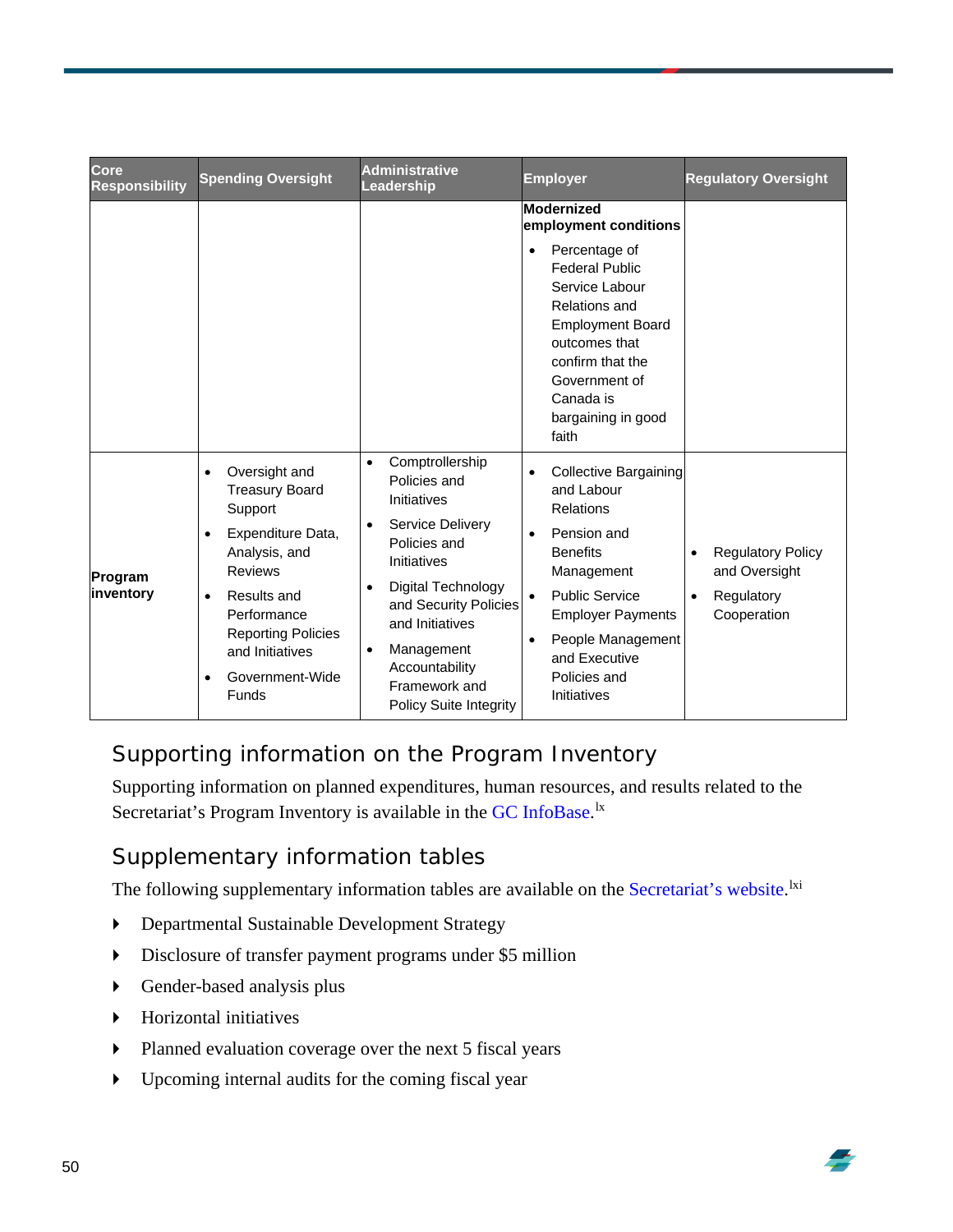| Core Responsibility | Spending Oversight | Administrative Leadership | Employer | Regulatory Oversight |
|---|---|---|---|---|
| | | | **Modernized employment conditions**<br>• Percentage of Federal Public Service Labour Relations and Employment Board outcomes that confirm that the Government of Canada is bargaining in good faith | |
| **Program inventory** | • Oversight and Treasury Board Support<br>• Expenditure Data, Analysis, and Reviews<br>• Results and Performance Reporting Policies and Initiatives<br>• Government-Wide Funds | • Comptrollership Policies and Initiatives<br>• Service Delivery Policies and Initiatives<br>• Digital Technology and Security Policies and Initiatives<br>• Management Accountability Framework and Policy Suite Integrity | • Collective Bargaining and Labour Relations<br>• Pension and Benefits Management<br>• Public Service Employer Payments<br>• People Management and Executive Policies and Initiatives | • Regulatory Policy and Oversight<br>• Regulatory Cooperation |

## Supporting information on the Program Inventory

Supporting information on planned expenditures, human resources, and results related to the Secretariat's Program Inventory is available in the GC InfoBase.[lx]

## Supplementary information tables

The following supplementary information tables are available on the Secretariat's website.[lxi]

- Departmental Sustainable Development Strategy
- Disclosure of transfer payment programs under $5 million
- Gender-based analysis plus
- Horizontal initiatives
- Planned evaluation coverage over the next 5 fiscal years
- Upcoming internal audits for the coming fiscal year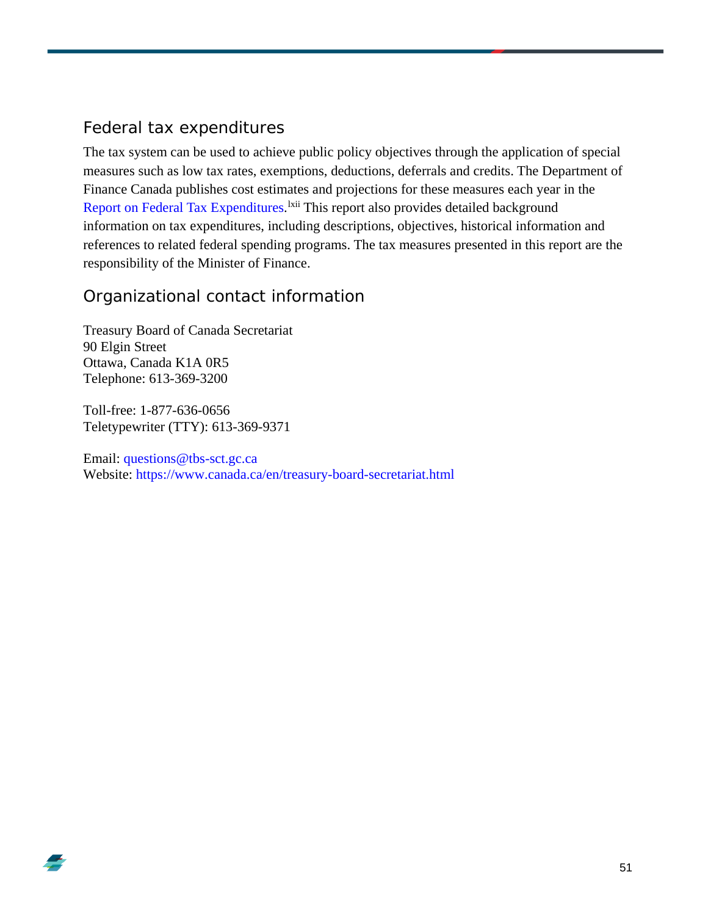## Federal tax expenditures

The tax system can be used to achieve public policy objectives through the application of special measures such as low tax rates, exemptions, deductions, deferrals and credits. The Department of Finance Canada publishes cost estimates and projections for these measures each year in the Report on Federal Tax Expenditures.[lxii] This report also provides detailed background information on tax expenditures, including descriptions, objectives, historical information and references to related federal spending programs. The tax measures presented in this report are the responsibility of the Minister of Finance.

## Organizational contact information

Treasury Board of Canada Secretariat
90 Elgin Street
Ottawa, Canada K1A 0R5
Telephone: 613-369-3200

Toll-free: 1-877-636-0656
Teletypewriter (TTY): 613-369-9371

Email: questions@tbs-sct.gc.ca
Website: https://www.canada.ca/en/treasury-board-secretariat.html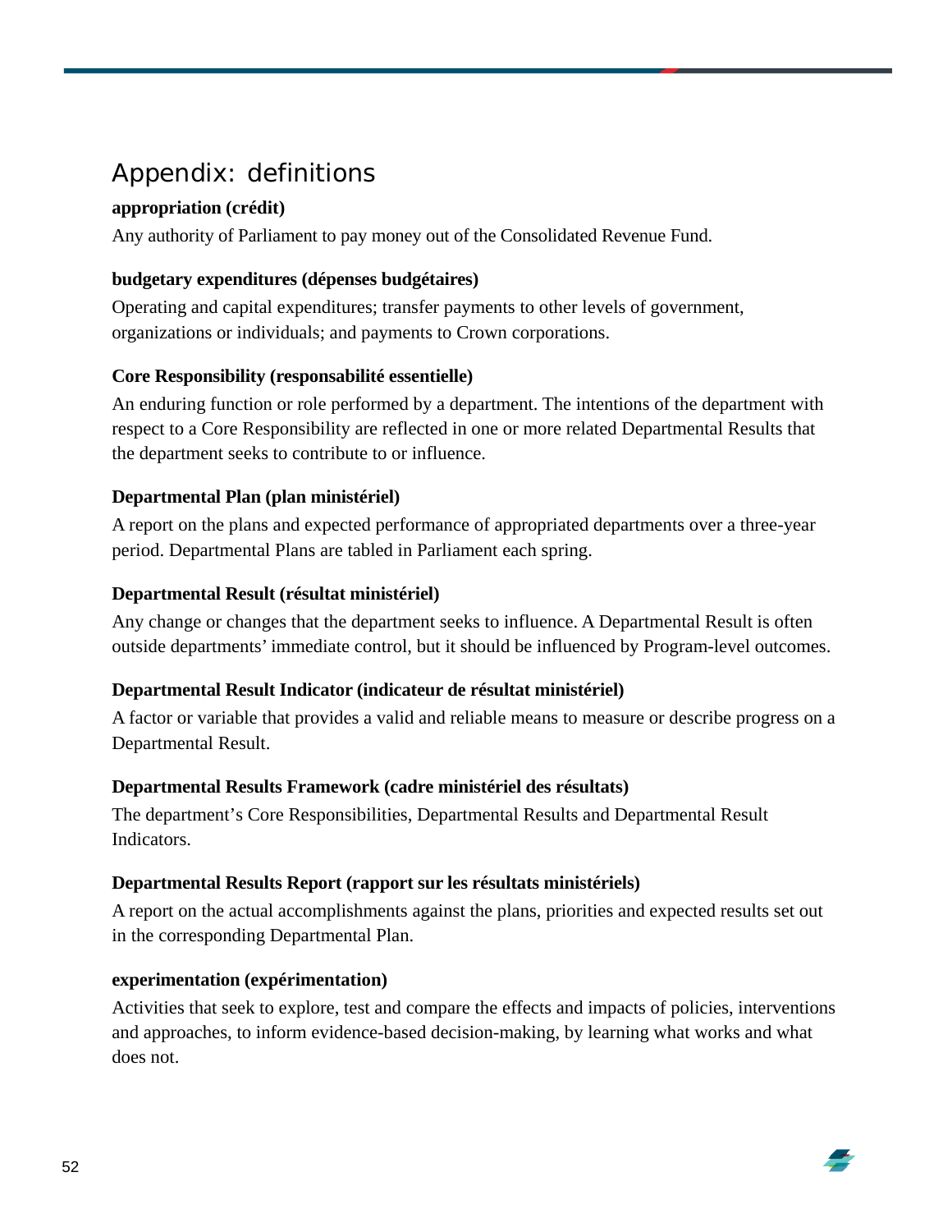## Appendix: definitions

**appropriation (crédit)**

Any authority of Parliament to pay money out of the Consolidated Revenue Fund.

**budgetary expenditures (dépenses budgétaires)**

Operating and capital expenditures; transfer payments to other levels of government, organizations or individuals; and payments to Crown corporations.

**Core Responsibility (responsabilité essentielle)**

An enduring function or role performed by a department. The intentions of the department with respect to a Core Responsibility are reflected in one or more related Departmental Results that the department seeks to contribute to or influence.

**Departmental Plan (plan ministériel)**

A report on the plans and expected performance of appropriated departments over a three-year period. Departmental Plans are tabled in Parliament each spring.

**Departmental Result (résultat ministériel)**

Any change or changes that the department seeks to influence. A Departmental Result is often outside departments' immediate control, but it should be influenced by Program-level outcomes.

**Departmental Result Indicator (indicateur de résultat ministériel)**

A factor or variable that provides a valid and reliable means to measure or describe progress on a Departmental Result.

**Departmental Results Framework (cadre ministériel des résultats)**

The department's Core Responsibilities, Departmental Results and Departmental Result Indicators.

**Departmental Results Report (rapport sur les résultats ministériels)**

A report on the actual accomplishments against the plans, priorities and expected results set out in the corresponding Departmental Plan.

**experimentation (expérimentation)**

Activities that seek to explore, test and compare the effects and impacts of policies, interventions and approaches, to inform evidence-based decision-making, by learning what works and what does not.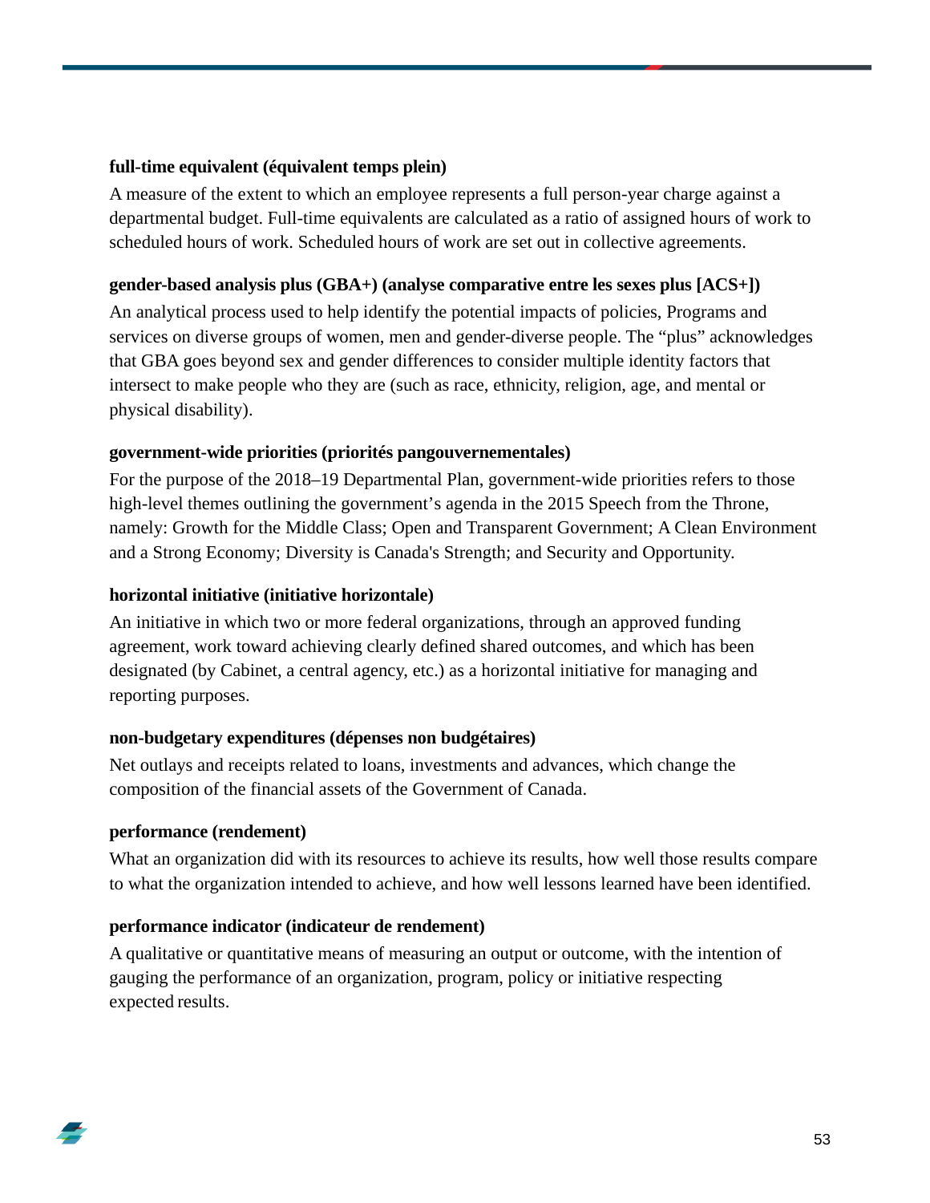**full-time equivalent (équivalent temps plein)**

A measure of the extent to which an employee represents a full person-year charge against a departmental budget. Full-time equivalents are calculated as a ratio of assigned hours of work to scheduled hours of work. Scheduled hours of work are set out in collective agreements.

**gender-based analysis plus (GBA+) (analyse comparative entre les sexes plus [ACS+])**

An analytical process used to help identify the potential impacts of policies, Programs and services on diverse groups of women, men and gender-diverse people. The "plus" acknowledges that GBA goes beyond sex and gender differences to consider multiple identity factors that intersect to make people who they are (such as race, ethnicity, religion, age, and mental or physical disability).

**government-wide priorities (priorités pangouvernementales)**

For the purpose of the 2018–19 Departmental Plan, government-wide priorities refers to those high-level themes outlining the government's agenda in the 2015 Speech from the Throne, namely: Growth for the Middle Class; Open and Transparent Government; A Clean Environment and a Strong Economy; Diversity is Canada's Strength; and Security and Opportunity.

**horizontal initiative (initiative horizontale)**

An initiative in which two or more federal organizations, through an approved funding agreement, work toward achieving clearly defined shared outcomes, and which has been designated (by Cabinet, a central agency, etc.) as a horizontal initiative for managing and reporting purposes.

**non-budgetary expenditures (dépenses non budgétaires)**

Net outlays and receipts related to loans, investments and advances, which change the composition of the financial assets of the Government of Canada.

**performance (rendement)**

What an organization did with its resources to achieve its results, how well those results compare to what the organization intended to achieve, and how well lessons learned have been identified.

**performance indicator (indicateur de rendement)**

A qualitative or quantitative means of measuring an output or outcome, with the intention of gauging the performance of an organization, program, policy or initiative respecting expected results.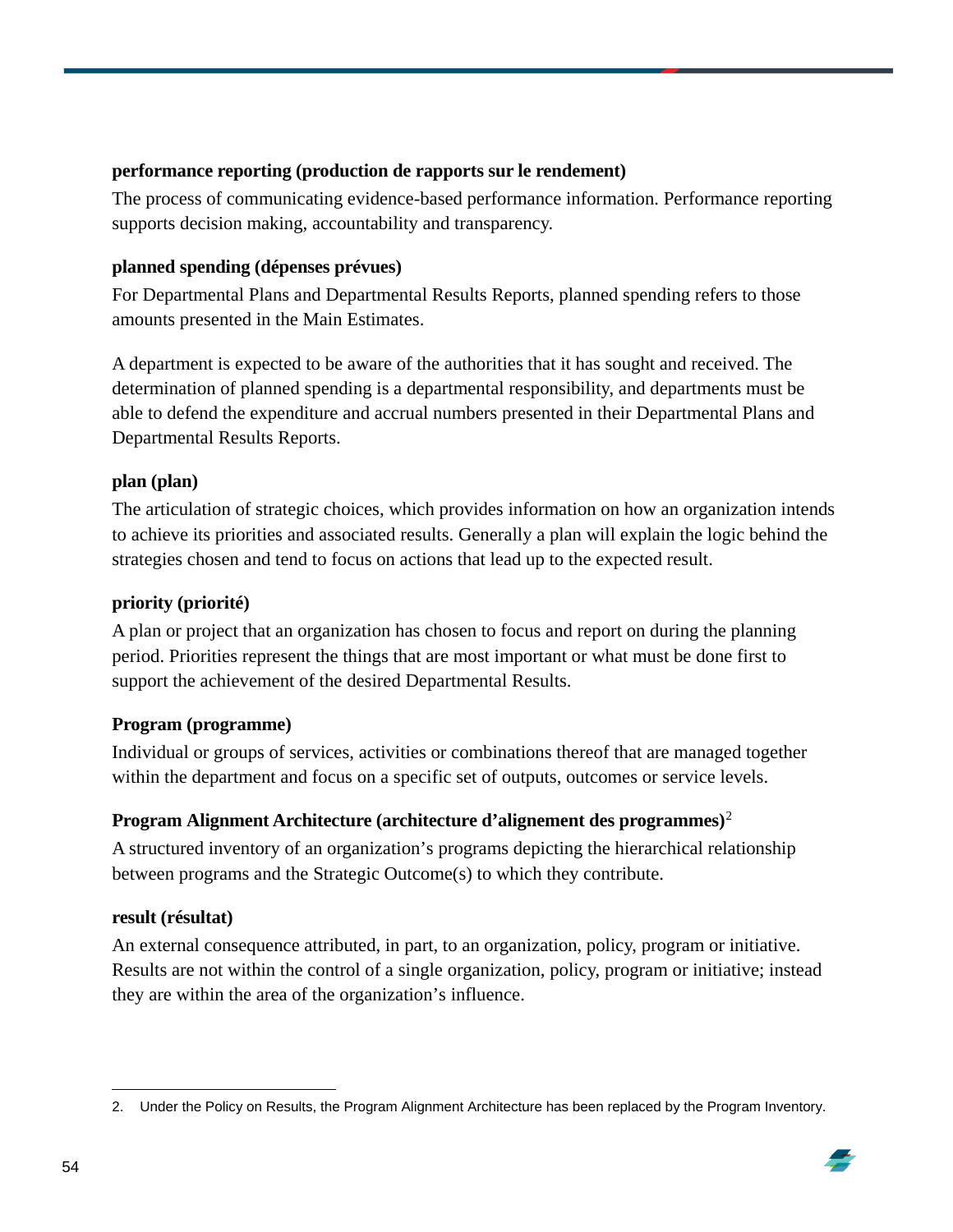**performance reporting (production de rapports sur le rendement)**

The process of communicating evidence-based performance information. Performance reporting supports decision making, accountability and transparency.

**planned spending (dépenses prévues)**

For Departmental Plans and Departmental Results Reports, planned spending refers to those amounts presented in the Main Estimates.

A department is expected to be aware of the authorities that it has sought and received. The determination of planned spending is a departmental responsibility, and departments must be able to defend the expenditure and accrual numbers presented in their Departmental Plans and Departmental Results Reports.

**plan (plan)**

The articulation of strategic choices, which provides information on how an organization intends to achieve its priorities and associated results. Generally a plan will explain the logic behind the strategies chosen and tend to focus on actions that lead up to the expected result.

**priority (priorité)**

A plan or project that an organization has chosen to focus and report on during the planning period. Priorities represent the things that are most important or what must be done first to support the achievement of the desired Departmental Results.

**Program (programme)**

Individual or groups of services, activities or combinations thereof that are managed together within the department and focus on a specific set of outputs, outcomes or service levels.

**Program Alignment Architecture (architecture d'alignement des programmes)**[2]

A structured inventory of an organization's programs depicting the hierarchical relationship between programs and the Strategic Outcome(s) to which they contribute.

**result (résultat)**

An external consequence attributed, in part, to an organization, policy, program or initiative. Results are not within the control of a single organization, policy, program or initiative; instead they are within the area of the organization's influence.

---

2. Under the Policy on Results, the Program Alignment Architecture has been replaced by the Program Inventory.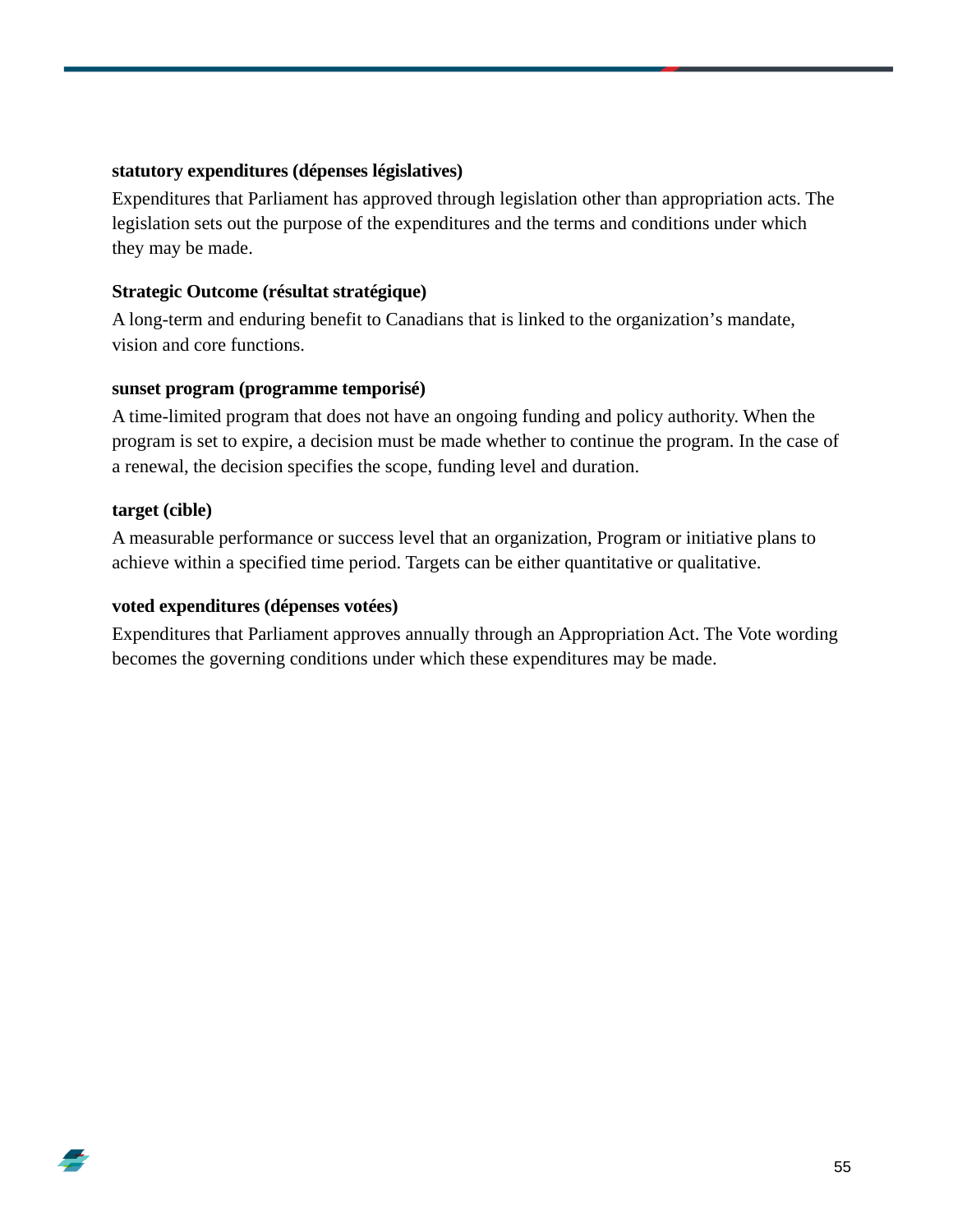**statutory expenditures (dépenses législatives)**

Expenditures that Parliament has approved through legislation other than appropriation acts. The legislation sets out the purpose of the expenditures and the terms and conditions under which they may be made.

**Strategic Outcome (résultat stratégique)**

A long-term and enduring benefit to Canadians that is linked to the organization's mandate, vision and core functions.

**sunset program (programme temporisé)**

A time-limited program that does not have an ongoing funding and policy authority. When the program is set to expire, a decision must be made whether to continue the program. In the case of a renewal, the decision specifies the scope, funding level and duration.

**target (cible)**

A measurable performance or success level that an organization, Program or initiative plans to achieve within a specified time period. Targets can be either quantitative or qualitative.

**voted expenditures (dépenses votées)**

Expenditures that Parliament approves annually through an Appropriation Act. The Vote wording becomes the governing conditions under which these expenditures may be made.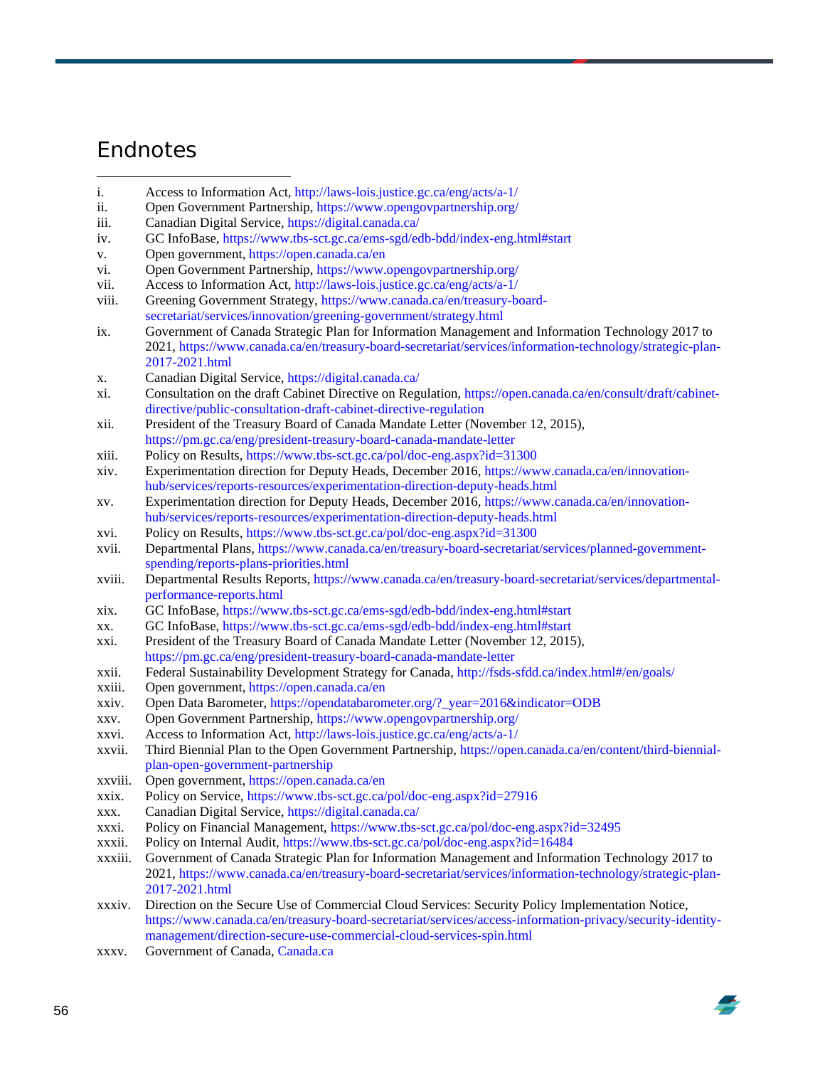# Endnotes

i. Access to Information Act, http://laws-lois.justice.gc.ca/eng/acts/a-1/
ii. Open Government Partnership, https://www.opengovpartnership.org/
iii. Canadian Digital Service, https://digital.canada.ca/
iv. GC InfoBase, https://www.tbs-sct.gc.ca/ems-sgd/edb-bdd/index-eng.html#start
v. Open government, https://open.canada.ca/en
vi. Open Government Partnership, https://www.opengovpartnership.org/
vii. Access to Information Act, http://laws-lois.justice.gc.ca/eng/acts/a-1/
viii. Greening Government Strategy, https://www.canada.ca/en/treasury-board-secretariat/services/innovation/greening-government/strategy.html
ix. Government of Canada Strategic Plan for Information Management and Information Technology 2017 to 2021, https://www.canada.ca/en/treasury-board-secretariat/services/information-technology/strategic-plan-2017-2021.html
x. Canadian Digital Service, https://digital.canada.ca/
xi. Consultation on the draft Cabinet Directive on Regulation, https://open.canada.ca/en/consult/draft/cabinet-directive/public-consultation-draft-cabinet-directive-regulation
xii. President of the Treasury Board of Canada Mandate Letter (November 12, 2015), https://pm.gc.ca/eng/president-treasury-board-canada-mandate-letter
xiii. Policy on Results, https://www.tbs-sct.gc.ca/pol/doc-eng.aspx?id=31300
xiv. Experimentation direction for Deputy Heads, December 2016, https://www.canada.ca/en/innovation-hub/services/reports-resources/experimentation-direction-deputy-heads.html
xv. Experimentation direction for Deputy Heads, December 2016, https://www.canada.ca/en/innovation-hub/services/reports-resources/experimentation-direction-deputy-heads.html
xvi. Policy on Results, https://www.tbs-sct.gc.ca/pol/doc-eng.aspx?id=31300
xvii. Departmental Plans, https://www.canada.ca/en/treasury-board-secretariat/services/planned-government-spending/reports-plans-priorities.html
xviii. Departmental Results Reports, https://www.canada.ca/en/treasury-board-secretariat/services/departmental-performance-reports.html
xix. GC InfoBase, https://www.tbs-sct.gc.ca/ems-sgd/edb-bdd/index-eng.html#start
xx. GC InfoBase, https://www.tbs-sct.gc.ca/ems-sgd/edb-bdd/index-eng.html#start
xxi. President of the Treasury Board of Canada Mandate Letter (November 12, 2015), https://pm.gc.ca/eng/president-treasury-board-canada-mandate-letter
xxii. Federal Sustainability Development Strategy for Canada, http://fsds-sfdd.ca/index.html#/en/goals/
xxiii. Open government, https://open.canada.ca/en
xxiv. Open Data Barometer, https://opendatabarometer.org/?_year=2016&indicator=ODB
xxv. Open Government Partnership, https://www.opengovpartnership.org/
xxvi. Access to Information Act, http://laws-lois.justice.gc.ca/eng/acts/a-1/
xxvii. Third Biennial Plan to the Open Government Partnership, https://open.canada.ca/en/content/third-biennial-plan-open-government-partnership
xxviii. Open government, https://open.canada.ca/en
xxix. Policy on Service, https://www.tbs-sct.gc.ca/pol/doc-eng.aspx?id=27916
xxx. Canadian Digital Service, https://digital.canada.ca/
xxxi. Policy on Financial Management, https://www.tbs-sct.gc.ca/pol/doc-eng.aspx?id=32495
xxxii. Policy on Internal Audit, https://www.tbs-sct.gc.ca/pol/doc-eng.aspx?id=16484
xxxiii. Government of Canada Strategic Plan for Information Management and Information Technology 2017 to 2021, https://www.canada.ca/en/treasury-board-secretariat/services/information-technology/strategic-plan-2017-2021.html
xxxiv. Direction on the Secure Use of Commercial Cloud Services: Security Policy Implementation Notice, https://www.canada.ca/en/treasury-board-secretariat/services/access-information-privacy/security-identity-management/direction-secure-use-commercial-cloud-services-spin.html
xxxv. Government of Canada, Canada.ca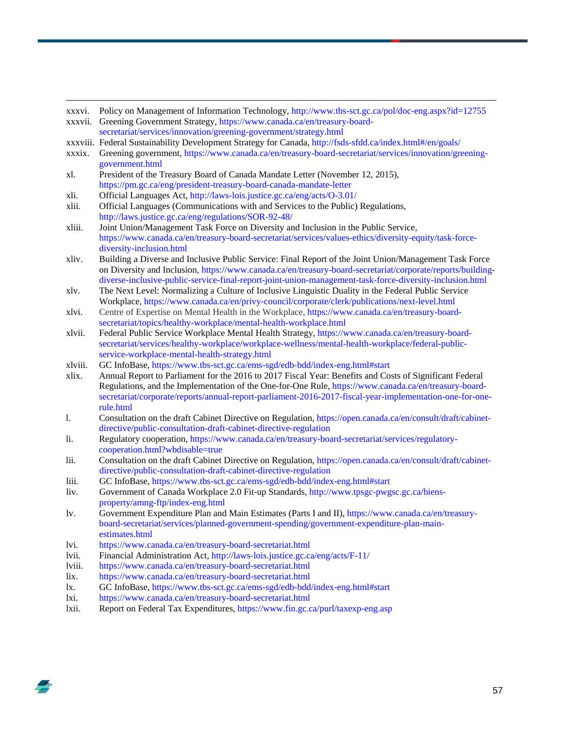xxxvi. Policy on Management of Information Technology, http://www.tbs-sct.gc.ca/pol/doc-eng.aspx?id=12755

xxxvii. Greening Government Strategy, https://www.canada.ca/en/treasury-board-secretariat/services/innovation/greening-government/strategy.html

xxxviii. Federal Sustainability Development Strategy for Canada, http://fsds-sfdd.ca/index.html#/en/goals/

xxxix. Greening government, https://www.canada.ca/en/treasury-board-secretariat/services/innovation/greening-government.html

xl. President of the Treasury Board of Canada Mandate Letter (November 12, 2015), https://pm.gc.ca/eng/president-treasury-board-canada-mandate-letter

xli. Official Languages Act, http://laws-lois.justice.gc.ca/eng/acts/O-3.01/

xlii. Official Languages (Communications with and Services to the Public) Regulations, http://laws.justice.gc.ca/eng/regulations/SOR-92-48/

xliii. Joint Union/Management Task Force on Diversity and Inclusion in the Public Service, https://www.canada.ca/en/treasury-board-secretariat/services/values-ethics/diversity-equity/task-force-diversity-inclusion.html

xliv. Building a Diverse and Inclusive Public Service: Final Report of the Joint Union/Management Task Force on Diversity and Inclusion, https://www.canada.ca/en/treasury-board-secretariat/corporate/reports/building-diverse-inclusive-public-service-final-report-joint-union-management-task-force-diversity-inclusion.html

xlv. The Next Level: Normalizing a Culture of Inclusive Linguistic Duality in the Federal Public Service Workplace, https://www.canada.ca/en/privy-council/corporate/clerk/publications/next-level.html

xlvi. Centre of Expertise on Mental Health in the Workplace, https://www.canada.ca/en/treasury-board-secretariat/topics/healthy-workplace/mental-health-workplace.html

xlvii. Federal Public Service Workplace Mental Health Strategy, https://www.canada.ca/en/treasury-board-secretariat/services/healthy-workplace/workplace-wellness/mental-health-workplace/federal-public-service-workplace-mental-health-strategy.html

xlviii. GC InfoBase, https://www.tbs-sct.gc.ca/ems-sgd/edb-bdd/index-eng.html#start

xlix. Annual Report to Parliament for the 2016 to 2017 Fiscal Year: Benefits and Costs of Significant Federal Regulations, and the Implementation of the One-for-One Rule, https://www.canada.ca/en/treasury-board-secretariat/corporate/reports/annual-report-parliament-2016-2017-fiscal-year-implementation-one-for-one-rule.html

l. Consultation on the draft Cabinet Directive on Regulation, https://open.canada.ca/en/consult/draft/cabinet-directive/public-consultation-draft-cabinet-directive-regulation

li. Regulatory cooperation, https://www.canada.ca/en/treasury-board-secretariat/services/regulatory-cooperation.html?wbdisable=true

lii. Consultation on the draft Cabinet Directive on Regulation, https://open.canada.ca/en/consult/draft/cabinet-directive/public-consultation-draft-cabinet-directive-regulation

liii. GC InfoBase, https://www.tbs-sct.gc.ca/ems-sgd/edb-bdd/index-eng.html#start

liv. Government of Canada Workplace 2.0 Fit-up Standards, http://www.tpsgc-pwgsc.gc.ca/biens-property/amng-ftp/index-eng.html

lv. Government Expenditure Plan and Main Estimates (Parts I and II), https://www.canada.ca/en/treasury-board-secretariat/services/planned-government-spending/government-expenditure-plan-main-estimates.html

lvi. https://www.canada.ca/en/treasury-board-secretariat.html

lvii. Financial Administration Act, http://laws-lois.justice.gc.ca/eng/acts/F-11/

lviii. https://www.canada.ca/en/treasury-board-secretariat.html

lix. https://www.canada.ca/en/treasury-board-secretariat.html

lx. GC InfoBase, https://www.tbs-sct.gc.ca/ems-sgd/edb-bdd/index-eng.html#start

lxi. https://www.canada.ca/en/treasury-board-secretariat.html

lxii. Report on Federal Tax Expenditures, https://www.fin.gc.ca/purl/taxexp-eng.asp